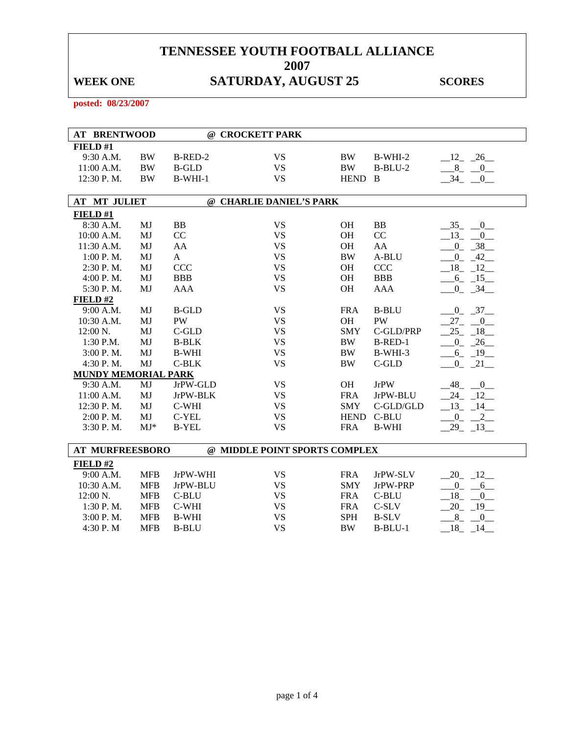# TENNESSEE YOUTH FOOTBALL ALLIANCE
# 2007

**WEEK ONE** **SATURDAY, AUGUST 25** **SCORES**

posted: 08/23/2007

## AT BRENTWOOD @ CROCKETT PARK

**FIELD #1**

| Time | | | | | | Score |
|---|---|---|---|---|---|---|
| 9:30 A.M. | BW | B-RED-2 | VS | BW | B-WHI-2 | 12 26 |
| 11:00 A.M. | BW | B-GLD | VS | BW | B-BLU-2 | 8 0 |
| 12:30 P. M. | BW | B-WHI-1 | VS | HEND | B | 34 0 |

## AT MT JULIET @ CHARLIE DANIEL'S PARK

**FIELD #1**

| Time | | | | | | Score |
|---|---|---|---|---|---|---|
| 8:30 A.M. | MJ | BB | VS | OH | BB | 35 0 |
| 10:00 A.M. | MJ | CC | VS | OH | CC | 13 0 |
| 11:30 A.M. | MJ | AA | VS | OH | AA | 0 38 |
| 1:00 P. M. | MJ | A | VS | BW | A-BLU | 0 42 |
| 2:30 P. M. | MJ | CCC | VS | OH | CCC | 18 12 |
| 4:00 P. M. | MJ | BBB | VS | OH | BBB | 6 15 |
| 5:30 P. M. | MJ | AAA | VS | OH | AAA | 0 34 |

**FIELD #2**

| Time | | | | | | Score |
|---|---|---|---|---|---|---|
| 9:00 A.M. | MJ | B-GLD | VS | FRA | B-BLU | 0 37 |
| 10:30 A.M. | MJ | PW | VS | OH | PW | 27 0 |
| 12:00 N. | MJ | C-GLD | VS | SMY | C-GLD/PRP | 25 18 |
| 1:30 P.M. | MJ | B-BLK | VS | BW | B-RED-1 | 0 26 |
| 3:00 P. M. | MJ | B-WHI | VS | BW | B-WHI-3 | 6 19 |
| 4:30 P. M. | MJ | C-BLK | VS | BW | C-GLD | 0 21 |

**MUNDY MEMORIAL PARK**

| Time | | | | | | Score |
|---|---|---|---|---|---|---|
| 9:30 A.M. | MJ | JrPW-GLD | VS | OH | JrPW | 48 0 |
| 11:00 A.M. | MJ | JrPW-BLK | VS | FRA | JrPW-BLU | 24 12 |
| 12:30 P. M. | MJ | C-WHI | VS | SMY | C-GLD/GLD | 13 14 |
| 2:00 P. M. | MJ | C-YEL | VS | HEND | C-BLU | 0 2 |
| 3:30 P. M. | MJ* | B-YEL | VS | FRA | B-WHI | 29 13 |

## AT MURFREESBORO @ MIDDLE POINT SPORTS COMPLEX

**FIELD #2**

| Time | | | | | | Score |
|---|---|---|---|---|---|---|
| 9:00 A.M. | MFB | JrPW-WHI | VS | FRA | JrPW-SLV | 20 12 |
| 10:30 A.M. | MFB | JrPW-BLU | VS | SMY | JrPW-PRP | 0 6 |
| 12:00 N. | MFB | C-BLU | VS | FRA | C-BLU | 18 0 |
| 1:30 P. M. | MFB | C-WHI | VS | FRA | C-SLV | 20 19 |
| 3:00 P. M. | MFB | B-WHI | VS | SPH | B-SLV | 8 0 |
| 4:30 P. M | MFB | B-BLU | VS | BW | B-BLU-1 | 18 14 |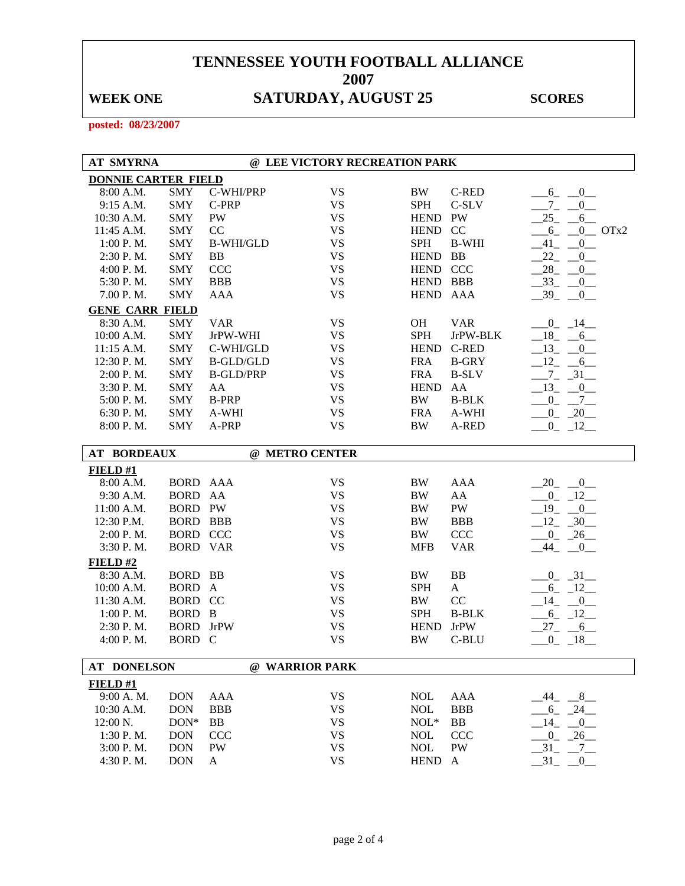# TENNESSEE YOUTH FOOTBALL ALLIANCE
# 2007

**WEEK ONE** **SATURDAY, AUGUST 25** **SCORES**

**posted: 08/23/2007**

## AT SMYRNA @ LEE VICTORY RECREATION PARK

**DONNIE CARTER FIELD**

| Time | Team | Division | | Team | Division | Score |
|---|---|---|---|---|---|---|
| 8:00 A.M. | SMY | C-WHI/PRP | VS | BW | C-RED | 6 0 |
| 9:15 A.M. | SMY | C-PRP | VS | SPH | C-SLV | 7 0 |
| 10:30 A.M. | SMY | PW | VS | HEND | PW | 25 6 |
| 11:45 A.M. | SMY | CC | VS | HEND | CC | 6 0 OTx2 |
| 1:00 P. M. | SMY | B-WHI/GLD | VS | SPH | B-WHI | 41 0 |
| 2:30 P. M. | SMY | BB | VS | HEND | BB | 22 0 |
| 4:00 P. M. | SMY | CCC | VS | HEND | CCC | 28 0 |
| 5:30 P. M. | SMY | BBB | VS | HEND | BBB | 33 0 |
| 7.00 P. M. | SMY | AAA | VS | HEND | AAA | 39 0 |

**GENE CARR FIELD**

| Time | Team | Division | | Team | Division | Score |
|---|---|---|---|---|---|---|
| 8:30 A.M. | SMY | VAR | VS | OH | VAR | 0 14 |
| 10:00 A.M. | SMY | JrPW-WHI | VS | SPH | JrPW-BLK | 18 6 |
| 11:15 A.M. | SMY | C-WHI/GLD | VS | HEND | C-RED | 13 0 |
| 12:30 P. M. | SMY | B-GLD/GLD | VS | FRA | B-GRY | 12 6 |
| 2:00 P. M. | SMY | B-GLD/PRP | VS | FRA | B-SLV | 7 31 |
| 3:30 P. M. | SMY | AA | VS | HEND | AA | 13 0 |
| 5:00 P. M. | SMY | B-PRP | VS | BW | B-BLK | 0 7 |
| 6:30 P. M. | SMY | A-WHI | VS | FRA | A-WHI | 0 20 |
| 8:00 P. M. | SMY | A-PRP | VS | BW | A-RED | 0 12 |

## AT BORDEAUX @ METRO CENTER

**FIELD #1**

| Time | Team | Division | | Team | Division | Score |
|---|---|---|---|---|---|---|
| 8:00 A.M. | BORD | AAA | VS | BW | AAA | 20 0 |
| 9:30 A.M. | BORD | AA | VS | BW | AA | 0 12 |
| 11:00 A.M. | BORD | PW | VS | BW | PW | 19 0 |
| 12:30 P.M. | BORD | BBB | VS | BW | BBB | 12 30 |
| 2:00 P. M. | BORD | CCC | VS | BW | CCC | 0 26 |
| 3:30 P. M. | BORD | VAR | VS | MFB | VAR | 44 0 |

**FIELD #2**

| Time | Team | Division | | Team | Division | Score |
|---|---|---|---|---|---|---|
| 8:30 A.M. | BORD | BB | VS | BW | BB | 0 31 |
| 10:00 A.M. | BORD | A | VS | SPH | A | 6 12 |
| 11:30 A.M. | BORD | CC | VS | BW | CC | 14 0 |
| 1:00 P. M. | BORD | B | VS | SPH | B-BLK | 6 12 |
| 2:30 P. M. | BORD | JrPW | VS | HEND | JrPW | 27 6 |
| 4:00 P. M. | BORD | C | VS | BW | C-BLU | 0 18 |

## AT DONELSON @ WARRIOR PARK

**FIELD #1**

| Time | Team | Division | | Team | Division | Score |
|---|---|---|---|---|---|---|
| 9:00 A. M. | DON | AAA | VS | NOL | AAA | 44 8 |
| 10:30 A.M. | DON | BBB | VS | NOL | BBB | 6 24 |
| 12:00 N. | DON* | BB | VS | NOL* | BB | 14 0 |
| 1:30 P. M. | DON | CCC | VS | NOL | CCC | 0 26 |
| 3:00 P. M. | DON | PW | VS | NOL | PW | 31 7 |
| 4:30 P. M. | DON | A | VS | HEND | A | 31 0 |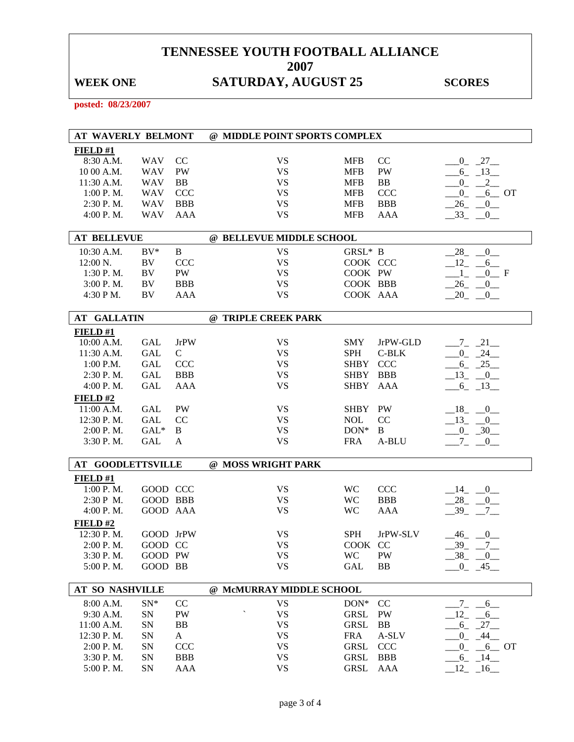# TENNESSEE YOUTH FOOTBALL ALLIANCE
# 2007

**WEEK ONE** — **SATURDAY, AUGUST 25** — **SCORES**

**posted: 08/23/2007**

## AT WAVERLY BELMONT @ MIDDLE POINT SPORTS COMPLEX

**FIELD #1**

| Time | Team | Div | | Team | Div | Score |
|---|---|---|---|---|---|---|
| 8:30 A.M. | WAV | CC | VS | MFB | CC | 0 - 27 |
| 10 00 A.M. | WAV | PW | VS | MFB | PW | 6 - 13 |
| 11:30 A.M. | WAV | BB | VS | MFB | BB | 0 - 2 |
| 1:00 P. M. | WAV | CCC | VS | MFB | CCC | 0 - 6 OT |
| 2:30 P. M. | WAV | BBB | VS | MFB | BBB | 26 - 0 |
| 4:00 P. M. | WAV | AAA | VS | MFB | AAA | 33 - 0 |

## AT BELLEVUE @ BELLEVUE MIDDLE SCHOOL

| Time | Team | Div | | Team | Div | Score |
|---|---|---|---|---|---|---|
| 10:30 A.M. | BV* | B | VS | GRSL* | B | 28 - 0 |
| 12:00 N. | BV | CCC | VS | COOK | CCC | 12 - 6 |
| 1:30 P. M. | BV | PW | VS | COOK | PW | 1 - 0 F |
| 3:00 P. M. | BV | BBB | VS | COOK | BBB | 26 - 0 |
| 4:30 P M. | BV | AAA | VS | COOK | AAA | 20 - 0 |

## AT GALLATIN @ TRIPLE CREEK PARK

**FIELD #1**

| Time | Team | Div | | Team | Div | Score |
|---|---|---|---|---|---|---|
| 10:00 A.M. | GAL | JrPW | VS | SMY | JrPW-GLD | 7 - 21 |
| 11:30 A.M. | GAL | C | VS | SPH | C-BLK | 0 - 24 |
| 1:00 P.M. | GAL | CCC | VS | SHBY | CCC | 6 - 25 |
| 2:30 P. M. | GAL | BBB | VS | SHBY | BBB | 13 - 0 |
| 4:00 P. M. | GAL | AAA | VS | SHBY | AAA | 6 - 13 |

**FIELD #2**

| Time | Team | Div | | Team | Div | Score |
|---|---|---|---|---|---|---|
| 11:00 A.M. | GAL | PW | VS | SHBY | PW | 18 - 0 |
| 12:30 P. M. | GAL | CC | VS | NOL | CC | 13 - 0 |
| 2:00 P. M. | GAL* | B | VS | DON* | B | 0 - 30 |
| 3:30 P. M. | GAL | A | VS | FRA | A-BLU | 7 - 0 |

## AT GOODLETTSVILLE @ MOSS WRIGHT PARK

**FIELD #1**

| Time | Team | Div | | Team | Div | Score |
|---|---|---|---|---|---|---|
| 1:00 P. M. | GOOD | CCC | VS | WC | CCC | 14 - 0 |
| 2:30 P M. | GOOD | BBB | VS | WC | BBB | 28 - 0 |
| 4:00 P. M. | GOOD | AAA | VS | WC | AAA | 39 - 7 |

**FIELD #2**

| Time | Team | Div | | Team | Div | Score |
|---|---|---|---|---|---|---|
| 12:30 P. M. | GOOD | JrPW | VS | SPH | JrPW-SLV | 46 - 0 |
| 2:00 P. M. | GOOD | CC | VS | COOK | CC | 39 - 7 |
| 3:30 P. M. | GOOD | PW | VS | WC | PW | 38 - 0 |
| 5:00 P. M. | GOOD | BB | VS | GAL | BB | 0 - 45 |

## AT SO NASHVILLE @ McMURRAY MIDDLE SCHOOL

| Time | Team | Div | | Team | Div | Score |
|---|---|---|---|---|---|---|
| 8:00 A.M. | SN* | CC | VS | DON* | CC | 7 - 6 |
| 9:30 A.M. | SN | PW | VS | GRSL | PW | 12 - 6 |
| 11:00 A.M. | SN | BB | VS | GRSL | BB | 6 - 27 |
| 12:30 P. M. | SN | A | VS | FRA | A-SLV | 0 - 44 |
| 2:00 P. M. | SN | CCC | VS | GRSL | CCC | 0 - 6 OT |
| 3:30 P. M. | SN | BBB | VS | GRSL | BBB | 6 - 14 |
| 5:00 P. M. | SN | AAA | VS | GRSL | AAA | 12 - 16 |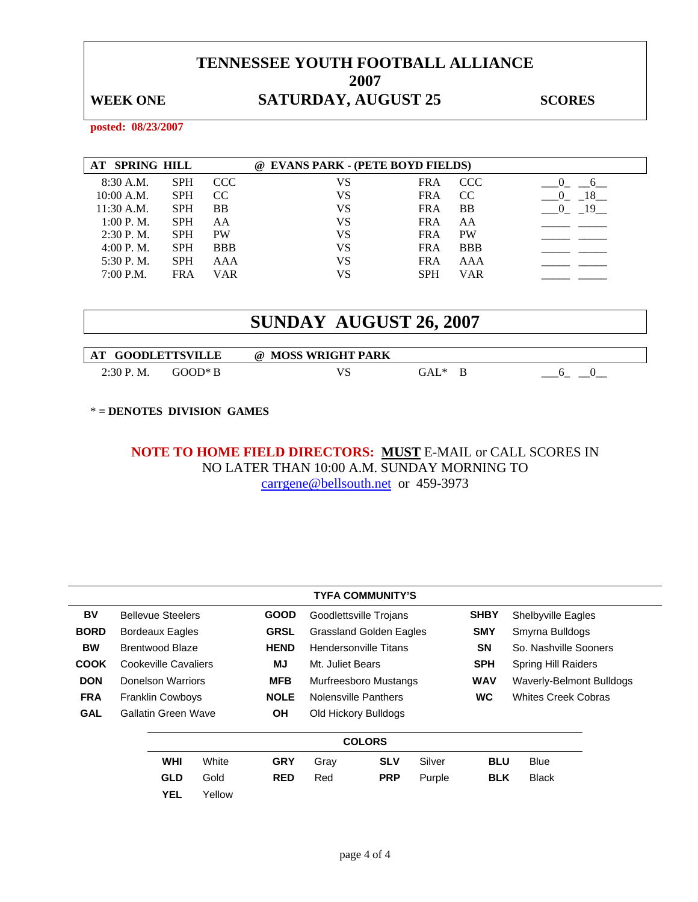# TENNESSEE YOUTH FOOTBALL ALLIANCE
# 2007

**WEEK ONE** | **SATURDAY, AUGUST 25** | **SCORES**

**posted: 08/23/2007**

| AT SPRING HILL | | | @ EVANS PARK - (PETE BOYD FIELDS) | | | | |
|---|---|---|---|---|---|---|---|
| 8:30 A.M. | SPH | CCC | VS | FRA | CCC | 0 | 6 |
| 10:00 A.M. | SPH | CC | VS | FRA | CC | 0 | 18 |
| 11:30 A.M. | SPH | BB | VS | FRA | BB | 0 | 19 |
| 1:00 P. M. | SPH | AA | VS | FRA | AA | | |
| 2:30 P. M. | SPH | PW | VS | FRA | PW | | |
| 4:00 P.M. | SPH | BBB | VS | FRA | BBB | | |
| 5:30 P. M. | SPH | AAA | VS | FRA | AAA | | |
| 7:00 P.M. | FRA | VAR | VS | SPH | VAR | | |

## SUNDAY AUGUST 26, 2007

| AT GOODLETTSVILLE | | @ MOSS WRIGHT PARK | | | | |
|---|---|---|---|---|---|---|
| 2:30 P. M. | GOOD* B | VS | GAL* | B | 6 | 0 |

**\* = DENOTES DIVISION GAMES**

**NOTE TO HOME FIELD DIRECTORS: MUST** E-MAIL or CALL SCORES IN NO LATER THAN 10:00 A.M. SUNDAY MORNING TO carrgene@bellsouth.net or 459-3973

**TYFA COMMUNITY'S**

| | | | | | |
|---|---|---|---|---|---|
| **BV** | Bellevue Steelers | **GOOD** | Goodlettsville Trojans | **SHBY** | Shelbyville Eagles |
| **BORD** | Bordeaux Eagles | **GRSL** | Grassland Golden Eagles | **SMY** | Smyrna Bulldogs |
| **BW** | Brentwood Blaze | **HEND** | Hendersonville Titans | **SN** | So. Nashville Sooners |
| **COOK** | Cookeville Cavaliers | **MJ** | Mt. Juliet Bears | **SPH** | Spring Hill Raiders |
| **DON** | Donelson Warriors | **MFB** | Murfreesboro Mustangs | **WAV** | Waverly-Belmont Bulldogs |
| **FRA** | Franklin Cowboys | **NOLE** | Nolensville Panthers | **WC** | Whites Creek Cobras |
| **GAL** | Gallatin Green Wave | **OH** | Old Hickory Bulldogs | | |

**COLORS**

| | | | | | | | |
|---|---|---|---|---|---|---|---|
| **WHI** | White | **GRY** | Gray | **SLV** | Silver | **BLU** | Blue |
| **GLD** | Gold | **RED** | Red | **PRP** | Purple | **BLK** | Black |
| **YEL** | Yellow | | | | | | |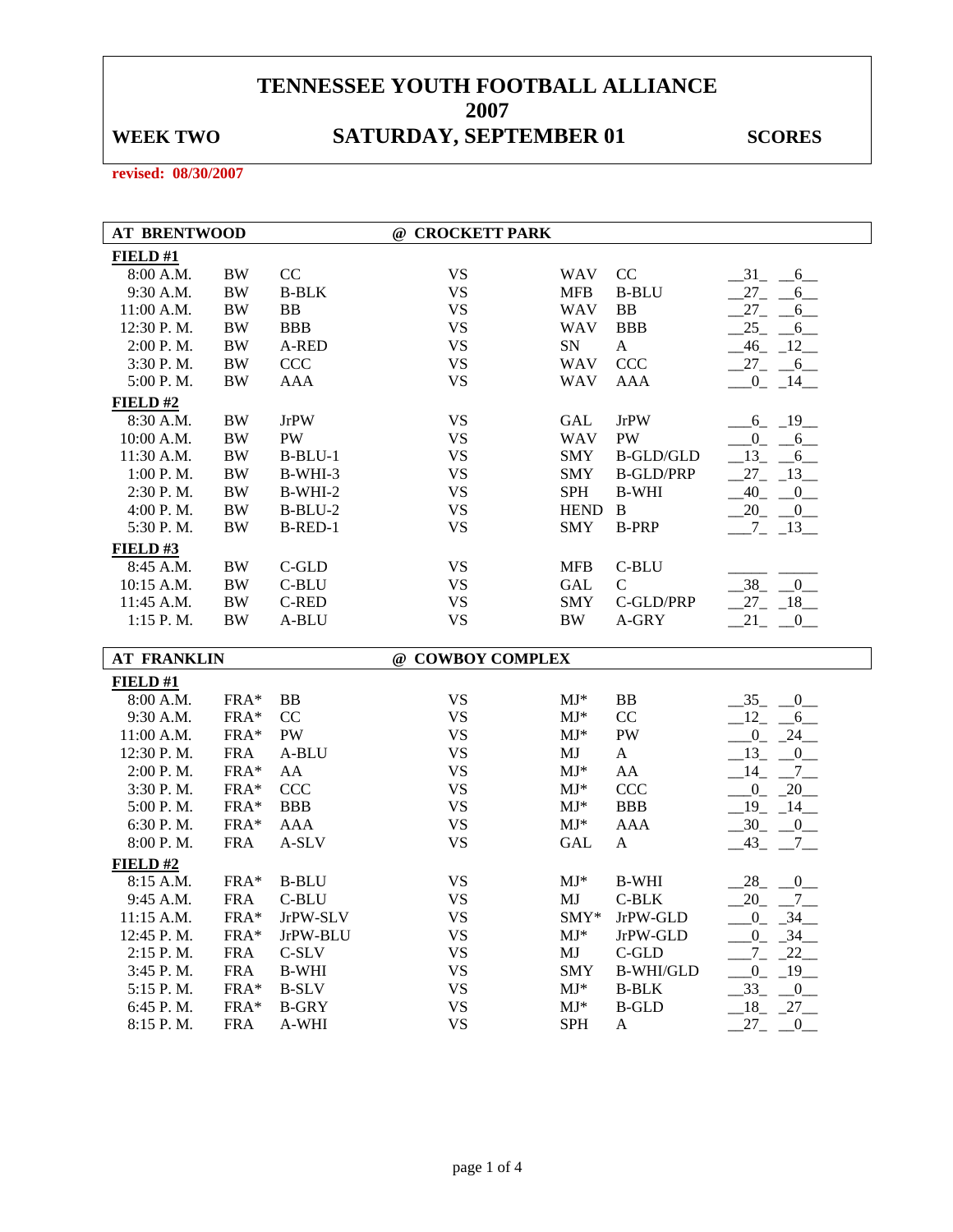# TENNESSEE YOUTH FOOTBALL ALLIANCE
# 2007

**WEEK TWO** — **SATURDAY, SEPTEMBER 01** — **SCORES**

**revised: 08/30/2007**

## AT BRENTWOOD @ CROCKETT PARK

**FIELD #1**

| Time | Team | Div | | Team | Div | Score | |
|---|---|---|---|---|---|---|---|
| 8:00 A.M. | BW | CC | VS | WAV | CC | 31 | 6 |
| 9:30 A.M. | BW | B-BLK | VS | MFB | B-BLU | 27 | 6 |
| 11:00 A.M. | BW | BB | VS | WAV | BB | 27 | 6 |
| 12:30 P. M. | BW | BBB | VS | WAV | BBB | 25 | 6 |
| 2:00 P. M. | BW | A-RED | VS | SN | A | 46 | 12 |
| 3:30 P. M. | BW | CCC | VS | WAV | CCC | 27 | 6 |
| 5:00 P. M. | BW | AAA | VS | WAV | AAA | 0 | 14 |

**FIELD #2**

| Time | Team | Div | | Team | Div | Score | |
|---|---|---|---|---|---|---|---|
| 8:30 A.M. | BW | JrPW | VS | GAL | JrPW | 6 | 19 |
| 10:00 A.M. | BW | PW | VS | WAV | PW | 0 | 6 |
| 11:30 A.M. | BW | B-BLU-1 | VS | SMY | B-GLD/GLD | 13 | 6 |
| 1:00 P. M. | BW | B-WHI-3 | VS | SMY | B-GLD/PRP | 27 | 13 |
| 2:30 P. M. | BW | B-WHI-2 | VS | SPH | B-WHI | 40 | 0 |
| 4:00 P. M. | BW | B-BLU-2 | VS | HEND | B | 20 | 0 |
| 5:30 P. M. | BW | B-RED-1 | VS | SMY | B-PRP | 7 | 13 |

**FIELD #3**

| Time | Team | Div | | Team | Div | Score | |
|---|---|---|---|---|---|---|---|
| 8:45 A.M. | BW | C-GLD | VS | MFB | C-BLU | | |
| 10:15 A.M. | BW | C-BLU | VS | GAL | C | 38 | 0 |
| 11:45 A.M. | BW | C-RED | VS | SMY | C-GLD/PRP | 27 | 18 |
| 1:15 P. M. | BW | A-BLU | VS | BW | A-GRY | 21 | 0 |

## AT FRANKLIN @ COWBOY COMPLEX

**FIELD #1**

| Time | Team | Div | | Team | Div | Score | |
|---|---|---|---|---|---|---|---|
| 8:00 A.M. | FRA* | BB | VS | MJ* | BB | 35 | 0 |
| 9:30 A.M. | FRA* | CC | VS | MJ* | CC | 12 | 6 |
| 11:00 A.M. | FRA* | PW | VS | MJ* | PW | 0 | 24 |
| 12:30 P. M. | FRA | A-BLU | VS | MJ | A | 13 | 0 |
| 2:00 P. M. | FRA* | AA | VS | MJ* | AA | 14 | 7 |
| 3:30 P. M. | FRA* | CCC | VS | MJ* | CCC | 0 | 20 |
| 5:00 P. M. | FRA* | BBB | VS | MJ* | BBB | 19 | 14 |
| 6:30 P. M. | FRA* | AAA | VS | MJ* | AAA | 30 | 0 |
| 8:00 P. M. | FRA | A-SLV | VS | GAL | A | 43 | 7 |

**FIELD #2**

| Time | Team | Div | | Team | Div | Score | |
|---|---|---|---|---|---|---|---|
| 8:15 A.M. | FRA* | B-BLU | VS | MJ* | B-WHI | 28 | 0 |
| 9:45 A.M. | FRA | C-BLU | VS | MJ | C-BLK | 20 | 7 |
| 11:15 A.M. | FRA* | JrPW-SLV | VS | SMY* | JrPW-GLD | 0 | 34 |
| 12:45 P. M. | FRA* | JrPW-BLU | VS | MJ* | JrPW-GLD | 0 | 34 |
| 2:15 P. M. | FRA | C-SLV | VS | MJ | C-GLD | 7 | 22 |
| 3:45 P. M. | FRA | B-WHI | VS | SMY | B-WHI/GLD | 0 | 19 |
| 5:15 P. M. | FRA* | B-SLV | VS | MJ* | B-BLK | 33 | 0 |
| 6:45 P. M. | FRA* | B-GRY | VS | MJ* | B-GLD | 18 | 27 |
| 8:15 P. M. | FRA | A-WHI | VS | SPH | A | 27 | 0 |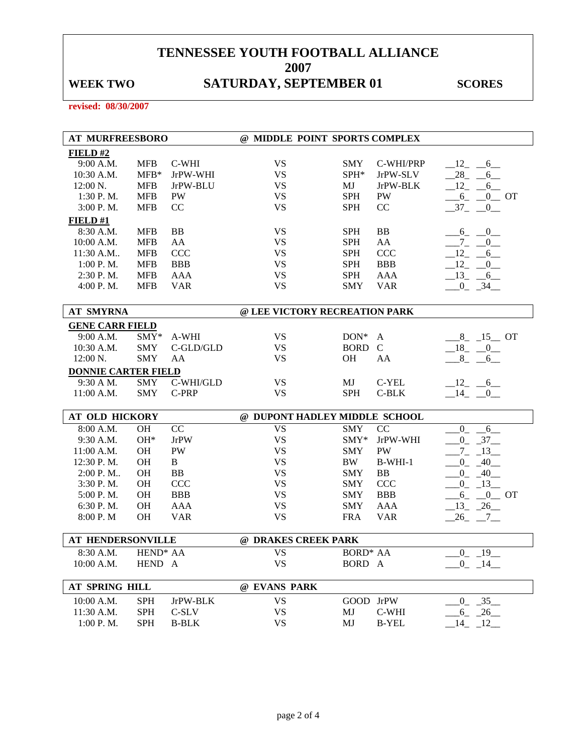# TENNESSEE YOUTH FOOTBALL ALLIANCE
## 2007
## WEEK TWO — SATURDAY, SEPTEMBER 01 — SCORES

**revised: 08/30/2007**

### AT MURFREESBORO @ MIDDLE POINT SPORTS COMPLEX

**FIELD #2**

| Time | Team | Division | | Team | Division | Score |
|---|---|---|---|---|---|---|
| 9:00 A.M. | MFB | C-WHI | VS | SMY | C-WHI/PRP | 12 6 |
| 10:30 A.M. | MFB* | JrPW-WHI | VS | SPH* | JrPW-SLV | 28 6 |
| 12:00 N. | MFB | JrPW-BLU | VS | MJ | JrPW-BLK | 12 6 |
| 1:30 P. M. | MFB | PW | VS | SPH | PW | 6 0 OT |
| 3:00 P. M. | MFB | CC | VS | SPH | CC | 37 0 |

**FIELD #1**

| Time | Team | Division | | Team | Division | Score |
|---|---|---|---|---|---|---|
| 8:30 A.M. | MFB | BB | VS | SPH | BB | 6 0 |
| 10:00 A.M. | MFB | AA | VS | SPH | AA | 7 0 |
| 11:30 A.M.. | MFB | CCC | VS | SPH | CCC | 12 6 |
| 1:00 P. M. | MFB | BBB | VS | SPH | BBB | 12 0 |
| 2:30 P. M. | MFB | AAA | VS | SPH | AAA | 13 6 |
| 4:00 P. M. | MFB | VAR | VS | SMY | VAR | 0 34 |

### AT SMYRNA @ LEE VICTORY RECREATION PARK

**GENE CARR FIELD**

| Time | Team | Division | | Team | Division | Score |
|---|---|---|---|---|---|---|
| 9:00 A.M. | SMY* | A-WHI | VS | DON* | A | 8 15 OT |
| 10:30 A.M. | SMY | C-GLD/GLD | VS | BORD | C | 18 0 |
| 12:00 N. | SMY | AA | VS | OH | AA | 8 6 |

**DONNIE CARTER FIELD**

| Time | Team | Division | | Team | Division | Score |
|---|---|---|---|---|---|---|
| 9:30 A M. | SMY | C-WHI/GLD | VS | MJ | C-YEL | 12 6 |
| 11:00 A.M. | SMY | C-PRP | VS | SPH | C-BLK | 14 0 |

### AT OLD HICKORY @ DUPONT HADLEY MIDDLE SCHOOL

| Time | Team | Division | | Team | Division | Score |
|---|---|---|---|---|---|---|
| 8:00 A.M. | OH | CC | VS | SMY | CC | 0 6 |
| 9:30 A.M. | OH* | JrPW | VS | SMY* | JrPW-WHI | 0 37 |
| 11:00 A.M. | OH | PW | VS | SMY | PW | 7 13 |
| 12:30 P. M. | OH | B | VS | BW | B-WHI-1 | 0 40 |
| 2:00 P. M.. | OH | BB | VS | SMY | BB | 0 40 |
| 3:30 P. M. | OH | CCC | VS | SMY | CCC | 0 13 |
| 5:00 P. M. | OH | BBB | VS | SMY | BBB | 6 0 OT |
| 6:30 P. M. | OH | AAA | VS | SMY | AAA | 13 26 |
| 8:00 P. M | OH | VAR | VS | FRA | VAR | 26 7 |

### AT HENDERSONVILLE @ DRAKES CREEK PARK

| Time | Team | Division | | Team | Division | Score |
|---|---|---|---|---|---|---|
| 8:30 A.M. | HEND* | AA | VS | BORD* | AA | 0 19 |
| 10:00 A.M. | HEND | A | VS | BORD | A | 0 14 |

### AT SPRING HILL @ EVANS PARK

| Time | Team | Division | | Team | Division | Score |
|---|---|---|---|---|---|---|
| 10:00 A.M. | SPH | JrPW-BLK | VS | GOOD | JrPW | 0 35 |
| 11:30 A.M. | SPH | C-SLV | VS | MJ | C-WHI | 6 26 |
| 1:00 P. M. | SPH | B-BLK | VS | MJ | B-YEL | 14 12 |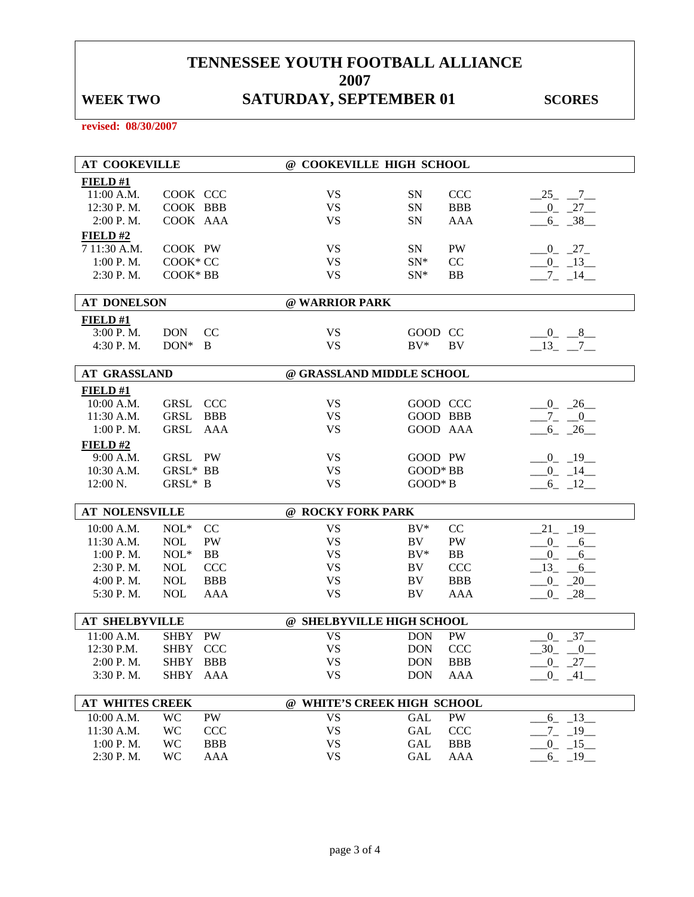# TENNESSEE YOUTH FOOTBALL ALLIANCE
# 2007

**WEEK TWO** | **SATURDAY, SEPTEMBER 01** | **SCORES**

**revised: 08/30/2007**

| AT COOKEVILLE | | @ COOKEVILLE HIGH SCHOOL | | |
|---|---|---|---|---|
| **FIELD #1** | | | | |
| 11:00 A.M. | COOK CCC | VS | SN CCC | 25 7 |
| 12:30 P. M. | COOK BBB | VS | SN BBB | 0 27 |
| 2:00 P. M. | COOK AAA | VS | SN AAA | 6 38 |
| **FIELD #2** | | | | |
| 7 11:30 A.M. | COOK PW | VS | SN PW | 0 27 |
| 1:00 P. M. | COOK* CC | VS | SN* CC | 0 13 |
| 2:30 P. M. | COOK* BB | VS | SN* BB | 7 14 |

| AT DONELSON | | @ WARRIOR PARK | | |
|---|---|---|---|---|
| **FIELD #1** | | | | |
| 3:00 P. M. | DON CC | VS | GOOD CC | 0 8 |
| 4:30 P. M. | DON* B | VS | BV* BV | 13 7 |

| AT GRASSLAND | | @ GRASSLAND MIDDLE SCHOOL | | |
|---|---|---|---|---|
| **FIELD #1** | | | | |
| 10:00 A.M. | GRSL CCC | VS | GOOD CCC | 0 26 |
| 11:30 A.M. | GRSL BBB | VS | GOOD BBB | 7 0 |
| 1:00 P. M. | GRSL AAA | VS | GOOD AAA | 6 26 |
| **FIELD #2** | | | | |
| 9:00 A.M. | GRSL PW | VS | GOOD PW | 0 19 |
| 10:30 A.M. | GRSL* BB | VS | GOOD* BB | 0 14 |
| 12:00 N. | GRSL* B | VS | GOOD* B | 6 12 |

| AT NOLENSVILLE | | @ ROCKY FORK PARK | | |
|---|---|---|---|---|
| 10:00 A.M. | NOL* CC | VS | BV* CC | 21 19 |
| 11:30 A.M. | NOL PW | VS | BV PW | 0 6 |
| 1:00 P. M. | NOL* BB | VS | BV* BB | 0 6 |
| 2:30 P. M. | NOL CCC | VS | BV CCC | 13 6 |
| 4:00 P. M. | NOL BBB | VS | BV BBB | 0 20 |
| 5:30 P. M. | NOL AAA | VS | BV AAA | 0 28 |

| AT SHELBYVILLE | | @ SHELBYVILLE HIGH SCHOOL | | |
|---|---|---|---|---|
| 11:00 A.M. | SHBY PW | VS | DON PW | 0 37 |
| 12:30 P.M. | SHBY CCC | VS | DON CCC | 30 0 |
| 2:00 P. M. | SHBY BBB | VS | DON BBB | 0 27 |
| 3:30 P. M. | SHBY AAA | VS | DON AAA | 0 41 |

| AT WHITES CREEK | | @ WHITE'S CREEK HIGH SCHOOL | | |
|---|---|---|---|---|
| 10:00 A.M. | WC PW | VS | GAL PW | 6 13 |
| 11:30 A.M. | WC CCC | VS | GAL CCC | 7 19 |
| 1:00 P. M. | WC BBB | VS | GAL BBB | 0 15 |
| 2:30 P. M. | WC AAA | VS | GAL AAA | 6 19 |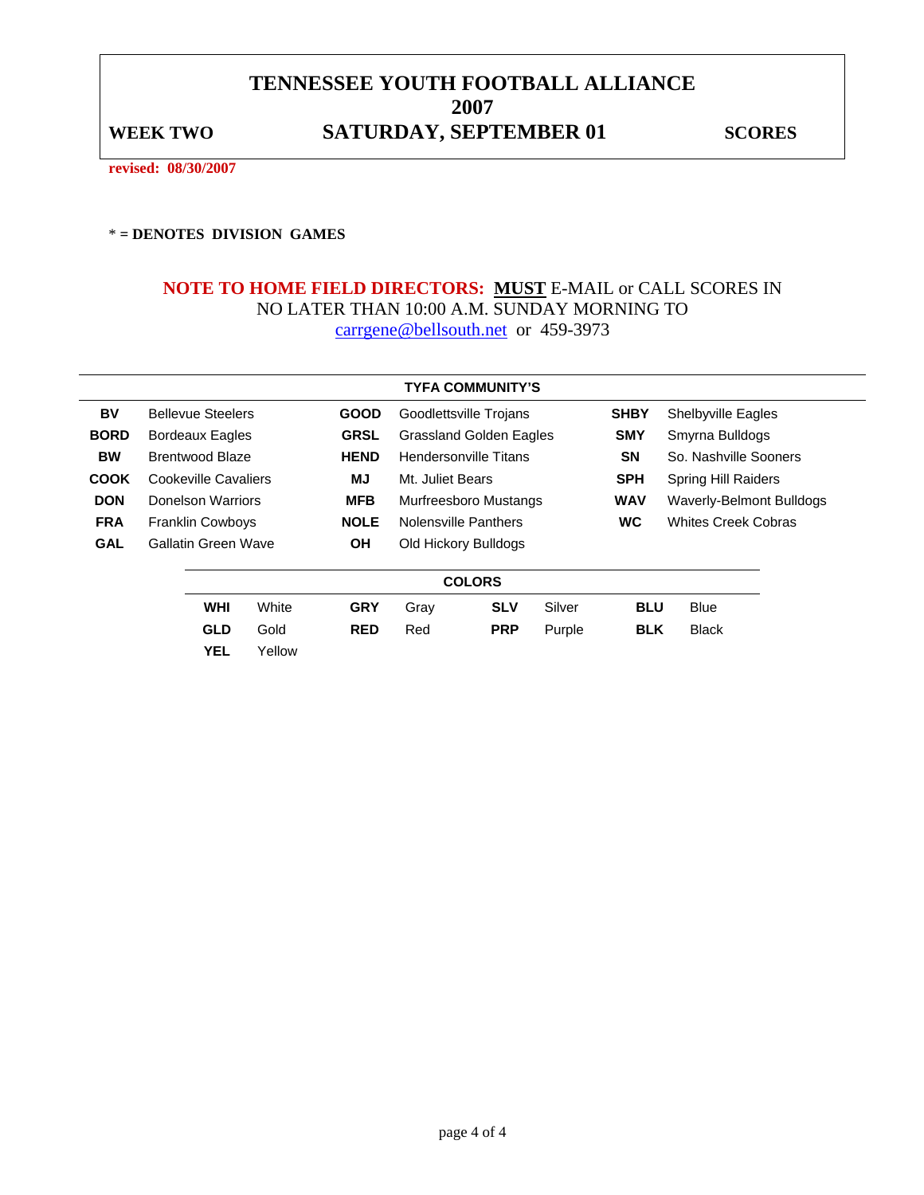# TENNESSEE YOUTH FOOTBALL ALLIANCE
# 2007

**WEEK TWO** **SATURDAY, SEPTEMBER 01** **SCORES**

**revised: 08/30/2007**

**\* = DENOTES DIVISION GAMES**

**NOTE TO HOME FIELD DIRECTORS: MUST** E-MAIL or CALL SCORES IN NO LATER THAN 10:00 A.M. SUNDAY MORNING TO carrgene@bellsouth.net or 459-3973

**TYFA COMMUNITY'S**

| | | | | | |
|---|---|---|---|---|---|
| **BV** | Bellevue Steelers | **GOOD** | Goodlettsville Trojans | **SHBY** | Shelbyville Eagles |
| **BORD** | Bordeaux Eagles | **GRSL** | Grassland Golden Eagles | **SMY** | Smyrna Bulldogs |
| **BW** | Brentwood Blaze | **HEND** | Hendersonville Titans | **SN** | So. Nashville Sooners |
| **COOK** | Cookeville Cavaliers | **MJ** | Mt. Juliet Bears | **SPH** | Spring Hill Raiders |
| **DON** | Donelson Warriors | **MFB** | Murfreesboro Mustangs | **WAV** | Waverly-Belmont Bulldogs |
| **FRA** | Franklin Cowboys | **NOLE** | Nolensville Panthers | **WC** | Whites Creek Cobras |
| **GAL** | Gallatin Green Wave | **OH** | Old Hickory Bulldogs | | |

**COLORS**

| | | | | | | | |
|---|---|---|---|---|---|---|---|
| **WHI** | White | **GRY** | Gray | **SLV** | Silver | **BLU** | Blue |
| **GLD** | Gold | **RED** | Red | **PRP** | Purple | **BLK** | Black |
| **YEL** | Yellow | | | | | | |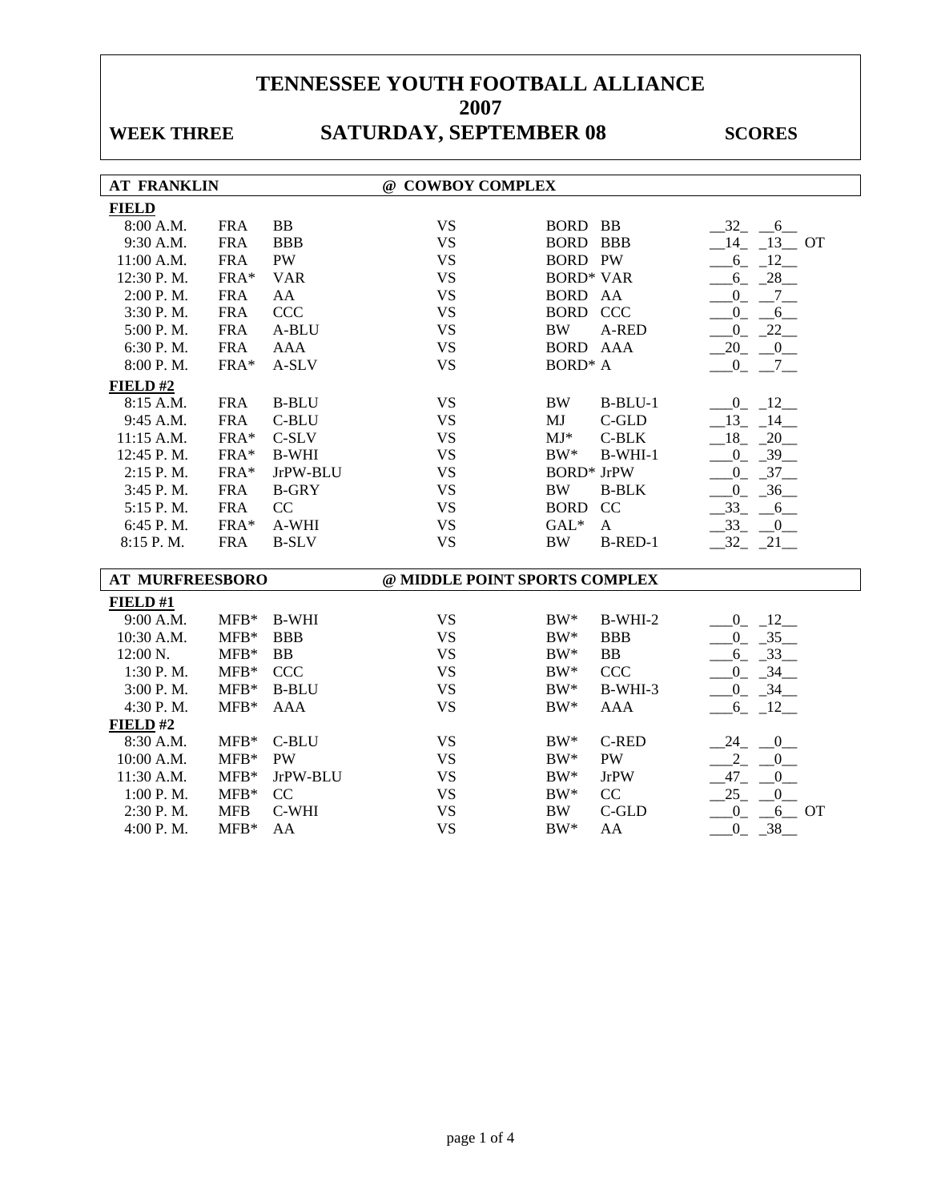# TENNESSEE YOUTH FOOTBALL ALLIANCE
# 2007

**WEEK THREE** | **SATURDAY, SEPTEMBER 08** | **SCORES**

## AT FRANKLIN @ COWBOY COMPLEX

**FIELD**

| Time | Team | Div | | Team | Div | Score |
|---|---|---|---|---|---|---|
| 8:00 A.M. | FRA | BB | VS | BORD | BB | 32 6 |
| 9:30 A.M. | FRA | BBB | VS | BORD | BBB | 14 13 OT |
| 11:00 A.M. | FRA | PW | VS | BORD | PW | 6 12 |
| 12:30 P. M. | FRA* | VAR | VS | BORD* | VAR | 6 28 |
| 2:00 P. M. | FRA | AA | VS | BORD | AA | 0 7 |
| 3:30 P. M. | FRA | CCC | VS | BORD | CCC | 0 6 |
| 5:00 P. M. | FRA | A-BLU | VS | BW | A-RED | 0 22 |
| 6:30 P. M. | FRA | AAA | VS | BORD | AAA | 20 0 |
| 8:00 P. M. | FRA* | A-SLV | VS | BORD* | A | 0 7 |

**FIELD #2**

| Time | Team | Div | | Team | Div | Score |
|---|---|---|---|---|---|---|
| 8:15 A.M. | FRA | B-BLU | VS | BW | B-BLU-1 | 0 12 |
| 9:45 A.M. | FRA | C-BLU | VS | MJ | C-GLD | 13 14 |
| 11:15 A.M. | FRA* | C-SLV | VS | MJ* | C-BLK | 18 20 |
| 12:45 P. M. | FRA* | B-WHI | VS | BW* | B-WHI-1 | 0 39 |
| 2:15 P. M. | FRA* | JrPW-BLU | VS | BORD* | JrPW | 0 37 |
| 3:45 P. M. | FRA | B-GRY | VS | BW | B-BLK | 0 36 |
| 5:15 P. M. | FRA | CC | VS | BORD | CC | 33 6 |
| 6:45 P. M. | FRA* | A-WHI | VS | GAL* | A | 33 0 |
| 8:15 P. M. | FRA | B-SLV | VS | BW | B-RED-1 | 32 21 |

## AT MURFREESBORO @ MIDDLE POINT SPORTS COMPLEX

**FIELD #1**

| Time | Team | Div | | Team | Div | Score |
|---|---|---|---|---|---|---|
| 9:00 A.M. | MFB* | B-WHI | VS | BW* | B-WHI-2 | 0 12 |
| 10:30 A.M. | MFB* | BBB | VS | BW* | BBB | 0 35 |
| 12:00 N. | MFB* | BB | VS | BW* | BB | 6 33 |
| 1:30 P. M. | MFB* | CCC | VS | BW* | CCC | 0 34 |
| 3:00 P. M. | MFB* | B-BLU | VS | BW* | B-WHI-3 | 0 34 |
| 4:30 P. M. | MFB* | AAA | VS | BW* | AAA | 6 12 |

**FIELD #2**

| Time | Team | Div | | Team | Div | Score |
|---|---|---|---|---|---|---|
| 8:30 A.M. | MFB* | C-BLU | VS | BW* | C-RED | 24 0 |
| 10:00 A.M. | MFB* | PW | VS | BW* | PW | 2 0 |
| 11:30 A.M. | MFB* | JrPW-BLU | VS | BW* | JrPW | 47 0 |
| 1:00 P. M. | MFB* | CC | VS | BW* | CC | 25 0 |
| 2:30 P. M. | MFB | C-WHI | VS | BW | C-GLD | 0 6 OT |
| 4:00 P. M. | MFB* | AA | VS | BW* | AA | 0 38 |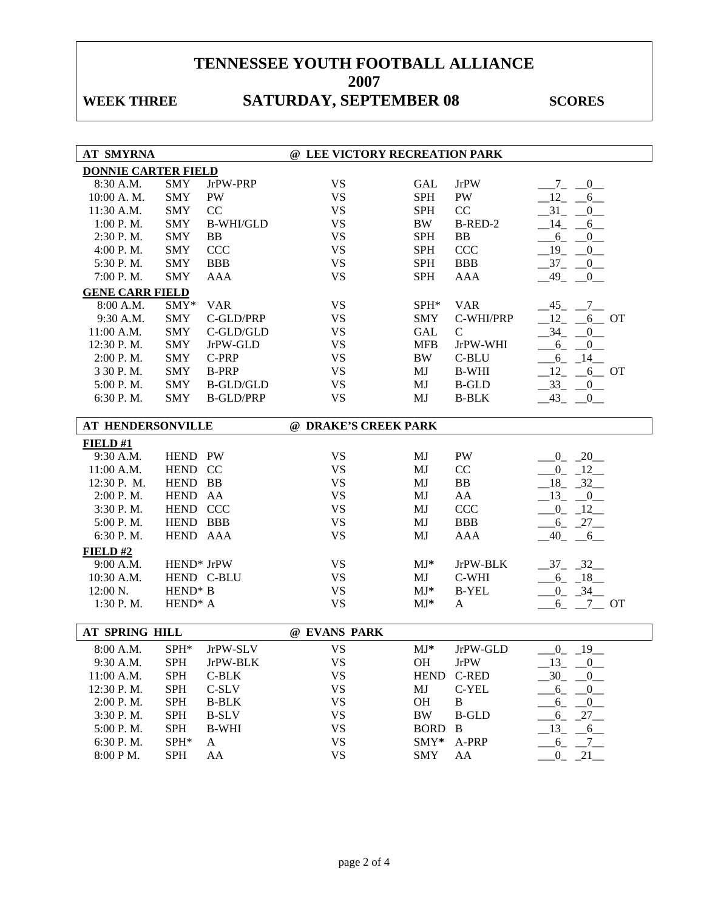# TENNESSEE YOUTH FOOTBALL ALLIANCE
# 2007

**WEEK THREE** **SATURDAY, SEPTEMBER 08** **SCORES**

| AT SMYRNA | | | @ LEE VICTORY RECREATION PARK | | | |
|---|---|---|---|---|---|---|
| **DONNIE CARTER FIELD** | | | | | | |
| 8:30 A.M. | SMY | JrPW-PRP | VS | GAL | JrPW | 7 0 |
| 10:00 A. M. | SMY | PW | VS | SPH | PW | 12 6 |
| 11:30 A.M. | SMY | CC | VS | SPH | CC | 31 0 |
| 1:00 P. M. | SMY | B-WHI/GLD | VS | BW | B-RED-2 | 14 6 |
| 2:30 P. M. | SMY | BB | VS | SPH | BB | 6 0 |
| 4:00 P. M. | SMY | CCC | VS | SPH | CCC | 19 0 |
| 5:30 P. M. | SMY | BBB | VS | SPH | BBB | 37 0 |
| 7:00 P. M. | SMY | AAA | VS | SPH | AAA | 49 0 |
| **GENE CARR FIELD** | | | | | | |
| 8:00 A.M. | SMY* | VAR | VS | SPH* | VAR | 45 7 |
| 9:30 A.M. | SMY | C-GLD/PRP | VS | SMY | C-WHI/PRP | 12 6 OT |
| 11:00 A.M. | SMY | C-GLD/GLD | VS | GAL | C | 34 0 |
| 12:30 P. M. | SMY | JrPW-GLD | VS | MFB | JrPW-WHI | 6 0 |
| 2:00 P. M. | SMY | C-PRP | VS | BW | C-BLU | 6 14 |
| 3 30 P. M. | SMY | B-PRP | VS | MJ | B-WHI | 12 6 OT |
| 5:00 P. M. | SMY | B-GLD/GLD | VS | MJ | B-GLD | 33 0 |
| 6:30 P. M. | SMY | B-GLD/PRP | VS | MJ | B-BLK | 43 0 |

| AT HENDERSONVILLE | | | @ DRAKE'S CREEK PARK | | | |
|---|---|---|---|---|---|---|
| **FIELD #1** | | | | | | |
| 9:30 A.M. | HEND | PW | VS | MJ | PW | 0 20 |
| 11:00 A.M. | HEND | CC | VS | MJ | CC | 0 12 |
| 12:30 P. M. | HEND | BB | VS | MJ | BB | 18 32 |
| 2:00 P. M. | HEND | AA | VS | MJ | AA | 13 0 |
| 3:30 P. M. | HEND | CCC | VS | MJ | CCC | 0 12 |
| 5:00 P. M. | HEND | BBB | VS | MJ | BBB | 6 27 |
| 6:30 P. M. | HEND | AAA | VS | MJ | AAA | 40 6 |
| **FIELD #2** | | | | | | |
| 9:00 A.M. | HEND* | JrPW | VS | MJ* | JrPW-BLK | 37 32 |
| 10:30 A.M. | HEND | C-BLU | VS | MJ | C-WHI | 6 18 |
| 12:00 N. | HEND* | B | VS | MJ* | B-YEL | 0 34 |
| 1:30 P. M. | HEND* | A | VS | MJ* | A | 6 7 OT |

| AT SPRING HILL | | | @ EVANS PARK | | | |
|---|---|---|---|---|---|---|
| 8:00 A.M. | SPH* | JrPW-SLV | VS | MJ* | JrPW-GLD | 0 19 |
| 9:30 A.M. | SPH | JrPW-BLK | VS | OH | JrPW | 13 0 |
| 11:00 A.M. | SPH | C-BLK | VS | HEND | C-RED | 30 0 |
| 12:30 P. M. | SPH | C-SLV | VS | MJ | C-YEL | 6 0 |
| 2:00 P. M. | SPH | B-BLK | VS | OH | B | 6 0 |
| 3:30 P. M. | SPH | B-SLV | VS | BW | B-GLD | 6 27 |
| 5:00 P. M. | SPH | B-WHI | VS | BORD | B | 13 6 |
| 6:30 P. M. | SPH* | A | VS | SMY* | A-PRP | 6 7 |
| 8:00 P M. | SPH | AA | VS | SMY | AA | 0 21 |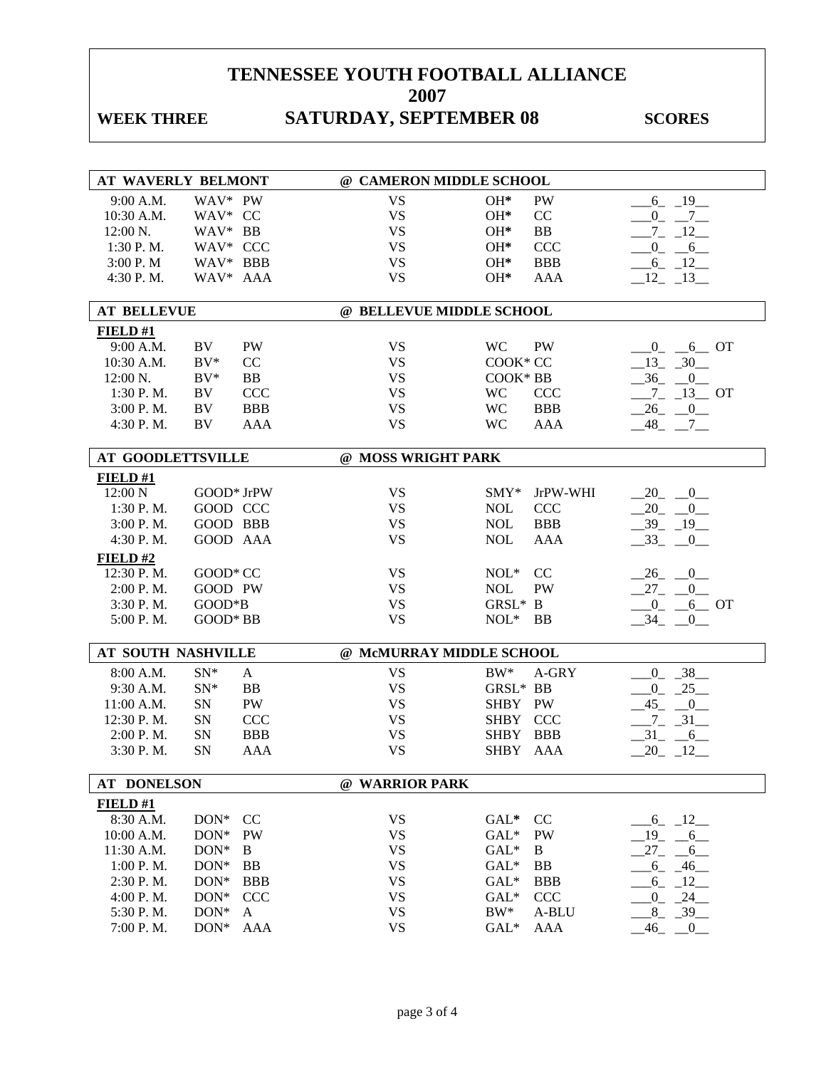# TENNESSEE YOUTH FOOTBALL ALLIANCE
## 2007

**WEEK THREE** | **SATURDAY, SEPTEMBER 08** | **SCORES**

### AT WAVERLY BELMONT — @ CAMERON MIDDLE SCHOOL

| Time | Team | Div | | Team | Div | Scores |
|---|---|---|---|---|---|---|
| 9:00 A.M. | WAV* | PW | VS | OH* | PW | 6 19 |
| 10:30 A.M. | WAV* | CC | VS | OH* | CC | 0 7 |
| 12:00 N. | WAV* | BB | VS | OH* | BB | 7 12 |
| 1:30 P. M. | WAV* | CCC | VS | OH* | CCC | 0 6 |
| 3:00 P. M | WAV* | BBB | VS | OH* | BBB | 6 12 |
| 4:30 P. M. | WAV* | AAA | VS | OH* | AAA | 12 13 |

### AT BELLEVUE — @ BELLEVUE MIDDLE SCHOOL

**FIELD #1**

| Time | Team | Div | | Team | Div | Scores |
|---|---|---|---|---|---|---|
| 9:00 A.M. | BV | PW | VS | WC | PW | 0 6 OT |
| 10:30 A.M. | BV* | CC | VS | COOK* | CC | 13 30 |
| 12:00 N. | BV* | BB | VS | COOK* | BB | 36 0 |
| 1:30 P. M. | BV | CCC | VS | WC | CCC | 7 13 OT |
| 3:00 P. M. | BV | BBB | VS | WC | BBB | 26 0 |
| 4:30 P. M. | BV | AAA | VS | WC | AAA | 48 7 |

### AT GOODLETTSVILLE — @ MOSS WRIGHT PARK

**FIELD #1**

| Time | Team | Div | | Team | Div | Scores |
|---|---|---|---|---|---|---|
| 12:00 N | GOOD* | JrPW | VS | SMY* | JrPW-WHI | 20 0 |
| 1:30 P. M. | GOOD | CCC | VS | NOL | CCC | 20 0 |
| 3:00 P. M. | GOOD | BBB | VS | NOL | BBB | 39 19 |
| 4:30 P. M. | GOOD | AAA | VS | NOL | AAA | 33 0 |

**FIELD #2**

| Time | Team | Div | | Team | Div | Scores |
|---|---|---|---|---|---|---|
| 12:30 P. M. | GOOD* | CC | VS | NOL* | CC | 26 0 |
| 2:00 P. M. | GOOD | PW | VS | NOL | PW | 27 0 |
| 3:30 P. M. | GOOD* | B | VS | GRSL* | B | 0 6 OT |
| 5:00 P. M. | GOOD* | BB | VS | NOL* | BB | 34 0 |

### AT SOUTH NASHVILLE — @ McMURRAY MIDDLE SCHOOL

| Time | Team | Div | | Team | Div | Scores |
|---|---|---|---|---|---|---|
| 8:00 A.M. | SN* | A | VS | BW* | A-GRY | 0 38 |
| 9:30 A.M. | SN* | BB | VS | GRSL* | BB | 0 25 |
| 11:00 A.M. | SN | PW | VS | SHBY | PW | 45 0 |
| 12:30 P. M. | SN | CCC | VS | SHBY | CCC | 7 31 |
| 2:00 P. M. | SN | BBB | VS | SHBY | BBB | 31 6 |
| 3:30 P. M. | SN | AAA | VS | SHBY | AAA | 20 12 |

### AT DONELSON — @ WARRIOR PARK

**FIELD #1**

| Time | Team | Div | | Team | Div | Scores |
|---|---|---|---|---|---|---|
| 8:30 A.M. | DON* | CC | VS | GAL* | CC | 6 12 |
| 10:00 A.M. | DON* | PW | VS | GAL* | PW | 19 6 |
| 11:30 A.M. | DON* | B | VS | GAL* | B | 27 6 |
| 1:00 P. M. | DON* | BB | VS | GAL* | BB | 6 46 |
| 2:30 P. M. | DON* | BBB | VS | GAL* | BBB | 6 12 |
| 4:00 P. M. | DON* | CCC | VS | GAL* | CCC | 0 24 |
| 5:30 P. M. | DON* | A | VS | BW* | A-BLU | 8 39 |
| 7:00 P. M. | DON* | AAA | VS | GAL* | AAA | 46 0 |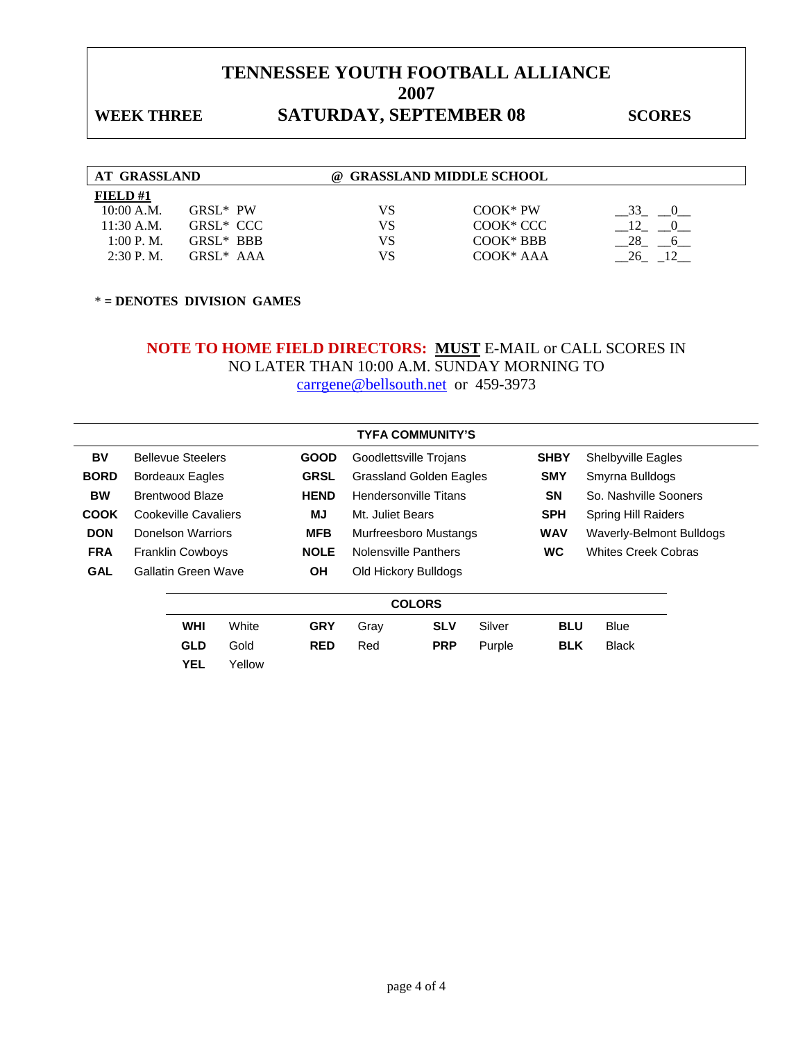# TENNESSEE YOUTH FOOTBALL ALLIANCE
## 2007

**WEEK THREE** **SATURDAY, SEPTEMBER 08** **SCORES**

| **AT GRASSLAND** | | | **@ GRASSLAND MIDDLE SCHOOL** | |
|---|---|---|---|---|
| **FIELD #1** | | | | |
| 10:00 A.M. | GRSL* PW | VS | COOK* PW | __33_ __0__ |
| 11:30 A.M. | GRSL* CCC | VS | COOK* CCC | __12_ __0__ |
| 1:00 P. M. | GRSL* BBB | VS | COOK* BBB | __28_ __6__ |
| 2:30 P. M. | GRSL* AAA | VS | COOK* AAA | __26_ _12__ |

**\* = DENOTES DIVISION GAMES**

**NOTE TO HOME FIELD DIRECTORS: <u>MUST</u>** E-MAIL or CALL SCORES IN NO LATER THAN 10:00 A.M. SUNDAY MORNING TO carrgene@bellsouth.net or 459-3973

| **TYFA COMMUNITY'S** | | | | | |
|---|---|---|---|---|---|
| **BV** | Bellevue Steelers | **GOOD** | Goodlettsville Trojans | **SHBY** | Shelbyville Eagles |
| **BORD** | Bordeaux Eagles | **GRSL** | Grassland Golden Eagles | **SMY** | Smyrna Bulldogs |
| **BW** | Brentwood Blaze | **HEND** | Hendersonville Titans | **SN** | So. Nashville Sooners |
| **COOK** | Cookeville Cavaliers | **MJ** | Mt. Juliet Bears | **SPH** | Spring Hill Raiders |
| **DON** | Donelson Warriors | **MFB** | Murfreesboro Mustangs | **WAV** | Waverly-Belmont Bulldogs |
| **FRA** | Franklin Cowboys | **NOLE** | Nolensville Panthers | **WC** | Whites Creek Cobras |
| **GAL** | Gallatin Green Wave | **OH** | Old Hickory Bulldogs | | |

| **COLORS** | | | | | | | |
|---|---|---|---|---|---|---|---|
| **WHI** | White | **GRY** | Gray | **SLV** | Silver | **BLU** | Blue |
| **GLD** | Gold | **RED** | Red | **PRP** | Purple | **BLK** | Black |
| **YEL** | Yellow | | | | | | |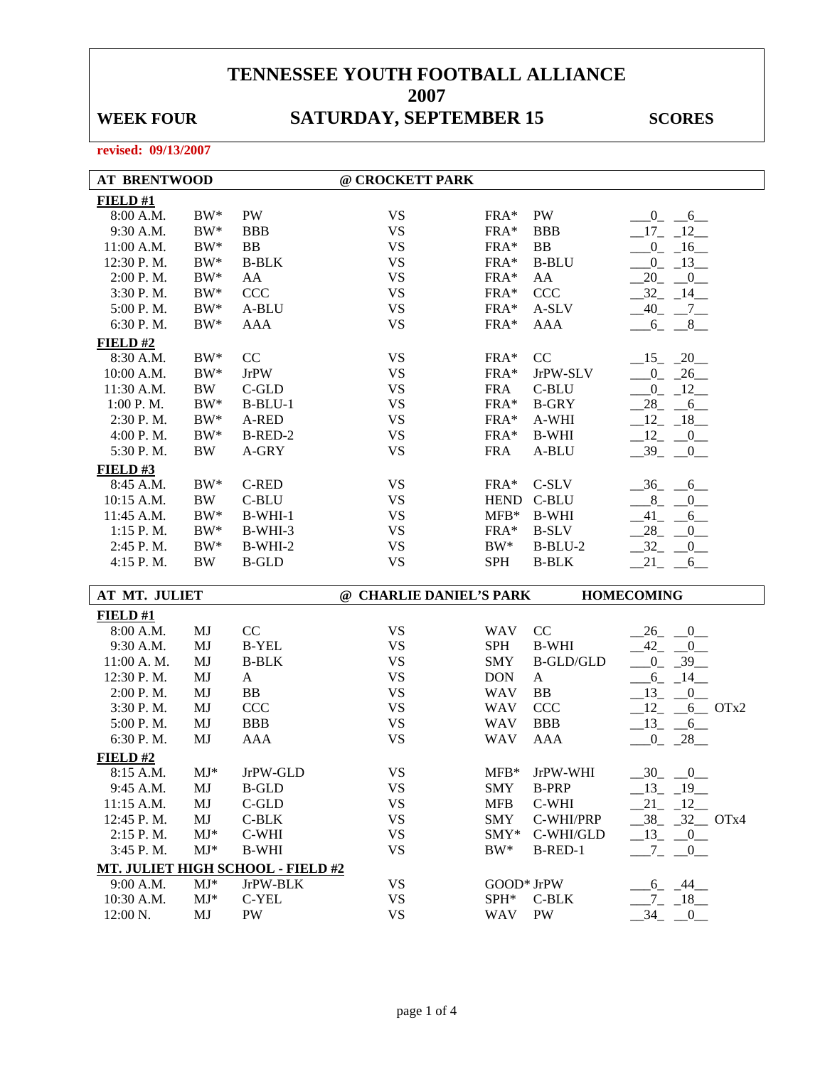# TENNESSEE YOUTH FOOTBALL ALLIANCE
## 2007

**WEEK FOUR** **SATURDAY, SEPTEMBER 15** **SCORES**

revised: 09/13/2007

**AT BRENTWOOD** **@ CROCKETT PARK**

| Time | Team | Division | | Team | Division | Score | Score | |
|---|---|---|---|---|---|---|---|---|
| **FIELD #1** | | | | | | | | |
| 8:00 A.M. | BW* | PW | VS | FRA* | PW | 0 | 6 | |
| 9:30 A.M. | BW* | BBB | VS | FRA* | BBB | 17 | 12 | |
| 11:00 A.M. | BW* | BB | VS | FRA* | BB | 0 | 16 | |
| 12:30 P. M. | BW* | B-BLK | VS | FRA* | B-BLU | 0 | 13 | |
| 2:00 P. M. | BW* | AA | VS | FRA* | AA | 20 | 0 | |
| 3:30 P. M. | BW* | CCC | VS | FRA* | CCC | 32 | 14 | |
| 5:00 P. M. | BW* | A-BLU | VS | FRA* | A-SLV | 40 | 7 | |
| 6:30 P. M. | BW* | AAA | VS | FRA* | AAA | 6 | 8 | |
| **FIELD #2** | | | | | | | | |
| 8:30 A.M. | BW* | CC | VS | FRA* | CC | 15 | 20 | |
| 10:00 A.M. | BW* | JrPW | VS | FRA* | JrPW-SLV | 0 | 26 | |
| 11:30 A.M. | BW | C-GLD | VS | FRA | C-BLU | 0 | 12 | |
| 1:00 P. M. | BW* | B-BLU-1 | VS | FRA* | B-GRY | 28 | 6 | |
| 2:30 P. M. | BW* | A-RED | VS | FRA* | A-WHI | 12 | 18 | |
| 4:00 P. M. | BW* | B-RED-2 | VS | FRA* | B-WHI | 12 | 0 | |
| 5:30 P. M. | BW | A-GRY | VS | FRA | A-BLU | 39 | 0 | |
| **FIELD #3** | | | | | | | | |
| 8:45 A.M. | BW* | C-RED | VS | FRA* | C-SLV | 36 | 6 | |
| 10:15 A.M. | BW | C-BLU | VS | HEND | C-BLU | 8 | 0 | |
| 11:45 A.M. | BW* | B-WHI-1 | VS | MFB* | B-WHI | 41 | 6 | |
| 1:15 P. M. | BW* | B-WHI-3 | VS | FRA* | B-SLV | 28 | 0 | |
| 2:45 P. M. | BW* | B-WHI-2 | VS | BW* | B-BLU-2 | 32 | 0 | |
| 4:15 P. M. | BW | B-GLD | VS | SPH | B-BLK | 21 | 6 | |

**AT MT. JULIET** **@ CHARLIE DANIEL'S PARK** **HOMECOMING**

| Time | Team | Division | | Team | Division | Score | Score | |
|---|---|---|---|---|---|---|---|---|
| **FIELD #1** | | | | | | | | |
| 8:00 A.M. | MJ | CC | VS | WAV | CC | 26 | 0 | |
| 9:30 A.M. | MJ | B-YEL | VS | SPH | B-WHI | 42 | 0 | |
| 11:00 A. M. | MJ | B-BLK | VS | SMY | B-GLD/GLD | 0 | 39 | |
| 12:30 P. M. | MJ | A | VS | DON | A | 6 | 14 | |
| 2:00 P. M. | MJ | BB | VS | WAV | BB | 13 | 0 | |
| 3:30 P. M. | MJ | CCC | VS | WAV | CCC | 12 | 6 | OTx2 |
| 5:00 P. M. | MJ | BBB | VS | WAV | BBB | 13 | 6 | |
| 6:30 P. M. | MJ | AAA | VS | WAV | AAA | 0 | 28 | |
| **FIELD #2** | | | | | | | | |
| 8:15 A.M. | MJ* | JrPW-GLD | VS | MFB* | JrPW-WHI | 30 | 0 | |
| 9:45 A.M. | MJ | B-GLD | VS | SMY | B-PRP | 13 | 19 | |
| 11:15 A.M. | MJ | C-GLD | VS | MFB | C-WHI | 21 | 12 | |
| 12:45 P. M. | MJ | C-BLK | VS | SMY | C-WHI/PRP | 38 | 32 | OTx4 |
| 2:15 P. M. | MJ* | C-WHI | VS | SMY* | C-WHI/GLD | 13 | 0 | |
| 3:45 P. M. | MJ* | B-WHI | VS | BW* | B-RED-1 | 7 | 0 | |
| **MT. JULIET HIGH SCHOOL - FIELD #2** | | | | | | | | |
| 9:00 A.M. | MJ* | JrPW-BLK | VS | GOOD* | JrPW | 6 | 44 | |
| 10:30 A.M. | MJ* | C-YEL | VS | SPH* | C-BLK | 7 | 18 | |
| 12:00 N. | MJ | PW | VS | WAV | PW | 34 | 0 | |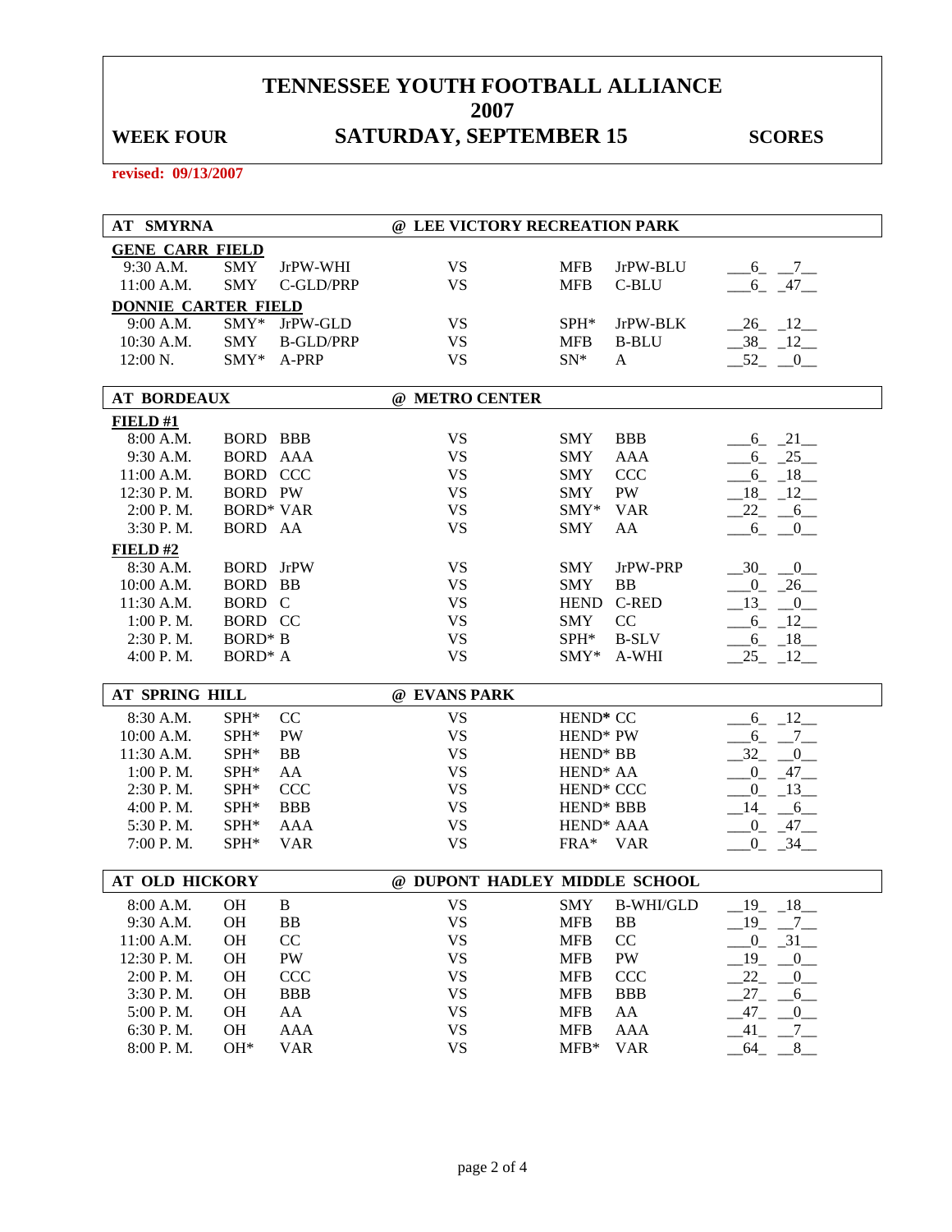# TENNESSEE YOUTH FOOTBALL ALLIANCE
## 2007
## WEEK FOUR — SATURDAY, SEPTEMBER 15 — SCORES

**revised: 09/13/2007**

### AT SMYRNA @ LEE VICTORY RECREATION PARK

**GENE CARR FIELD**

| Time | Team | Division | | Team | Division | Score |
|---|---|---|---|---|---|---|
| 9:30 A.M. | SMY | JrPW-WHI | VS | MFB | JrPW-BLU | 6 7 |
| 11:00 A.M. | SMY | C-GLD/PRP | VS | MFB | C-BLU | 6 47 |

**DONNIE CARTER FIELD**

| Time | Team | Division | | Team | Division | Score |
|---|---|---|---|---|---|---|
| 9:00 A.M. | SMY* | JrPW-GLD | VS | SPH* | JrPW-BLK | 26 12 |
| 10:30 A.M. | SMY | B-GLD/PRP | VS | MFB | B-BLU | 38 12 |
| 12:00 N. | SMY* | A-PRP | VS | SN* | A | 52 0 |

### AT BORDEAUX @ METRO CENTER

**FIELD #1**

| Time | Team | Division | | Team | Division | Score |
|---|---|---|---|---|---|---|
| 8:00 A.M. | BORD | BBB | VS | SMY | BBB | 6 21 |
| 9:30 A.M. | BORD | AAA | VS | SMY | AAA | 6 25 |
| 11:00 A.M. | BORD | CCC | VS | SMY | CCC | 6 18 |
| 12:30 P. M. | BORD | PW | VS | SMY | PW | 18 12 |
| 2:00 P. M. | BORD* | VAR | VS | SMY* | VAR | 22 6 |
| 3:30 P. M. | BORD | AA | VS | SMY | AA | 6 0 |

**FIELD #2**

| Time | Team | Division | | Team | Division | Score |
|---|---|---|---|---|---|---|
| 8:30 A.M. | BORD | JrPW | VS | SMY | JrPW-PRP | 30 0 |
| 10:00 A.M. | BORD | BB | VS | SMY | BB | 0 26 |
| 11:30 A.M. | BORD | C | VS | HEND | C-RED | 13 0 |
| 1:00 P. M. | BORD | CC | VS | SMY | CC | 6 12 |
| 2:30 P. M. | BORD* | B | VS | SPH* | B-SLV | 6 18 |
| 4:00 P. M. | BORD* | A | VS | SMY* | A-WHI | 25 12 |

### AT SPRING HILL @ EVANS PARK

| Time | Team | Division | | Team | Division | Score |
|---|---|---|---|---|---|---|
| 8:30 A.M. | SPH* | CC | VS | HEND* | CC | 6 12 |
| 10:00 A.M. | SPH* | PW | VS | HEND* | PW | 6 7 |
| 11:30 A.M. | SPH* | BB | VS | HEND* | BB | 32 0 |
| 1:00 P. M. | SPH* | AA | VS | HEND* | AA | 0 47 |
| 2:30 P. M. | SPH* | CCC | VS | HEND* | CCC | 0 13 |
| 4:00 P. M. | SPH* | BBB | VS | HEND* | BBB | 14 6 |
| 5:30 P. M. | SPH* | AAA | VS | HEND* | AAA | 0 47 |
| 7:00 P. M. | SPH* | VAR | VS | FRA* | VAR | 0 34 |

### AT OLD HICKORY @ DUPONT HADLEY MIDDLE SCHOOL

| Time | Team | Division | | Team | Division | Score |
|---|---|---|---|---|---|---|
| 8:00 A.M. | OH | B | VS | SMY | B-WHI/GLD | 19 18 |
| 9:30 A.M. | OH | BB | VS | MFB | BB | 19 7 |
| 11:00 A.M. | OH | CC | VS | MFB | CC | 0 31 |
| 12:30 P. M. | OH | PW | VS | MFB | PW | 19 0 |
| 2:00 P. M. | OH | CCC | VS | MFB | CCC | 22 0 |
| 3:30 P. M. | OH | BBB | VS | MFB | BBB | 27 6 |
| 5:00 P. M. | OH | AA | VS | MFB | AA | 47 0 |
| 6:30 P. M. | OH | AAA | VS | MFB | AAA | 41 7 |
| 8:00 P. M. | OH* | VAR | VS | MFB* | VAR | 64 8 |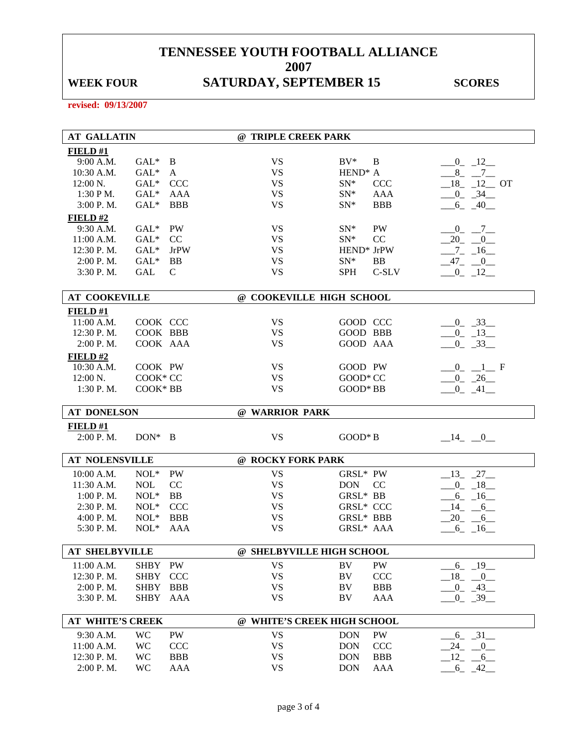# TENNESSEE YOUTH FOOTBALL ALLIANCE
## 2007
## WEEK FOUR — SATURDAY, SEPTEMBER 15 — SCORES

**revised: 09/13/2007**

| AT GALLATIN | | @ TRIPLE CREEK PARK | | |
|---|---|---|---|---|
| **FIELD #1** | | | | |
| 9:00 A.M. | GAL* B | VS | BV* B | 0 12 |
| 10:30 A.M. | GAL* A | VS | HEND* A | 8 7 |
| 12:00 N. | GAL* CCC | VS | SN* CCC | 18 12 OT |
| 1:30 P M. | GAL* AAA | VS | SN* AAA | 0 34 |
| 3:00 P. M. | GAL* BBB | VS | SN* BBB | 6 40 |
| **FIELD #2** | | | | |
| 9:30 A.M. | GAL* PW | VS | SN* PW | 0 7 |
| 11:00 A.M. | GAL* CC | VS | SN* CC | 20 0 |
| 12:30 P. M. | GAL* JrPW | VS | HEND* JrPW | 7 16 |
| 2:00 P. M. | GAL* BB | VS | SN* BB | 47 0 |
| 3:30 P. M. | GAL C | VS | SPH C-SLV | 0 12 |

| AT COOKEVILLE | | @ COOKEVILLE HIGH SCHOOL | | |
|---|---|---|---|---|
| **FIELD #1** | | | | |
| 11:00 A.M. | COOK CCC | VS | GOOD CCC | 0 33 |
| 12:30 P. M. | COOK BBB | VS | GOOD BBB | 0 13 |
| 2:00 P. M. | COOK AAA | VS | GOOD AAA | 0 33 |
| **FIELD #2** | | | | |
| 10:30 A.M. | COOK PW | VS | GOOD PW | 0 1 F |
| 12:00 N. | COOK* CC | VS | GOOD* CC | 0 26 |
| 1:30 P. M. | COOK* BB | VS | GOOD* BB | 0 41 |

| AT DONELSON | | @ WARRIOR PARK | | |
|---|---|---|---|---|
| **FIELD #1** | | | | |
| 2:00 P. M. | DON* B | VS | GOOD* B | 14 0 |

| AT NOLENSVILLE | | @ ROCKY FORK PARK | | |
|---|---|---|---|---|
| 10:00 A.M. | NOL* PW | VS | GRSL* PW | 13 27 |
| 11:30 A.M. | NOL CC | VS | DON CC | 0 18 |
| 1:00 P. M. | NOL* BB | VS | GRSL* BB | 6 16 |
| 2:30 P. M. | NOL* CCC | VS | GRSL* CCC | 14 6 |
| 4:00 P. M. | NOL* BBB | VS | GRSL* BBB | 20 6 |
| 5:30 P. M. | NOL* AAA | VS | GRSL* AAA | 6 16 |

| AT SHELBYVILLE | | @ SHELBYVILLE HIGH SCHOOL | | |
|---|---|---|---|---|
| 11:00 A.M. | SHBY PW | VS | BV PW | 6 19 |
| 12:30 P. M. | SHBY CCC | VS | BV CCC | 18 0 |
| 2:00 P. M. | SHBY BBB | VS | BV BBB | 0 43 |
| 3:30 P. M. | SHBY AAA | VS | BV AAA | 0 39 |

| AT WHITE'S CREEK | | @ WHITE'S CREEK HIGH SCHOOL | | |
|---|---|---|---|---|
| 9:30 A.M. | WC PW | VS | DON PW | 6 31 |
| 11:00 A.M. | WC CCC | VS | DON CCC | 24 0 |
| 12:30 P. M. | WC BBB | VS | DON BBB | 12 6 |
| 2:00 P. M. | WC AAA | VS | DON AAA | 6 42 |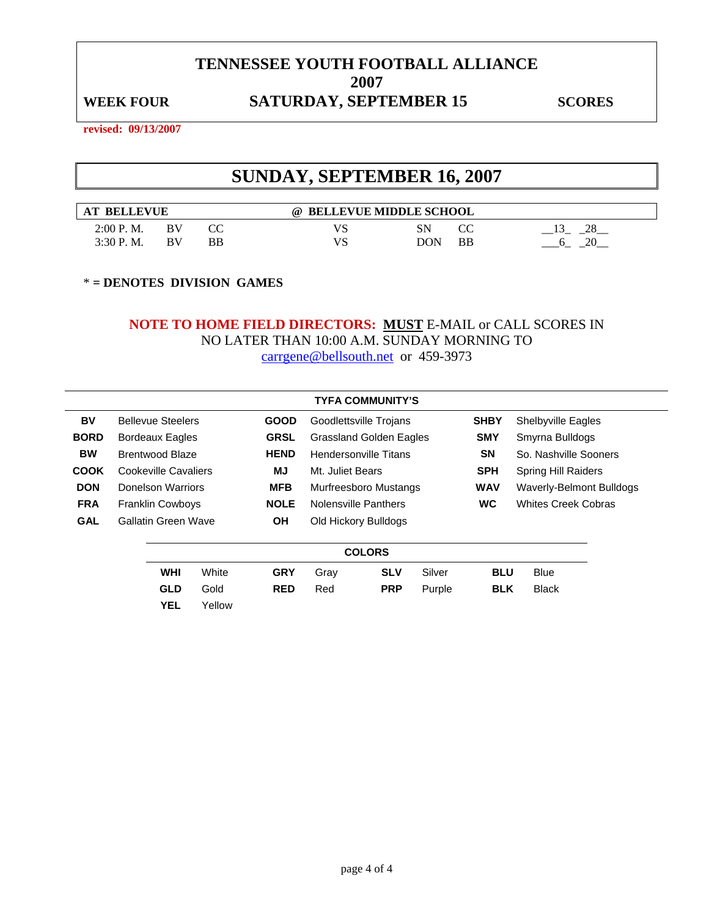# TENNESSEE YOUTH FOOTBALL ALLIANCE
# 2007

**WEEK FOUR** **SATURDAY, SEPTEMBER 15** **SCORES**

revised: 09/13/2007

## SUNDAY, SEPTEMBER 16, 2007

| AT BELLEVUE | | | @ BELLEVUE MIDDLE SCHOOL | | | |
|---|---|---|---|---|---|---|
| 2:00 P. M. | BV | CC | VS | SN | CC | __13_ _28__ |
| 3:30 P. M. | BV | BB | VS | DON | BB | ___6_ _20__ |

* = DENOTES DIVISION GAMES

**NOTE TO HOME FIELD DIRECTORS: MUST** E-MAIL or CALL SCORES IN NO LATER THAN 10:00 A.M. SUNDAY MORNING TO carrgene@bellsouth.net or 459-3973

**TYFA COMMUNITY'S**

| | | | | | |
|---|---|---|---|---|---|
| **BV** | Bellevue Steelers | **GOOD** | Goodlettsville Trojans | **SHBY** | Shelbyville Eagles |
| **BORD** | Bordeaux Eagles | **GRSL** | Grassland Golden Eagles | **SMY** | Smyrna Bulldogs |
| **BW** | Brentwood Blaze | **HEND** | Hendersonville Titans | **SN** | So. Nashville Sooners |
| **COOK** | Cookeville Cavaliers | **MJ** | Mt. Juliet Bears | **SPH** | Spring Hill Raiders |
| **DON** | Donelson Warriors | **MFB** | Murfreesboro Mustangs | **WAV** | Waverly-Belmont Bulldogs |
| **FRA** | Franklin Cowboys | **NOLE** | Nolensville Panthers | **WC** | Whites Creek Cobras |
| **GAL** | Gallatin Green Wave | **OH** | Old Hickory Bulldogs | | |

**COLORS**

| | | | | | | | |
|---|---|---|---|---|---|---|---|
| **WHI** | White | **GRY** | Gray | **SLV** | Silver | **BLU** | Blue |
| **GLD** | Gold | **RED** | Red | **PRP** | Purple | **BLK** | Black |
| **YEL** | Yellow | | | | | | |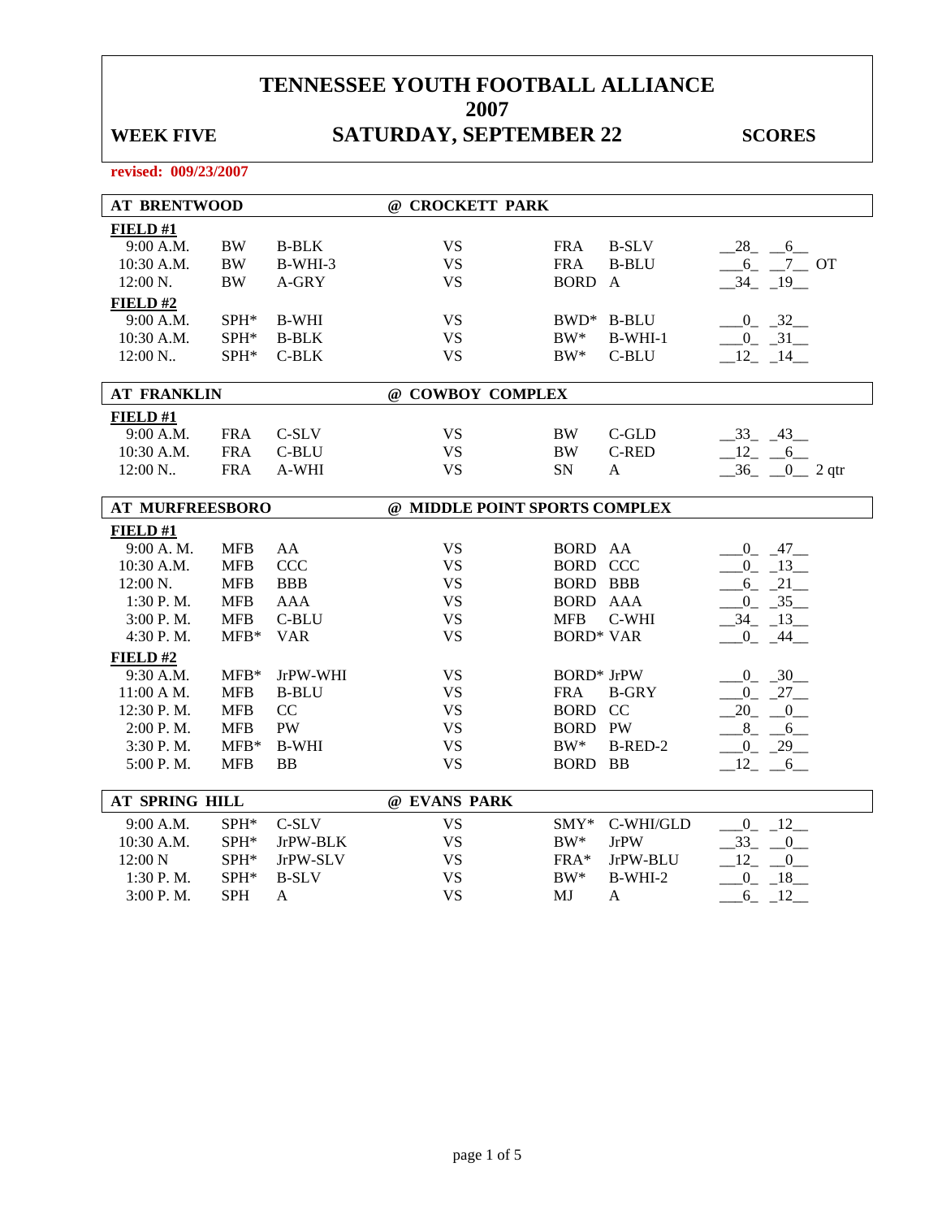# TENNESSEE YOUTH FOOTBALL ALLIANCE
## 2007

**WEEK FIVE** — **SATURDAY, SEPTEMBER 22** — **SCORES**

**revised: 009/23/2007**

| AT BRENTWOOD | | | @ CROCKETT PARK | | | |
|---|---|---|---|---|---|---|
| **FIELD #1** | | | | | | |
| 9:00 A.M. | BW | B-BLK | VS | FRA | B-SLV | __28_ __6__ |
| 10:30 A.M. | BW | B-WHI-3 | VS | FRA | B-BLU | ___6_ __7__ OT |
| 12:00 N. | BW | A-GRY | VS | BORD | A | __34_ _19__ |
| **FIELD #2** | | | | | | |
| 9:00 A.M. | SPH* | B-WHI | VS | BWD* | B-BLU | ___0_ _32__ |
| 10:30 A.M. | SPH* | B-BLK | VS | BW* | B-WHI-1 | ___0_ _31__ |
| 12:00 N.. | SPH* | C-BLK | VS | BW* | C-BLU | __12_ _14__ |

| AT FRANKLIN | | | @ COWBOY COMPLEX | | | |
|---|---|---|---|---|---|---|
| **FIELD #1** | | | | | | |
| 9:00 A.M. | FRA | C-SLV | VS | BW | C-GLD | __33_ _43__ |
| 10:30 A.M. | FRA | C-BLU | VS | BW | C-RED | __12_ __6__ |
| 12:00 N.. | FRA | A-WHI | VS | SN | A | __36_ __0__ 2 qtr |

| AT MURFREESBORO | | | @ MIDDLE POINT SPORTS COMPLEX | | | |
|---|---|---|---|---|---|---|
| **FIELD #1** | | | | | | |
| 9:00 A. M. | MFB | AA | VS | BORD | AA | ___0_ _47__ |
| 10:30 A.M. | MFB | CCC | VS | BORD | CCC | ___0_ _13__ |
| 12:00 N. | MFB | BBB | VS | BORD | BBB | ___6_ _21__ |
| 1:30 P. M. | MFB | AAA | VS | BORD | AAA | ___0_ _35__ |
| 3:00 P. M. | MFB | C-BLU | VS | MFB | C-WHI | __34_ _13__ |
| 4:30 P. M. | MFB* | VAR | VS | BORD* | VAR | ___0_ _44__ |
| **FIELD #2** | | | | | | |
| 9:30 A.M. | MFB* | JrPW-WHI | VS | BORD* | JrPW | ___0_ _30__ |
| 11:00 A M. | MFB | B-BLU | VS | FRA | B-GRY | ___0_ _27__ |
| 12:30 P. M. | MFB | CC | VS | BORD | CC | __20_ __0__ |
| 2:00 P. M. | MFB | PW | VS | BORD | PW | ___8_ __6__ |
| 3:30 P. M. | MFB* | B-WHI | VS | BW* | B-RED-2 | ___0_ _29__ |
| 5:00 P. M. | MFB | BB | VS | BORD | BB | __12_ __6__ |

| AT SPRING HILL | | | @ EVANS PARK | | | |
|---|---|---|---|---|---|---|
| 9:00 A.M. | SPH* | C-SLV | VS | SMY* | C-WHI/GLD | ___0_ _12__ |
| 10:30 A.M. | SPH* | JrPW-BLK | VS | BW* | JrPW | __33_ __0__ |
| 12:00 N | SPH* | JrPW-SLV | VS | FRA* | JrPW-BLU | __12_ __0__ |
| 1:30 P. M. | SPH* | B-SLV | VS | BW* | B-WHI-2 | ___0_ _18__ |
| 3:00 P. M. | SPH | A | VS | MJ | A | ___6_ _12__ |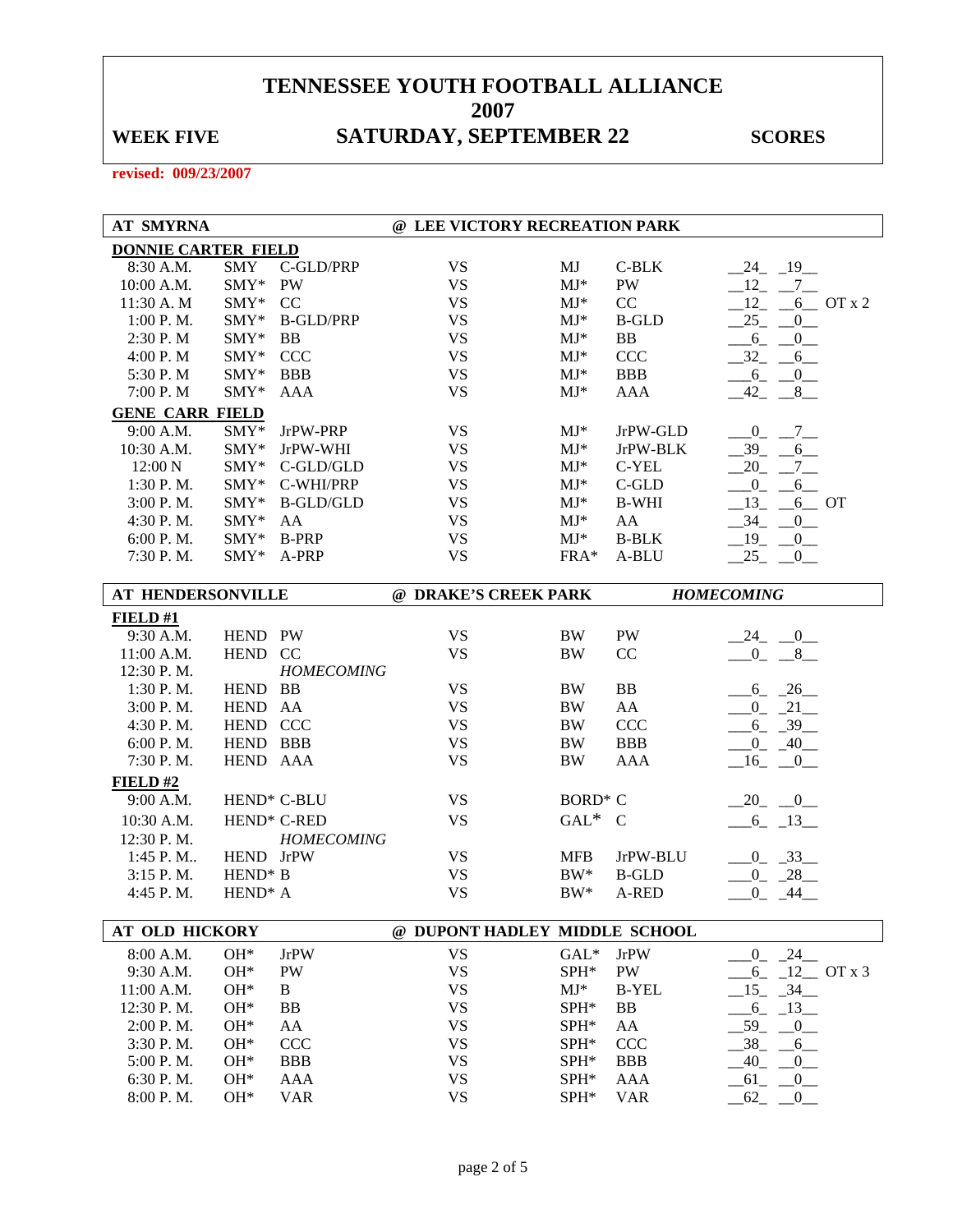# TENNESSEE YOUTH FOOTBALL ALLIANCE
# 2007

**WEEK FIVE** **SATURDAY, SEPTEMBER 22** **SCORES**

**revised: 009/23/2007**

## AT SMYRNA @ LEE VICTORY RECREATION PARK

**DONNIE CARTER FIELD**

| Time | Team | Division | | Team | Division | Score |
|---|---|---|---|---|---|---|
| 8:30 A.M. | SMY | C-GLD/PRP | VS | MJ | C-BLK | 24 19 |
| 10:00 A.M. | SMY* | PW | VS | MJ* | PW | 12 7 |
| 11:30 A. M | SMY* | CC | VS | MJ* | CC | 12 6 OT x 2 |
| 1:00 P. M. | SMY* | B-GLD/PRP | VS | MJ* | B-GLD | 25 0 |
| 2:30 P. M | SMY* | BB | VS | MJ* | BB | 6 0 |
| 4:00 P. M | SMY* | CCC | VS | MJ* | CCC | 32 6 |
| 5:30 P. M | SMY* | BBB | VS | MJ* | BBB | 6 0 |
| 7:00 P. M | SMY* | AAA | VS | MJ* | AAA | 42 8 |

**GENE CARR FIELD**

| Time | Team | Division | | Team | Division | Score |
|---|---|---|---|---|---|---|
| 9:00 A.M. | SMY* | JrPW-PRP | VS | MJ* | JrPW-GLD | 0 7 |
| 10:30 A.M. | SMY* | JrPW-WHI | VS | MJ* | JrPW-BLK | 39 6 |
| 12:00 N | SMY* | C-GLD/GLD | VS | MJ* | C-YEL | 20 7 |
| 1:30 P. M. | SMY* | C-WHI/PRP | VS | MJ* | C-GLD | 0 6 |
| 3:00 P. M. | SMY* | B-GLD/GLD | VS | MJ* | B-WHI | 13 6 OT |
| 4:30 P. M. | SMY* | AA | VS | MJ* | AA | 34 0 |
| 6:00 P. M. | SMY* | B-PRP | VS | MJ* | B-BLK | 19 0 |
| 7:30 P. M. | SMY* | A-PRP | VS | FRA* | A-BLU | 25 0 |

## AT HENDERSONVILLE @ DRAKE'S CREEK PARK *HOMECOMING*

**FIELD #1**

| Time | Team | Division | | Team | Division | Score |
|---|---|---|---|---|---|---|
| 9:30 A.M. | HEND | PW | VS | BW | PW | 24 0 |
| 11:00 A.M. | HEND | CC | VS | BW | CC | 0 8 |
| 12:30 P. M. | | *HOMECOMING* | | | | |
| 1:30 P. M. | HEND | BB | VS | BW | BB | 6 26 |
| 3:00 P. M. | HEND | AA | VS | BW | AA | 0 21 |
| 4:30 P. M. | HEND | CCC | VS | BW | CCC | 6 39 |
| 6:00 P. M. | HEND | BBB | VS | BW | BBB | 0 40 |
| 7:30 P. M. | HEND | AAA | VS | BW | AAA | 16 0 |

**FIELD #2**

| Time | Team | Division | | Team | Division | Score |
|---|---|---|---|---|---|---|
| 9:00 A.M. | HEND* | C-BLU | VS | BORD* | C | 20 0 |
| 10:30 A.M. | HEND* | C-RED | VS | GAL* | C | 6 13 |
| 12:30 P. M. | | *HOMECOMING* | | | | |
| 1:45 P. M.. | HEND | JrPW | VS | MFB | JrPW-BLU | 0 33 |
| 3:15 P. M. | HEND* | B | VS | BW* | B-GLD | 0 28 |
| 4:45 P. M. | HEND* | A | VS | BW* | A-RED | 0 44 |

## AT OLD HICKORY @ DUPONT HADLEY MIDDLE SCHOOL

| Time | Team | Division | | Team | Division | Score |
|---|---|---|---|---|---|---|
| 8:00 A.M. | OH* | JrPW | VS | GAL* | JrPW | 0 24 |
| 9:30 A.M. | OH* | PW | VS | SPH* | PW | 6 12 OT x 3 |
| 11:00 A.M. | OH* | B | VS | MJ* | B-YEL | 15 34 |
| 12:30 P. M. | OH* | BB | VS | SPH* | BB | 6 13 |
| 2:00 P. M. | OH* | AA | VS | SPH* | AA | 59 0 |
| 3:30 P. M. | OH* | CCC | VS | SPH* | CCC | 38 6 |
| 5:00 P. M. | OH* | BBB | VS | SPH* | BBB | 40 0 |
| 6:30 P. M. | OH* | AAA | VS | SPH* | AAA | 61 0 |
| 8:00 P. M. | OH* | VAR | VS | SPH* | VAR | 62 0 |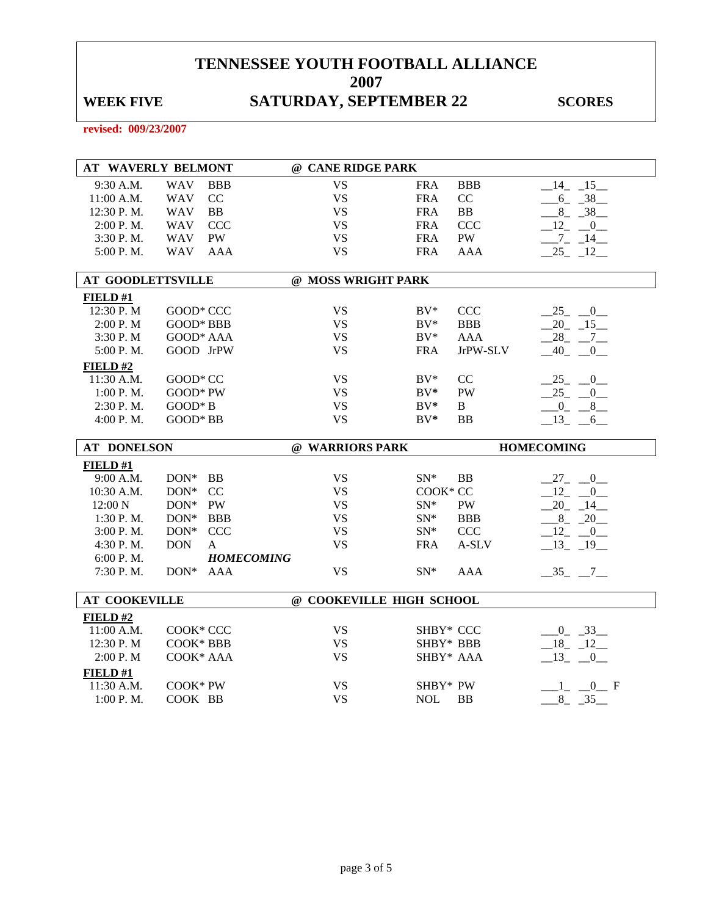# TENNESSEE YOUTH FOOTBALL ALLIANCE

## 2007

**WEEK FIVE** **SATURDAY, SEPTEMBER 22** **SCORES**

**revised: 009/23/2007**

| AT WAVERLY BELMONT | | | @ CANE RIDGE PARK | | | |
|---|---|---|---|---|---|---|
| 9:30 A.M. | WAV | BBB | VS | FRA | BBB | __14_ _15__ |
| 11:00 A.M. | WAV | CC | VS | FRA | CC | ___6_ _38__ |
| 12:30 P. M. | WAV | BB | VS | FRA | BB | ___8_ _38__ |
| 2:00 P. M. | WAV | CCC | VS | FRA | CCC | __12_ __0__ |
| 3:30 P. M. | WAV | PW | VS | FRA | PW | ___7_ _14__ |
| 5:00 P. M. | WAV | AAA | VS | FRA | AAA | __25_ _12__ |

| AT GOODLETTSVILLE | | | @ MOSS WRIGHT PARK | | | |
|---|---|---|---|---|---|---|
| **FIELD #1** | | | | | | |
| 12:30 P. M | GOOD* | CCC | VS | BV* | CCC | __25_ __0__ |
| 2:00 P. M | GOOD* | BBB | VS | BV* | BBB | __20_ _15__ |
| 3:30 P. M | GOOD* | AAA | VS | BV* | AAA | __28_ __7__ |
| 5:00 P. M. | GOOD | JrPW | VS | FRA | JrPW-SLV | __40_ __0__ |
| **FIELD #2** | | | | | | |
| 11:30 A.M. | GOOD* | CC | VS | BV* | CC | __25_ __0__ |
| 1:00 P. M. | GOOD* | PW | VS | BV* | PW | __25_ __0__ |
| 2:30 P. M. | GOOD* | B | VS | BV* | B | __0_ __8__ |
| 4:00 P. M. | GOOD* | BB | VS | BV* | BB | __13_ __6__ |

| AT DONELSON | | | @ WARRIORS PARK | | HOMECOMING | |
|---|---|---|---|---|---|---|
| **FIELD #1** | | | | | | |
| 9:00 A.M. | DON* | BB | VS | SN* | BB | __27_ __0__ |
| 10:30 A.M. | DON* | CC | VS | COOK* | CC | __12_ __0__ |
| 12:00 N | DON* | PW | VS | SN* | PW | __20_ _14__ |
| 1:30 P. M. | DON* | BBB | VS | SN* | BBB | ___8_ _20__ |
| 3:00 P. M. | DON* | CCC | VS | SN* | CCC | __12_ __0__ |
| 4:30 P. M. | DON | A | VS | FRA | A-SLV | __13_ _19__ |
| 6:00 P. M. | | ***HOMECOMING*** | | | | |
| 7:30 P. M. | DON* | AAA | VS | SN* | AAA | __35_ __7__ |

| AT COOKEVILLE | | | @ COOKEVILLE HIGH SCHOOL | | | |
|---|---|---|---|---|---|---|
| **FIELD #2** | | | | | | |
| 11:00 A.M. | COOK* | CCC | VS | SHBY* | CCC | ___0_ _33__ |
| 12:30 P. M | COOK* | BBB | VS | SHBY* | BBB | __18_ _12__ |
| 2:00 P. M | COOK* | AAA | VS | SHBY* | AAA | __13_ __0__ |
| **FIELD #1** | | | | | | |
| 11:30 A.M. | COOK* | PW | VS | SHBY* | PW | ___1_ __0__ F |
| 1:00 P. M. | COOK | BB | VS | NOL | BB | ___8_ _35__ |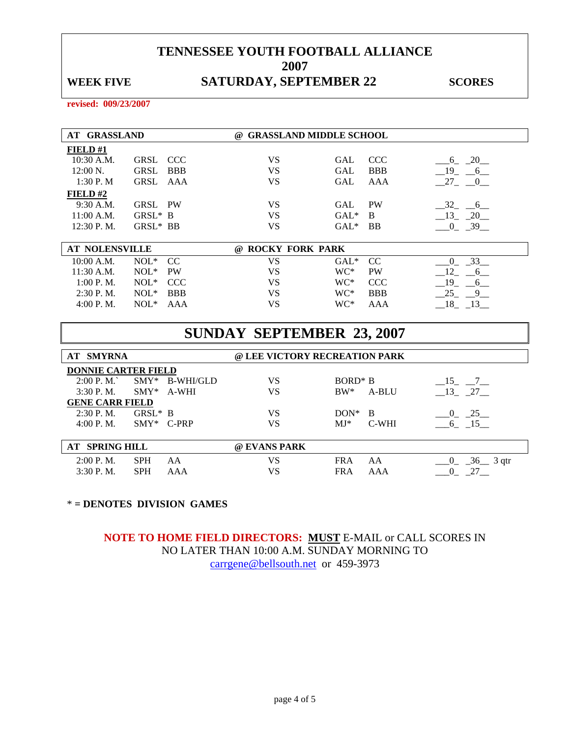# TENNESSEE YOUTH FOOTBALL ALLIANCE
# 2007

**WEEK FIVE** **SATURDAY, SEPTEMBER 22** **SCORES**

**revised: 009/23/2007**

| AT GRASSLAND | | | @ GRASSLAND MIDDLE SCHOOL | | | |
|---|---|---|---|---|---|---|
| **FIELD #1** | | | | | | |
| 10:30 A.M. | GRSL | CCC | VS | GAL | CCC | 6 20 |
| 12:00 N. | GRSL | BBB | VS | GAL | BBB | 19 6 |
| 1:30 P. M | GRSL | AAA | VS | GAL | AAA | 27 0 |
| **FIELD #2** | | | | | | |
| 9:30 A.M. | GRSL | PW | VS | GAL | PW | 32 6 |
| 11:00 A.M. | GRSL* | B | VS | GAL* | B | 13 20 |
| 12:30 P. M. | GRSL* | BB | VS | GAL* | BB | 0 39 |

| AT NOLENSVILLE | | | @ ROCKY FORK PARK | | | |
|---|---|---|---|---|---|---|
| 10:00 A.M. | NOL* | CC | VS | GAL* | CC | 0 33 |
| 11:30 A.M. | NOL* | PW | VS | WC* | PW | 12 6 |
| 1:00 P. M. | NOL* | CCC | VS | WC* | CCC | 19 6 |
| 2:30 P. M. | NOL* | BBB | VS | WC* | BBB | 25 9 |
| 4:00 P. M. | NOL* | AAA | VS | WC* | AAA | 18 13 |

## SUNDAY SEPTEMBER 23, 2007

| AT SMYRNA | | | @ LEE VICTORY RECREATION PARK | | | |
|---|---|---|---|---|---|---|
| **DONNIE CARTER FIELD** | | | | | | |
| 2:00 P. M.` | SMY* | B-WHI/GLD | VS | BORD* | B | 15 7 |
| 3:30 P. M. | SMY* | A-WHI | VS | BW* | A-BLU | 13 27 |
| **GENE CARR FIELD** | | | | | | |
| 2:30 P. M. | GRSL* | B | VS | DON* | B | 0 25 |
| 4:00 P. M. | SMY* | C-PRP | VS | MJ* | C-WHI | 6 15 |

| AT SPRING HILL | | | @ EVANS PARK | | | |
|---|---|---|---|---|---|---|
| 2:00 P. M. | SPH | AA | VS | FRA | AA | 0 36 3 qtr |
| 3:30 P. M. | SPH | AAA | VS | FRA | AAA | 0 27 |

**\* = DENOTES DIVISION GAMES**

**NOTE TO HOME FIELD DIRECTORS: MUST** E-MAIL or CALL SCORES IN NO LATER THAN 10:00 A.M. SUNDAY MORNING TO carrgene@bellsouth.net or 459-3973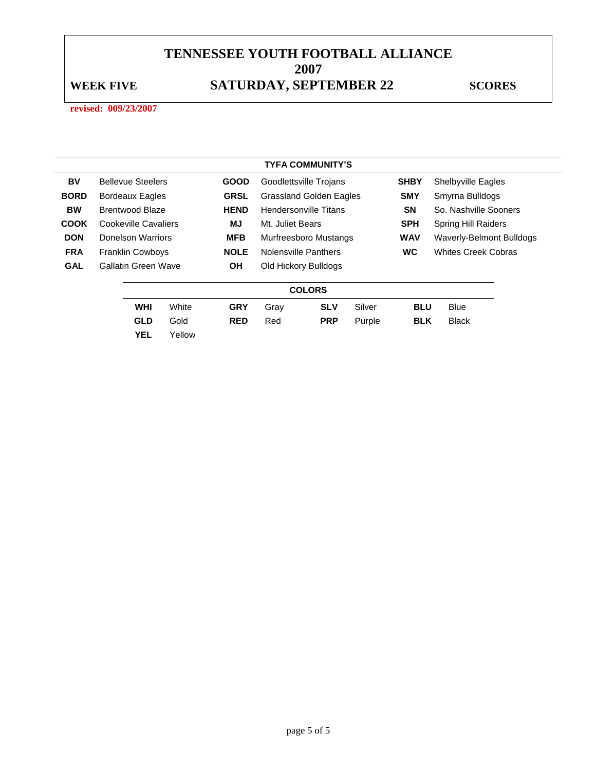# TENNESSEE YOUTH FOOTBALL ALLIANCE

## 2007

**WEEK FIVE** | **SATURDAY, SEPTEMBER 22** | **SCORES**

**revised: 009/23/2007**

**TYFA COMMUNITY'S**

| | | | | | |
|---|---|---|---|---|---|
| **BV** | Bellevue Steelers | **GOOD** | Goodlettsville Trojans | **SHBY** | Shelbyville Eagles |
| **BORD** | Bordeaux Eagles | **GRSL** | Grassland Golden Eagles | **SMY** | Smyrna Bulldogs |
| **BW** | Brentwood Blaze | **HEND** | Hendersonville Titans | **SN** | So. Nashville Sooners |
| **COOK** | Cookeville Cavaliers | **MJ** | Mt. Juliet Bears | **SPH** | Spring Hill Raiders |
| **DON** | Donelson Warriors | **MFB** | Murfreesboro Mustangs | **WAV** | Waverly-Belmont Bulldogs |
| **FRA** | Franklin Cowboys | **NOLE** | Nolensville Panthers | **WC** | Whites Creek Cobras |
| **GAL** | Gallatin Green Wave | **OH** | Old Hickory Bulldogs | | |

**COLORS**

| | | | | | | | |
|---|---|---|---|---|---|---|---|
| **WHI** | White | **GRY** | Gray | **SLV** | Silver | **BLU** | Blue |
| **GLD** | Gold | **RED** | Red | **PRP** | Purple | **BLK** | Black |
| **YEL** | Yellow | | | | | | |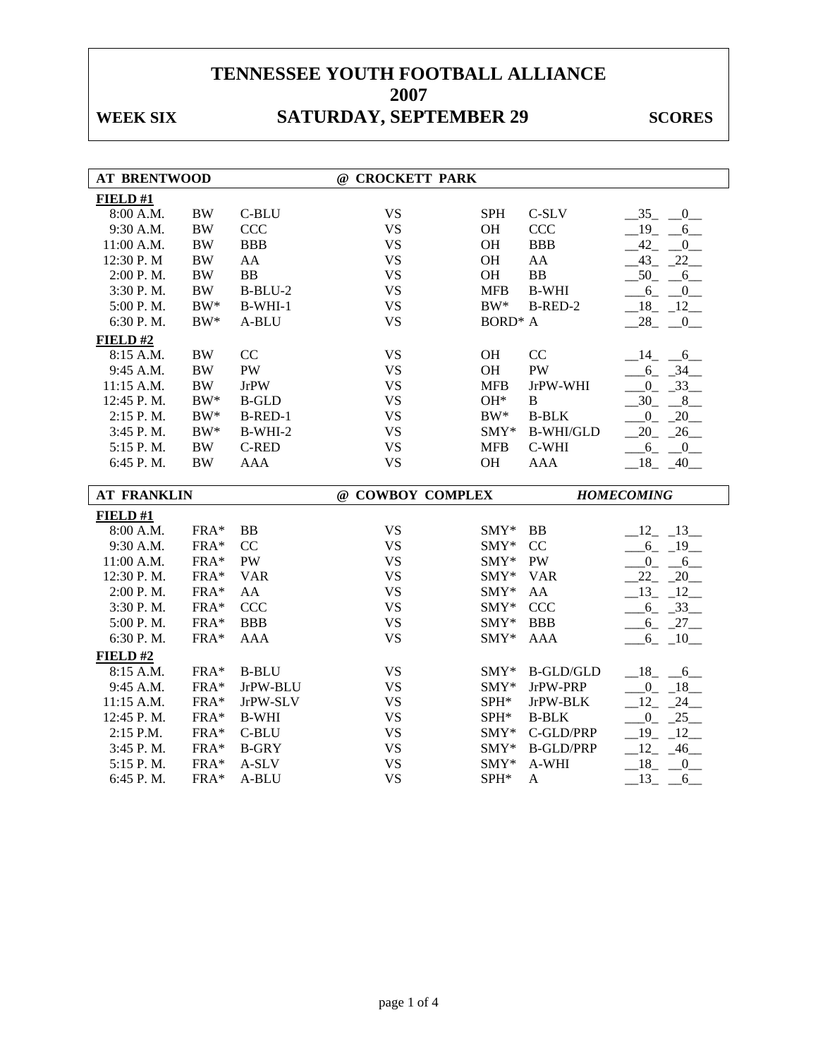# TENNESSEE YOUTH FOOTBALL ALLIANCE
# 2007

**WEEK SIX** **SATURDAY, SEPTEMBER 29** **SCORES**

| AT BRENTWOOD | | | @ CROCKETT PARK | | | |
|---|---|---|---|---|---|---|
| **FIELD #1** | | | | | | |
| 8:00 A.M. | BW | C-BLU | VS | SPH | C-SLV | 35 0 |
| 9:30 A.M. | BW | CCC | VS | OH | CCC | 19 6 |
| 11:00 A.M. | BW | BBB | VS | OH | BBB | 42 0 |
| 12:30 P. M | BW | AA | VS | OH | AA | 43 22 |
| 2:00 P. M. | BW | BB | VS | OH | BB | 50 6 |
| 3:30 P. M. | BW | B-BLU-2 | VS | MFB | B-WHI | 6 0 |
| 5:00 P. M. | BW* | B-WHI-1 | VS | BW* | B-RED-2 | 18 12 |
| 6:30 P. M. | BW* | A-BLU | VS | BORD* | A | 28 0 |
| **FIELD #2** | | | | | | |
| 8:15 A.M. | BW | CC | VS | OH | CC | 14 6 |
| 9:45 A.M. | BW | PW | VS | OH | PW | 6 34 |
| 11:15 A.M. | BW | JrPW | VS | MFB | JrPW-WHI | 0 33 |
| 12:45 P. M. | BW* | B-GLD | VS | OH* | B | 30 8 |
| 2:15 P. M. | BW* | B-RED-1 | VS | BW* | B-BLK | 0 20 |
| 3:45 P. M. | BW* | B-WHI-2 | VS | SMY* | B-WHI/GLD | 20 26 |
| 5:15 P. M. | BW | C-RED | VS | MFB | C-WHI | 6 0 |
| 6:45 P. M. | BW | AAA | VS | OH | AAA | 18 40 |

| AT FRANKLIN | | | @ COWBOY COMPLEX | | | *HOMECOMING* |
|---|---|---|---|---|---|---|
| **FIELD #1** | | | | | | |
| 8:00 A.M. | FRA* | BB | VS | SMY* | BB | 12 13 |
| 9:30 A.M. | FRA* | CC | VS | SMY* | CC | 6 19 |
| 11:00 A.M. | FRA* | PW | VS | SMY* | PW | 0 6 |
| 12:30 P. M. | FRA* | VAR | VS | SMY* | VAR | 22 20 |
| 2:00 P. M. | FRA* | AA | VS | SMY* | AA | 13 12 |
| 3:30 P. M. | FRA* | CCC | VS | SMY* | CCC | 6 33 |
| 5:00 P. M. | FRA* | BBB | VS | SMY* | BBB | 6 27 |
| 6:30 P. M. | FRA* | AAA | VS | SMY* | AAA | 6 10 |
| **FIELD #2** | | | | | | |
| 8:15 A.M. | FRA* | B-BLU | VS | SMY* | B-GLD/GLD | 18 6 |
| 9:45 A.M. | FRA* | JrPW-BLU | VS | SMY* | JrPW-PRP | 0 18 |
| 11:15 A.M. | FRA* | JrPW-SLV | VS | SPH* | JrPW-BLK | 12 24 |
| 12:45 P. M. | FRA* | B-WHI | VS | SPH* | B-BLK | 0 25 |
| 2:15 P.M. | FRA* | C-BLU | VS | SMY* | C-GLD/PRP | 19 12 |
| 3:45 P. M. | FRA* | B-GRY | VS | SMY* | B-GLD/PRP | 12 46 |
| 5:15 P. M. | FRA* | A-SLV | VS | SMY* | A-WHI | 18 0 |
| 6:45 P. M. | FRA* | A-BLU | VS | SPH* | A | 13 6 |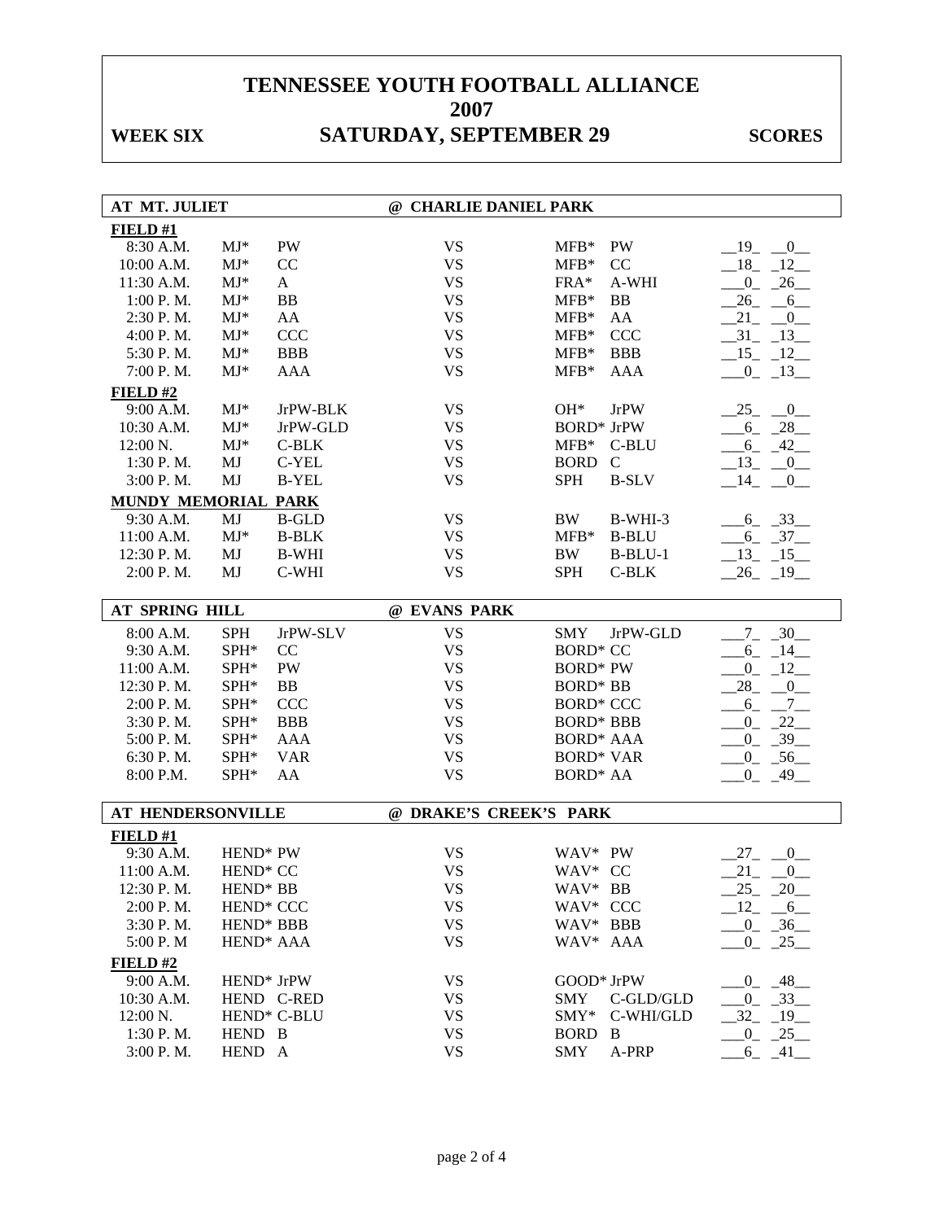# TENNESSEE YOUTH FOOTBALL ALLIANCE
## 2007
### WEEK SIX SATURDAY, SEPTEMBER 29 SCORES

| AT MT. JULIET | | | @ CHARLIE DANIEL PARK | | | |
|---|---|---|---|---|---|---|
| **FIELD #1** | | | | | | |
| 8:30 A.M. | MJ* | PW | VS | MFB* | PW | 19 0 |
| 10:00 A.M. | MJ* | CC | VS | MFB* | CC | 18 12 |
| 11:30 A.M. | MJ* | A | VS | FRA* | A-WHI | 0 26 |
| 1:00 P. M. | MJ* | BB | VS | MFB* | BB | 26 6 |
| 2:30 P. M. | MJ* | AA | VS | MFB* | AA | 21 0 |
| 4:00 P. M. | MJ* | CCC | VS | MFB* | CCC | 31 13 |
| 5:30 P. M. | MJ* | BBB | VS | MFB* | BBB | 15 12 |
| 7:00 P. M. | MJ* | AAA | VS | MFB* | AAA | 0 13 |
| **FIELD #2** | | | | | | |
| 9:00 A.M. | MJ* | JrPW-BLK | VS | OH* | JrPW | 25 0 |
| 10:30 A.M. | MJ* | JrPW-GLD | VS | BORD* | JrPW | 6 28 |
| 12:00 N. | MJ* | C-BLK | VS | MFB* | C-BLU | 6 42 |
| 1:30 P. M. | MJ | C-YEL | VS | BORD | C | 13 0 |
| 3:00 P. M. | MJ | B-YEL | VS | SPH | B-SLV | 14 0 |
| **MUNDY MEMORIAL PARK** | | | | | | |
| 9:30 A.M. | MJ | B-GLD | VS | BW | B-WHI-3 | 6 33 |
| 11:00 A.M. | MJ* | B-BLK | VS | MFB* | B-BLU | 6 37 |
| 12:30 P. M. | MJ | B-WHI | VS | BW | B-BLU-1 | 13 15 |
| 2:00 P. M. | MJ | C-WHI | VS | SPH | C-BLK | 26 19 |

| AT SPRING HILL | | | @ EVANS PARK | | | |
|---|---|---|---|---|---|---|
| 8:00 A.M. | SPH | JrPW-SLV | VS | SMY | JrPW-GLD | 7 30 |
| 9:30 A.M. | SPH* | CC | VS | BORD* | CC | 6 14 |
| 11:00 A.M. | SPH* | PW | VS | BORD* | PW | 0 12 |
| 12:30 P. M. | SPH* | BB | VS | BORD* | BB | 28 0 |
| 2:00 P. M. | SPH* | CCC | VS | BORD* | CCC | 6 7 |
| 3:30 P. M. | SPH* | BBB | VS | BORD* | BBB | 0 22 |
| 5:00 P. M. | SPH* | AAA | VS | BORD* | AAA | 0 39 |
| 6:30 P. M. | SPH* | VAR | VS | BORD* | VAR | 0 56 |
| 8:00 P.M. | SPH* | AA | VS | BORD* | AA | 0 49 |

| AT HENDERSONVILLE | | | @ DRAKE'S CREEK'S PARK | | | |
|---|---|---|---|---|---|---|
| **FIELD #1** | | | | | | |
| 9:30 A.M. | HEND* | PW | VS | WAV* | PW | 27 0 |
| 11:00 A.M. | HEND* | CC | VS | WAV* | CC | 21 0 |
| 12:30 P. M. | HEND* | BB | VS | WAV* | BB | 25 20 |
| 2:00 P. M. | HEND* | CCC | VS | WAV* | CCC | 12 6 |
| 3:30 P. M. | HEND* | BBB | VS | WAV* | BBB | 0 36 |
| 5:00 P. M | HEND* | AAA | VS | WAV* | AAA | 0 25 |
| **FIELD #2** | | | | | | |
| 9:00 A.M. | HEND* | JrPW | VS | GOOD* | JrPW | 0 48 |
| 10:30 A.M. | HEND | C-RED | VS | SMY | C-GLD/GLD | 0 33 |
| 12:00 N. | HEND* | C-BLU | VS | SMY* | C-WHI/GLD | 32 19 |
| 1:30 P. M. | HEND | B | VS | BORD | B | 0 25 |
| 3:00 P. M. | HEND | A | VS | SMY | A-PRP | 6 41 |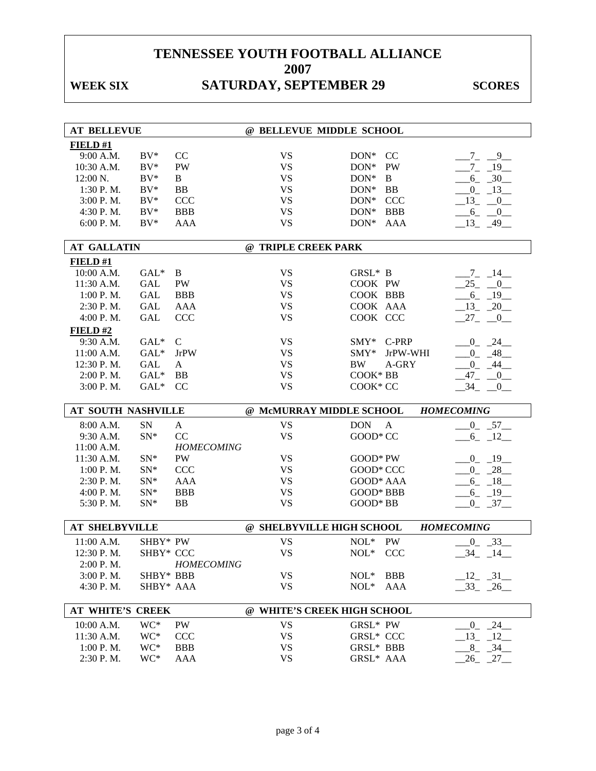# TENNESSEE YOUTH FOOTBALL ALLIANCE
# 2007

**WEEK SIX** — **SATURDAY, SEPTEMBER 29** — **SCORES**

| AT BELLEVUE | | | @ BELLEVUE MIDDLE SCHOOL | | | |
|---|---|---|---|---|---|---|
| **FIELD #1** | | | | | | |
| 9:00 A.M. | BV* | CC | VS | DON* | CC | 7 - 9 |
| 10:30 A.M. | BV* | PW | VS | DON* | PW | 7 - 19 |
| 12:00 N. | BV* | B | VS | DON* | B | 6 - 30 |
| 1:30 P. M. | BV* | BB | VS | DON* | BB | 0 - 13 |
| 3:00 P. M. | BV* | CCC | VS | DON* | CCC | 13 - 0 |
| 4:30 P. M. | BV* | BBB | VS | DON* | BBB | 6 - 0 |
| 6:00 P. M. | BV* | AAA | VS | DON* | AAA | 13 - 49 |

| AT GALLATIN | | | @ TRIPLE CREEK PARK | | | |
|---|---|---|---|---|---|---|
| **FIELD #1** | | | | | | |
| 10:00 A.M. | GAL* | B | VS | GRSL* | B | 7 - 14 |
| 11:30 A.M. | GAL | PW | VS | COOK | PW | 25 - 0 |
| 1:00 P. M. | GAL | BBB | VS | COOK | BBB | 6 - 19 |
| 2:30 P. M. | GAL | AAA | VS | COOK | AAA | 13 - 20 |
| 4:00 P. M. | GAL | CCC | VS | COOK | CCC | 27 - 0 |
| **FIELD #2** | | | | | | |
| 9:30 A.M. | GAL* | C | VS | SMY* | C-PRP | 0 - 24 |
| 11:00 A.M. | GAL* | JrPW | VS | SMY* | JrPW-WHI | 0 - 48 |
| 12:30 P. M. | GAL | A | VS | BW | A-GRY | 0 - 44 |
| 2:00 P. M. | GAL* | BB | VS | COOK* | BB | 47 - 0 |
| 3:00 P. M. | GAL* | CC | VS | COOK* | CC | 34 - 0 |

| AT SOUTH NASHVILLE | | | @ McMURRAY MIDDLE SCHOOL | | | *HOMECOMING* |
|---|---|---|---|---|---|---|
| 8:00 A.M. | SN | A | VS | DON | A | 0 - 57 |
| 9:30 A.M. | SN* | CC | VS | GOOD* | CC | 6 - 12 |
| 11:00 A.M. | | *HOMECOMING* | | | | |
| 11:30 A.M. | SN* | PW | VS | GOOD* | PW | 0 - 19 |
| 1:00 P. M. | SN* | CCC | VS | GOOD* | CCC | 0 - 28 |
| 2:30 P. M. | SN* | AAA | VS | GOOD* | AAA | 6 - 18 |
| 4:00 P. M. | SN* | BBB | VS | GOOD* | BBB | 6 - 19 |
| 5:30 P. M. | SN* | BB | VS | GOOD* | BB | 0 - 37 |

| AT SHELBYVILLE | | | @ SHELBYVILLE HIGH SCHOOL | | | *HOMECOMING* |
|---|---|---|---|---|---|---|
| 11:00 A.M. | SHBY* | PW | VS | NOL* | PW | 0 - 33 |
| 12:30 P. M. | SHBY* | CCC | VS | NOL* | CCC | 34 - 14 |
| 2:00 P. M. | | *HOMECOMING* | | | | |
| 3:00 P. M. | SHBY* | BBB | VS | NOL* | BBB | 12 - 31 |
| 4:30 P. M. | SHBY* | AAA | VS | NOL* | AAA | 33 - 26 |

| AT WHITE'S CREEK | | | @ WHITE'S CREEK HIGH SCHOOL | | | |
|---|---|---|---|---|---|---|
| 10:00 A.M. | WC* | PW | VS | GRSL* | PW | 0 - 24 |
| 11:30 A.M. | WC* | CCC | VS | GRSL* | CCC | 13 - 12 |
| 1:00 P. M. | WC* | BBB | VS | GRSL* | BBB | 8 - 34 |
| 2:30 P. M. | WC* | AAA | VS | GRSL* | AAA | 26 - 27 |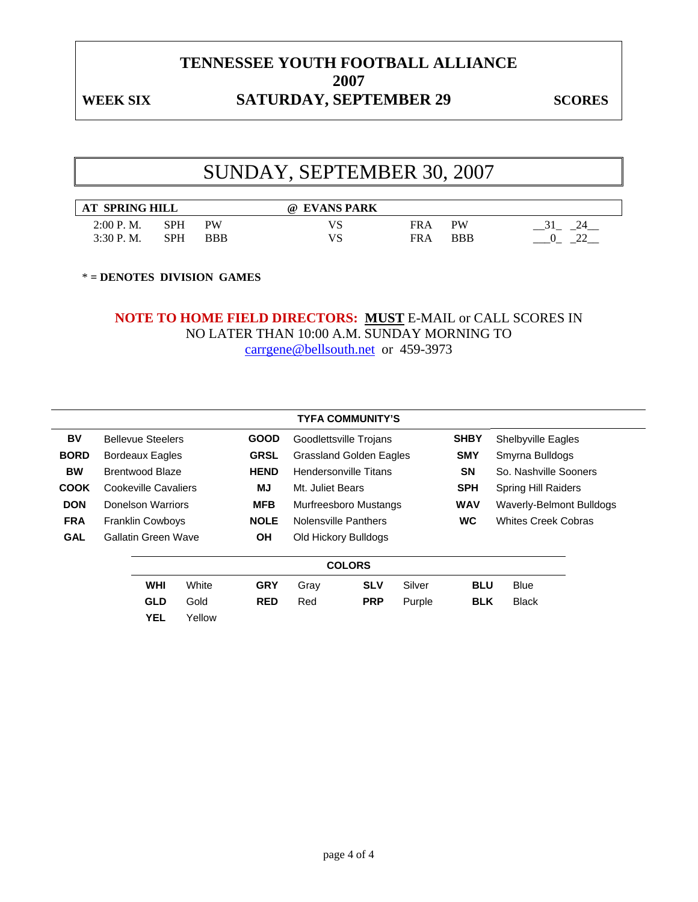# TENNESSEE YOUTH FOOTBALL ALLIANCE
# 2007

**WEEK SIX** — **SATURDAY, SEPTEMBER 29** — **SCORES**

## SUNDAY, SEPTEMBER 30, 2007

| AT SPRING HILL | | | @ EVANS PARK | | | |
|---|---|---|---|---|---|---|
| 2:00 P. M. | SPH | PW | VS | FRA | PW | __31_ _24__ |
| 3:30 P. M. | SPH | BBB | VS | FRA | BBB | ___0_ _22__ |

**\* = DENOTES DIVISION GAMES**

**NOTE TO HOME FIELD DIRECTORS: MUST** E-MAIL or CALL SCORES IN NO LATER THAN 10:00 A.M. SUNDAY MORNING TO carrgene@bellsouth.net or 459-3973

**TYFA COMMUNITY'S**

| | | | | | |
|---|---|---|---|---|---|
| **BV** | Bellevue Steelers | **GOOD** | Goodlettsville Trojans | **SHBY** | Shelbyville Eagles |
| **BORD** | Bordeaux Eagles | **GRSL** | Grassland Golden Eagles | **SMY** | Smyrna Bulldogs |
| **BW** | Brentwood Blaze | **HEND** | Hendersonville Titans | **SN** | So. Nashville Sooners |
| **COOK** | Cookeville Cavaliers | **MJ** | Mt. Juliet Bears | **SPH** | Spring Hill Raiders |
| **DON** | Donelson Warriors | **MFB** | Murfreesboro Mustangs | **WAV** | Waverly-Belmont Bulldogs |
| **FRA** | Franklin Cowboys | **NOLE** | Nolensville Panthers | **WC** | Whites Creek Cobras |
| **GAL** | Gallatin Green Wave | **OH** | Old Hickory Bulldogs | | |

**COLORS**

| | | | | | | | |
|---|---|---|---|---|---|---|---|
| **WHI** | White | **GRY** | Gray | **SLV** | Silver | **BLU** | Blue |
| **GLD** | Gold | **RED** | Red | **PRP** | Purple | **BLK** | Black |
| **YEL** | Yellow | | | | | | |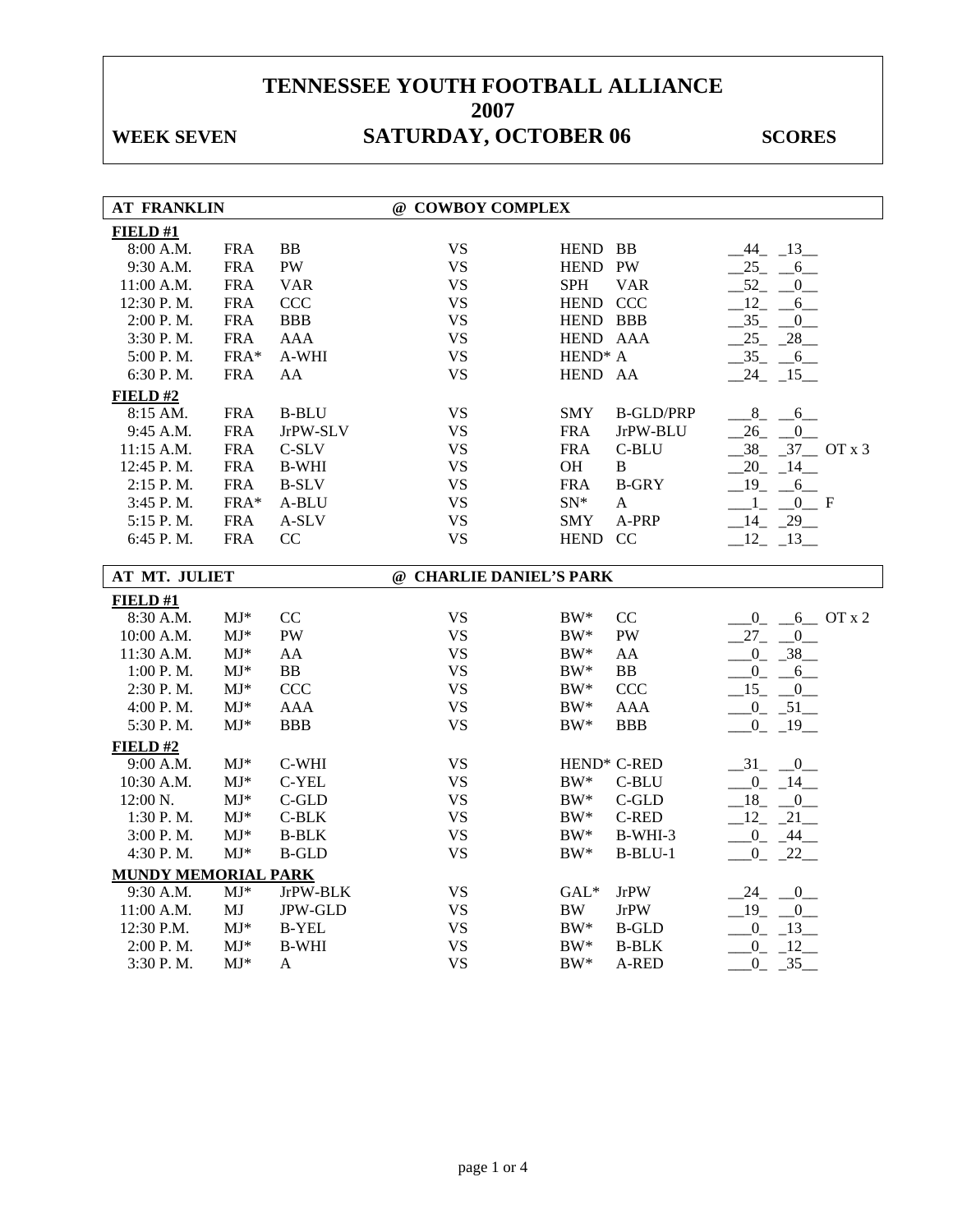# TENNESSEE YOUTH FOOTBALL ALLIANCE
# 2007

**WEEK SEVEN** **SATURDAY, OCTOBER 06** **SCORES**

| AT FRANKLIN | | | @ COWBOY COMPLEX | | | |
|---|---|---|---|---|---|---|
| **FIELD #1** | | | | | | |
| 8:00 A.M. | FRA | BB | VS | HEND | BB | __44_ _13__ |
| 9:30 A.M. | FRA | PW | VS | HEND | PW | __25_ __6__ |
| 11:00 A.M. | FRA | VAR | VS | SPH | VAR | __52_ __0__ |
| 12:30 P. M. | FRA | CCC | VS | HEND | CCC | __12_ __6__ |
| 2:00 P. M. | FRA | BBB | VS | HEND | BBB | __35_ __0__ |
| 3:30 P. M. | FRA | AAA | VS | HEND | AAA | __25_ _28__ |
| 5:00 P. M. | FRA* | A-WHI | VS | HEND* | A | __35_ __6__ |
| 6:30 P. M. | FRA | AA | VS | HEND | AA | __24_ _15__ |
| **FIELD #2** | | | | | | |
| 8:15 AM. | FRA | B-BLU | VS | SMY | B-GLD/PRP | ___8_ __6__ |
| 9:45 A.M. | FRA | JrPW-SLV | VS | FRA | JrPW-BLU | __26_ __0__ |
| 11:15 A.M. | FRA | C-SLV | VS | FRA | C-BLU | __38_ _37__ OT x 3 |
| 12:45 P. M. | FRA | B-WHI | VS | OH | B | __20_ _14__ |
| 2:15 P. M. | FRA | B-SLV | VS | FRA | B-GRY | __19_ __6__ |
| 3:45 P. M. | FRA* | A-BLU | VS | SN* | A | ___1_ __0__ F |
| 5:15 P. M. | FRA | A-SLV | VS | SMY | A-PRP | __14_ _29__ |
| 6:45 P. M. | FRA | CC | VS | HEND | CC | __12_ _13__ |

| AT MT. JULIET | | | @ CHARLIE DANIEL'S PARK | | | |
|---|---|---|---|---|---|---|
| **FIELD #1** | | | | | | |
| 8:30 A.M. | MJ* | CC | VS | BW* | CC | ___0_ __6__ OT x 2 |
| 10:00 A.M. | MJ* | PW | VS | BW* | PW | __27_ __0__ |
| 11:30 A.M. | MJ* | AA | VS | BW* | AA | ___0_ _38__ |
| 1:00 P. M. | MJ* | BB | VS | BW* | BB | ___0_ __6__ |
| 2:30 P. M. | MJ* | CCC | VS | BW* | CCC | __15_ __0__ |
| 4:00 P. M. | MJ* | AAA | VS | BW* | AAA | ___0_ _51__ |
| 5:30 P. M. | MJ* | BBB | VS | BW* | BBB | ___0_ _19__ |
| **FIELD #2** | | | | | | |
| 9:00 A.M. | MJ* | C-WHI | VS | HEND* | C-RED | __31_ __0__ |
| 10:30 A.M. | MJ* | C-YEL | VS | BW* | C-BLU | ___0_ _14__ |
| 12:00 N. | MJ* | C-GLD | VS | BW* | C-GLD | __18_ __0__ |
| 1:30 P. M. | MJ* | C-BLK | VS | BW* | C-RED | __12_ _21__ |
| 3:00 P. M. | MJ* | B-BLK | VS | BW* | B-WHI-3 | ___0_ _44__ |
| 4:30 P. M. | MJ* | B-GLD | VS | BW* | B-BLU-1 | ___0_ _22__ |
| **MUNDY MEMORIAL PARK** | | | | | | |
| 9:30 A.M. | MJ* | JrPW-BLK | VS | GAL* | JrPW | __24_ __0__ |
| 11:00 A.M. | MJ | JPW-GLD | VS | BW | JrPW | __19_ __0__ |
| 12:30 P.M. | MJ* | B-YEL | VS | BW* | B-GLD | ___0_ _13__ |
| 2:00 P. M. | MJ* | B-WHI | VS | BW* | B-BLK | ___0_ _12__ |
| 3:30 P. M. | MJ* | A | VS | BW* | A-RED | ___0_ _35__ |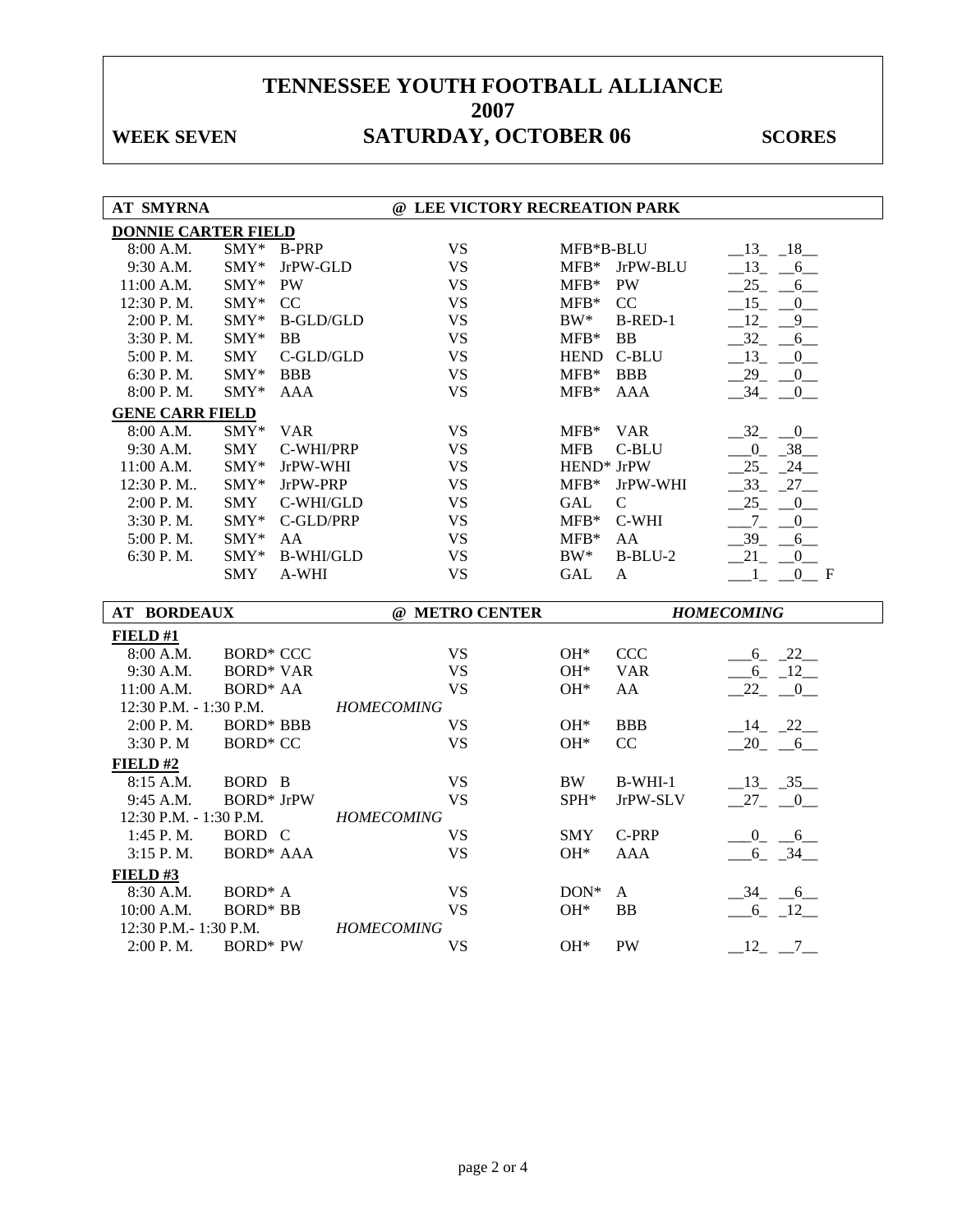# TENNESSEE YOUTH FOOTBALL ALLIANCE
# 2007

**WEEK SEVEN** **SATURDAY, OCTOBER 06** **SCORES**

## AT SMYRNA @ LEE VICTORY RECREATION PARK

**DONNIE CARTER FIELD**

| Time | Home | | | Visitor | | Scores |
|---|---|---|---|---|---|---|
| 8:00 A.M. | SMY* | B-PRP | VS | MFB*B-BLU | | 13 18 |
| 9:30 A.M. | SMY* | JrPW-GLD | VS | MFB* | JrPW-BLU | 13 6 |
| 11:00 A.M. | SMY* | PW | VS | MFB* | PW | 25 6 |
| 12:30 P. M. | SMY* | CC | VS | MFB* | CC | 15 0 |
| 2:00 P. M. | SMY* | B-GLD/GLD | VS | BW* | B-RED-1 | 12 9 |
| 3:30 P. M. | SMY* | BB | VS | MFB* | BB | 32 6 |
| 5:00 P. M. | SMY | C-GLD/GLD | VS | HEND | C-BLU | 13 0 |
| 6:30 P. M. | SMY* | BBB | VS | MFB* | BBB | 29 0 |
| 8:00 P. M. | SMY* | AAA | VS | MFB* | AAA | 34 0 |

**GENE CARR FIELD**

| Time | Home | | | Visitor | | Scores |
|---|---|---|---|---|---|---|
| 8:00 A.M. | SMY* | VAR | VS | MFB* | VAR | 32 0 |
| 9:30 A.M. | SMY | C-WHI/PRP | VS | MFB | C-BLU | 0 38 |
| 11:00 A.M. | SMY* | JrPW-WHI | VS | HEND* JrPW | | 25 24 |
| 12:30 P. M.. | SMY* | JrPW-PRP | VS | MFB* | JrPW-WHI | 33 27 |
| 2:00 P. M. | SMY | C-WHI/GLD | VS | GAL | C | 25 0 |
| 3:30 P. M. | SMY* | C-GLD/PRP | VS | MFB* | C-WHI | 7 0 |
| 5:00 P. M. | SMY* | AA | VS | MFB* | AA | 39 6 |
| 6:30 P. M. | SMY* | B-WHI/GLD | VS | BW* | B-BLU-2 | 21 0 |
| | SMY | A-WHI | VS | GAL | A | 1 0 F |

## AT BORDEAUX @ METRO CENTER *HOMECOMING*

**FIELD #1**

| Time | Home | | Visitor | | Scores |
|---|---|---|---|---|---|
| 8:00 A.M. | BORD* CCC | VS | OH* | CCC | 6 22 |
| 9:30 A.M. | BORD* VAR | VS | OH* | VAR | 6 12 |
| 11:00 A.M. | BORD* AA | VS | OH* | AA | 22 0 |
| 12:30 P.M. - 1:30 P.M. | *HOMECOMING* | | | | |
| 2:00 P. M. | BORD* BBB | VS | OH* | BBB | 14 22 |
| 3:30 P. M | BORD* CC | VS | OH* | CC | 20 6 |

**FIELD #2**

| Time | Home | | Visitor | | Scores |
|---|---|---|---|---|---|
| 8:15 A.M. | BORD B | VS | BW | B-WHI-1 | 13 35 |
| 9:45 A.M. | BORD* JrPW | VS | SPH* | JrPW-SLV | 27 0 |
| 12:30 P.M. - 1:30 P.M. | *HOMECOMING* | | | | |
| 1:45 P. M. | BORD C | VS | SMY | C-PRP | 0 6 |
| 3:15 P. M. | BORD* AAA | VS | OH* | AAA | 6 34 |

**FIELD #3**

| Time | Home | | Visitor | | Scores |
|---|---|---|---|---|---|
| 8:30 A.M. | BORD* A | VS | DON* | A | 34 6 |
| 10:00 A.M. | BORD* BB | VS | OH* | BB | 6 12 |
| 12:30 P.M.- 1:30 P.M. | *HOMECOMING* | | | | |
| 2:00 P. M. | BORD* PW | VS | OH* | PW | 12 7 |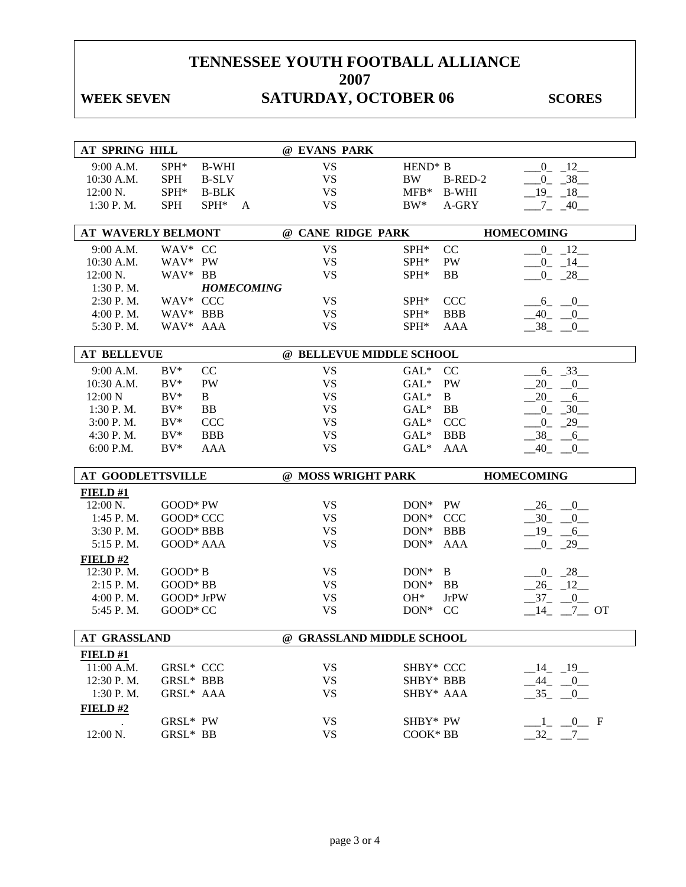# TENNESSEE YOUTH FOOTBALL ALLIANCE
## 2007
## WEEK SEVEN — SATURDAY, OCTOBER 06 — SCORES

| AT SPRING HILL | | | @ EVANS PARK | | | |
|---|---|---|---|---|---|---|
| 9:00 A.M. | SPH* | B-WHI | VS | HEND* | B | 0 12 |
| 10:30 A.M. | SPH | B-SLV | VS | BW | B-RED-2 | 0 38 |
| 12:00 N. | SPH* | B-BLK | VS | MFB* | B-WHI | 19 18 |
| 1:30 P. M. | SPH | SPH* A | VS | BW* | A-GRY | 7 40 |

| AT WAVERLY BELMONT | | | @ CANE RIDGE PARK | | | HOMECOMING |
|---|---|---|---|---|---|---|
| 9:00 A.M. | WAV* | CC | VS | SPH* | CC | 0 12 |
| 10:30 A.M. | WAV* | PW | VS | SPH* | PW | 0 14 |
| 12:00 N. | WAV* | BB | VS | SPH* | BB | 0 28 |
| 1:30 P. M. | | *HOMECOMING* | | | | |
| 2:30 P. M. | WAV* | CCC | VS | SPH* | CCC | 6 0 |
| 4:00 P. M. | WAV* | BBB | VS | SPH* | BBB | 40 0 |
| 5:30 P. M. | WAV* | AAA | VS | SPH* | AAA | 38 0 |

| AT BELLEVUE | | | @ BELLEVUE MIDDLE SCHOOL | | | |
|---|---|---|---|---|---|---|
| 9:00 A.M. | BV* | CC | VS | GAL* | CC | 6 33 |
| 10:30 A.M. | BV* | PW | VS | GAL* | PW | 20 0 |
| 12:00 N | BV* | B | VS | GAL* | B | 20 6 |
| 1:30 P. M. | BV* | BB | VS | GAL* | BB | 0 30 |
| 3:00 P. M. | BV* | CCC | VS | GAL* | CCC | 0 29 |
| 4:30 P. M. | BV* | BBB | VS | GAL* | BBB | 38 6 |
| 6:00 P.M. | BV* | AAA | VS | GAL* | AAA | 40 0 |

| AT GOODLETTSVILLE | | | @ MOSS WRIGHT PARK | | | HOMECOMING |
|---|---|---|---|---|---|---|
| **FIELD #1** | | | | | | |
| 12:00 N. | GOOD* | PW | VS | DON* | PW | 26 0 |
| 1:45 P. M. | GOOD* | CCC | VS | DON* | CCC | 30 0 |
| 3:30 P. M. | GOOD* | BBB | VS | DON* | BBB | 19 6 |
| 5:15 P. M. | GOOD* | AAA | VS | DON* | AAA | 0 29 |
| **FIELD #2** | | | | | | |
| 12:30 P. M. | GOOD* | B | VS | DON* | B | 0 28 |
| 2:15 P. M. | GOOD* | BB | VS | DON* | BB | 26 12 |
| 4:00 P. M. | GOOD* | JrPW | VS | OH* | JrPW | 37 0 |
| 5:45 P. M. | GOOD* | CC | VS | DON* | CC | 14 7 OT |

| AT GRASSLAND | | | @ GRASSLAND MIDDLE SCHOOL | | | |
|---|---|---|---|---|---|---|
| **FIELD #1** | | | | | | |
| 11:00 A.M. | GRSL* | CCC | VS | SHBY* | CCC | 14 19 |
| 12:30 P. M. | GRSL* | BBB | VS | SHBY* | BBB | 44 0 |
| 1:30 P. M. | GRSL* | AAA | VS | SHBY* | AAA | 35 0 |
| **FIELD #2** | | | | | | |
| . | GRSL* | PW | VS | SHBY* | PW | 1 0 F |
| 12:00 N. | GRSL* | BB | VS | COOK* | BB | 32 7 |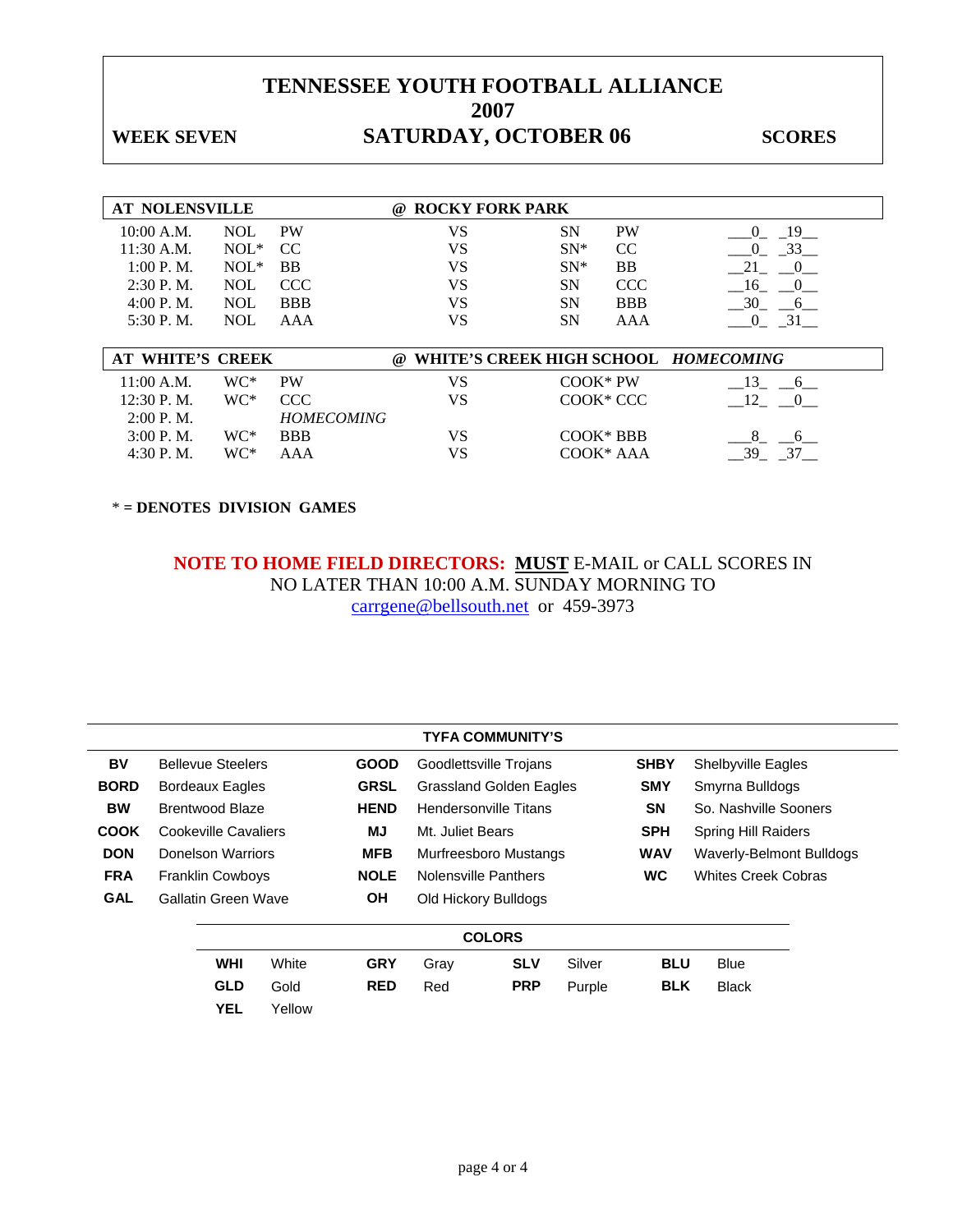# TENNESSEE YOUTH FOOTBALL ALLIANCE
## 2007

**WEEK SEVEN** | **SATURDAY, OCTOBER 06** | **SCORES**

| **AT NOLENSVILLE** | | | **@ ROCKY FORK PARK** | | | |
|---|---|---|---|---|---|---|
| 10:00 A.M. | NOL | PW | VS | SN | PW | 0 19 |
| 11:30 A.M. | NOL* | CC | VS | SN* | CC | 0 33 |
| 1:00 P. M. | NOL* | BB | VS | SN* | BB | 21 0 |
| 2:30 P. M. | NOL | CCC | VS | SN | CCC | 16 0 |
| 4:00 P. M. | NOL | BBB | VS | SN | BBB | 30 6 |
| 5:30 P. M. | NOL | AAA | VS | SN | AAA | 0 31 |

| **AT WHITE'S CREEK** | | | **@ WHITE'S CREEK HIGH SCHOOL** ***HOMECOMING*** | | |
|---|---|---|---|---|---|
| 11:00 A.M. | WC* | PW | VS | COOK* PW | 13 6 |
| 12:30 P. M. | WC* | CCC | VS | COOK* CCC | 12 0 |
| 2:00 P. M. | | *HOMECOMING* | | | |
| 3:00 P. M. | WC* | BBB | VS | COOK* BBB | 8 6 |
| 4:30 P. M. | WC* | AAA | VS | COOK* AAA | 39 37 |

**\* = DENOTES DIVISION GAMES**

**NOTE TO HOME FIELD DIRECTORS:** **MUST** E-MAIL or CALL SCORES IN NO LATER THAN 10:00 A.M. SUNDAY MORNING TO carrgene@bellsouth.net or 459-3973

**TYFA COMMUNITY'S**

| | | | | | |
|---|---|---|---|---|---|
| **BV** | Bellevue Steelers | **GOOD** | Goodlettsville Trojans | **SHBY** | Shelbyville Eagles |
| **BORD** | Bordeaux Eagles | **GRSL** | Grassland Golden Eagles | **SMY** | Smyrna Bulldogs |
| **BW** | Brentwood Blaze | **HEND** | Hendersonville Titans | **SN** | So. Nashville Sooners |
| **COOK** | Cookeville Cavaliers | **MJ** | Mt. Juliet Bears | **SPH** | Spring Hill Raiders |
| **DON** | Donelson Warriors | **MFB** | Murfreesboro Mustangs | **WAV** | Waverly-Belmont Bulldogs |
| **FRA** | Franklin Cowboys | **NOLE** | Nolensville Panthers | **WC** | Whites Creek Cobras |
| **GAL** | Gallatin Green Wave | **OH** | Old Hickory Bulldogs | | |

**COLORS**

| | | | | | | | |
|---|---|---|---|---|---|---|---|
| **WHI** | White | **GRY** | Gray | **SLV** | Silver | **BLU** | Blue |
| **GLD** | Gold | **RED** | Red | **PRP** | Purple | **BLK** | Black |
| **YEL** | Yellow | | | | | | |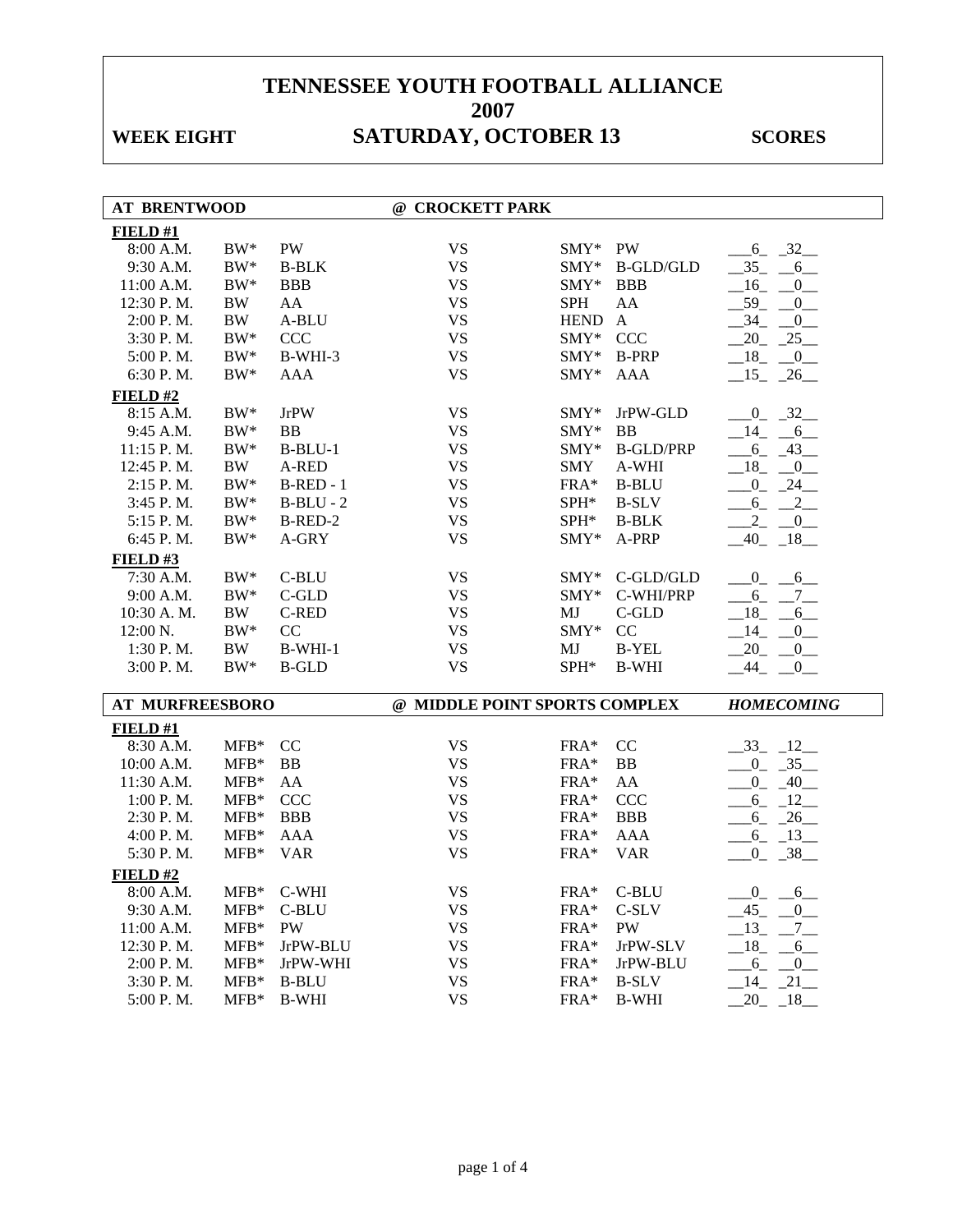# TENNESSEE YOUTH FOOTBALL ALLIANCE
## 2007

**WEEK EIGHT** **SATURDAY, OCTOBER 13** **SCORES**

| AT BRENTWOOD | | | @ CROCKETT PARK | | | |
|---|---|---|---|---|---|---|
| **FIELD #1** | | | | | | |
| 8:00 A.M. | BW* | PW | VS | SMY* | PW | 6 32 |
| 9:30 A.M. | BW* | B-BLK | VS | SMY* | B-GLD/GLD | 35 6 |
| 11:00 A.M. | BW* | BBB | VS | SMY* | BBB | 16 0 |
| 12:30 P. M. | BW | AA | VS | SPH | AA | 59 0 |
| 2:00 P. M. | BW | A-BLU | VS | HEND | A | 34 0 |
| 3:30 P. M. | BW* | CCC | VS | SMY* | CCC | 20 25 |
| 5:00 P. M. | BW* | B-WHI-3 | VS | SMY* | B-PRP | 18 0 |
| 6:30 P. M. | BW* | AAA | VS | SMY* | AAA | 15 26 |
| **FIELD #2** | | | | | | |
| 8:15 A.M. | BW* | JrPW | VS | SMY* | JrPW-GLD | 0 32 |
| 9:45 A.M. | BW* | BB | VS | SMY* | BB | 14 6 |
| 11:15 P. M. | BW* | B-BLU-1 | VS | SMY* | B-GLD/PRP | 6 43 |
| 12:45 P. M. | BW | A-RED | VS | SMY | A-WHI | 18 0 |
| 2:15 P. M. | BW* | B-RED - 1 | VS | FRA* | B-BLU | 0 24 |
| 3:45 P. M. | BW* | B-BLU - 2 | VS | SPH* | B-SLV | 6 2 |
| 5:15 P. M. | BW* | B-RED-2 | VS | SPH* | B-BLK | 2 0 |
| 6:45 P. M. | BW* | A-GRY | VS | SMY* | A-PRP | 40 18 |
| **FIELD #3** | | | | | | |
| 7:30 A.M. | BW* | C-BLU | VS | SMY* | C-GLD/GLD | 0 6 |
| 9:00 A.M. | BW* | C-GLD | VS | SMY* | C-WHI/PRP | 6 7 |
| 10:30 A. M. | BW | C-RED | VS | MJ | C-GLD | 18 6 |
| 12:00 N. | BW* | CC | VS | SMY* | CC | 14 0 |
| 1:30 P. M. | BW | B-WHI-1 | VS | MJ | B-YEL | 20 0 |
| 3:00 P. M. | BW* | B-GLD | VS | SPH* | B-WHI | 44 0 |

| AT MURFREESBORO | | | @ MIDDLE POINT SPORTS COMPLEX | | | *HOMECOMING* |
|---|---|---|---|---|---|---|
| **FIELD #1** | | | | | | |
| 8:30 A.M. | MFB* | CC | VS | FRA* | CC | 33 12 |
| 10:00 A.M. | MFB* | BB | VS | FRA* | BB | 0 35 |
| 11:30 A.M. | MFB* | AA | VS | FRA* | AA | 0 40 |
| 1:00 P. M. | MFB* | CCC | VS | FRA* | CCC | 6 12 |
| 2:30 P. M. | MFB* | BBB | VS | FRA* | BBB | 6 26 |
| 4:00 P. M. | MFB* | AAA | VS | FRA* | AAA | 6 13 |
| 5:30 P. M. | MFB* | VAR | VS | FRA* | VAR | 0 38 |
| **FIELD #2** | | | | | | |
| 8:00 A.M. | MFB* | C-WHI | VS | FRA* | C-BLU | 0 6 |
| 9:30 A.M. | MFB* | C-BLU | VS | FRA* | C-SLV | 45 0 |
| 11:00 A.M. | MFB* | PW | VS | FRA* | PW | 13 7 |
| 12:30 P. M. | MFB* | JrPW-BLU | VS | FRA* | JrPW-SLV | 18 6 |
| 2:00 P. M. | MFB* | JrPW-WHI | VS | FRA* | JrPW-BLU | 6 0 |
| 3:30 P. M. | MFB* | B-BLU | VS | FRA* | B-SLV | 14 21 |
| 5:00 P. M. | MFB* | B-WHI | VS | FRA* | B-WHI | 20 18 |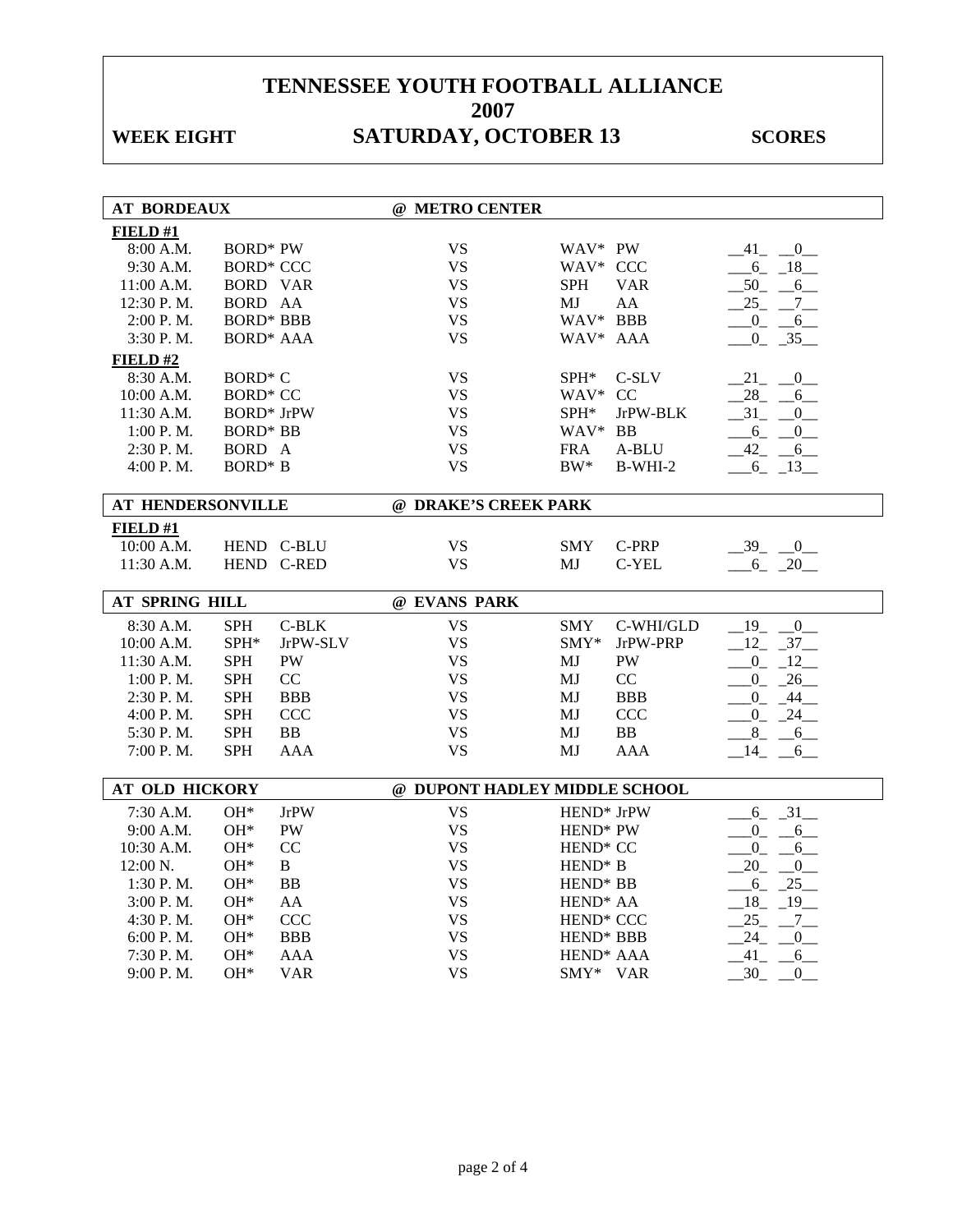# TENNESSEE YOUTH FOOTBALL ALLIANCE
# 2007

**WEEK EIGHT** — **SATURDAY, OCTOBER 13** — **SCORES**

| **AT BORDEAUX** | | | **@ METRO CENTER** | | | |
|---|---|---|---|---|---|---|
| **FIELD #1** | | | | | | |
| 8:00 A.M. | BORD* | PW | VS | WAV* | PW | 41 0 |
| 9:30 A.M. | BORD* | CCC | VS | WAV* | CCC | 6 18 |
| 11:00 A.M. | BORD | VAR | VS | SPH | VAR | 50 6 |
| 12:30 P. M. | BORD | AA | VS | MJ | AA | 25 7 |
| 2:00 P. M. | BORD* | BBB | VS | WAV* | BBB | 0 6 |
| 3:30 P. M. | BORD* | AAA | VS | WAV* | AAA | 0 35 |
| **FIELD #2** | | | | | | |
| 8:30 A.M. | BORD* | C | VS | SPH* | C-SLV | 21 0 |
| 10:00 A.M. | BORD* | CC | VS | WAV* | CC | 28 6 |
| 11:30 A.M. | BORD* | JrPW | VS | SPH* | JrPW-BLK | 31 0 |
| 1:00 P. M. | BORD* | BB | VS | WAV* | BB | 6 0 |
| 2:30 P. M. | BORD | A | VS | FRA | A-BLU | 42 6 |
| 4:00 P. M. | BORD* | B | VS | BW* | B-WHI-2 | 6 13 |

| **AT HENDERSONVILLE** | | | **@ DRAKE'S CREEK PARK** | | | |
|---|---|---|---|---|---|---|
| **FIELD #1** | | | | | | |
| 10:00 A.M. | HEND | C-BLU | VS | SMY | C-PRP | 39 0 |
| 11:30 A.M. | HEND | C-RED | VS | MJ | C-YEL | 6 20 |

| **AT SPRING HILL** | | | **@ EVANS PARK** | | | |
|---|---|---|---|---|---|---|
| 8:30 A.M. | SPH | C-BLK | VS | SMY | C-WHI/GLD | 19 0 |
| 10:00 A.M. | SPH* | JrPW-SLV | VS | SMY* | JrPW-PRP | 12 37 |
| 11:30 A.M. | SPH | PW | VS | MJ | PW | 0 12 |
| 1:00 P. M. | SPH | CC | VS | MJ | CC | 0 26 |
| 2:30 P. M. | SPH | BBB | VS | MJ | BBB | 0 44 |
| 4:00 P. M. | SPH | CCC | VS | MJ | CCC | 0 24 |
| 5:30 P. M. | SPH | BB | VS | MJ | BB | 8 6 |
| 7:00 P. M. | SPH | AAA | VS | MJ | AAA | 14 6 |

| **AT OLD HICKORY** | | | **@ DUPONT HADLEY MIDDLE SCHOOL** | | | |
|---|---|---|---|---|---|---|
| 7:30 A.M. | OH* | JrPW | VS | HEND* | JrPW | 6 31 |
| 9:00 A.M. | OH* | PW | VS | HEND* | PW | 0 6 |
| 10:30 A.M. | OH* | CC | VS | HEND* | CC | 0 6 |
| 12:00 N. | OH* | B | VS | HEND* | B | 20 0 |
| 1:30 P. M. | OH* | BB | VS | HEND* | BB | 6 25 |
| 3:00 P. M. | OH* | AA | VS | HEND* | AA | 18 19 |
| 4:30 P. M. | OH* | CCC | VS | HEND* | CCC | 25 7 |
| 6:00 P. M. | OH* | BBB | VS | HEND* | BBB | 24 0 |
| 7:30 P. M. | OH* | AAA | VS | HEND* | AAA | 41 6 |
| 9:00 P. M. | OH* | VAR | VS | SMY* | VAR | 30 0 |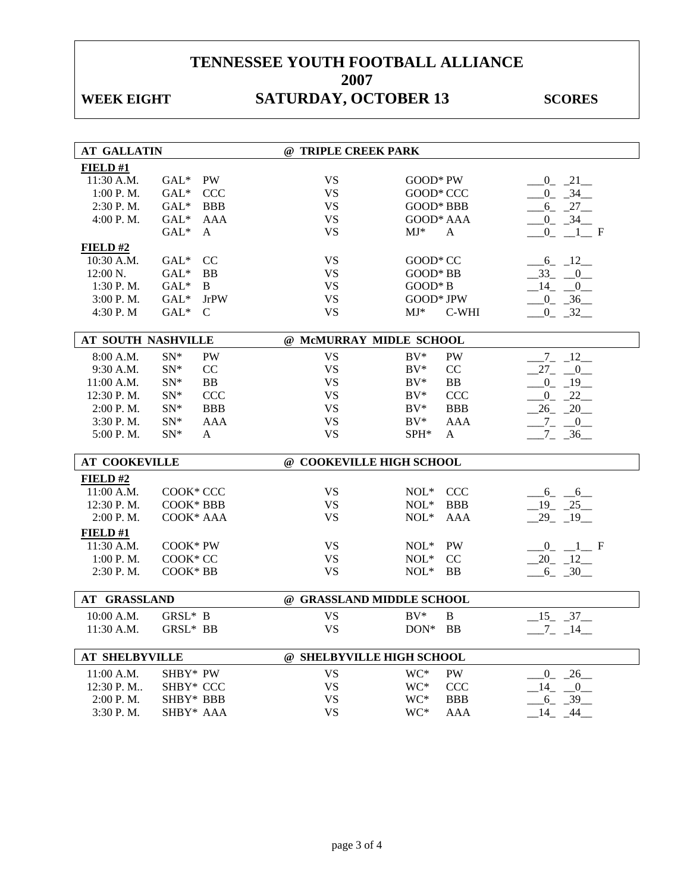# TENNESSEE YOUTH FOOTBALL ALLIANCE
# 2007

**WEEK EIGHT** **SATURDAY, OCTOBER 13** **SCORES**

| AT GALLATIN | | | @ TRIPLE CREEK PARK | | | |
|---|---|---|---|---|---|---|
| **FIELD #1** | | | | | | |
| 11:30 A.M. | GAL* | PW | VS | GOOD* PW | | 0 21 |
| 1:00 P. M. | GAL* | CCC | VS | GOOD* CCC | | 0 34 |
| 2:30 P. M. | GAL* | BBB | VS | GOOD* BBB | | 6 27 |
| 4:00 P. M. | GAL* | AAA | VS | GOOD* AAA | | 0 34 |
| | GAL* | A | VS | MJ* | A | 0 1 F |
| **FIELD #2** | | | | | | |
| 10:30 A.M. | GAL* | CC | VS | GOOD* CC | | 6 12 |
| 12:00 N. | GAL* | BB | VS | GOOD* BB | | 33 0 |
| 1:30 P. M. | GAL* | B | VS | GOOD* B | | 14 0 |
| 3:00 P. M. | GAL* | JrPW | VS | GOOD* JPW | | 0 36 |
| 4:30 P. M | GAL* | C | VS | MJ* | C-WHI | 0 32 |

| AT SOUTH NASHVILLE | | | @ McMURRAY MIDLE SCHOOL | | | |
|---|---|---|---|---|---|---|
| 8:00 A.M. | SN* | PW | VS | BV* | PW | 7 12 |
| 9:30 A.M. | SN* | CC | VS | BV* | CC | 27 0 |
| 11:00 A.M. | SN* | BB | VS | BV* | BB | 0 19 |
| 12:30 P. M. | SN* | CCC | VS | BV* | CCC | 0 22 |
| 2:00 P. M. | SN* | BBB | VS | BV* | BBB | 26 20 |
| 3:30 P. M. | SN* | AAA | VS | BV* | AAA | 7 0 |
| 5:00 P. M. | SN* | A | VS | SPH* | A | 7 36 |

| AT COOKEVILLE | | @ COOKEVILLE HIGH SCHOOL | | | |
|---|---|---|---|---|---|
| **FIELD #2** | | | | | |
| 11:00 A.M. | COOK* CCC | VS | NOL* | CCC | 6 6 |
| 12:30 P. M. | COOK* BBB | VS | NOL* | BBB | 19 25 |
| 2:00 P. M. | COOK* AAA | VS | NOL* | AAA | 29 19 |
| **FIELD #1** | | | | | |
| 11:30 A.M. | COOK* PW | VS | NOL* | PW | 0 1 F |
| 1:00 P. M. | COOK* CC | VS | NOL* | CC | 20 12 |
| 2:30 P. M. | COOK* BB | VS | NOL* | BB | 6 30 |

| AT GRASSLAND | | @ GRASSLAND MIDDLE SCHOOL | | | |
|---|---|---|---|---|---|
| 10:00 A.M. | GRSL* B | VS | BV* | B | 15 37 |
| 11:30 A.M. | GRSL* BB | VS | DON* | BB | 7 14 |

| AT SHELBYVILLE | | @ SHELBYVILLE HIGH SCHOOL | | | |
|---|---|---|---|---|---|
| 11:00 A.M. | SHBY* PW | VS | WC* | PW | 0 26 |
| 12:30 P. M.. | SHBY* CCC | VS | WC* | CCC | 14 0 |
| 2:00 P. M. | SHBY* BBB | VS | WC* | BBB | 6 39 |
| 3:30 P. M. | SHBY* AAA | VS | WC* | AAA | 14 44 |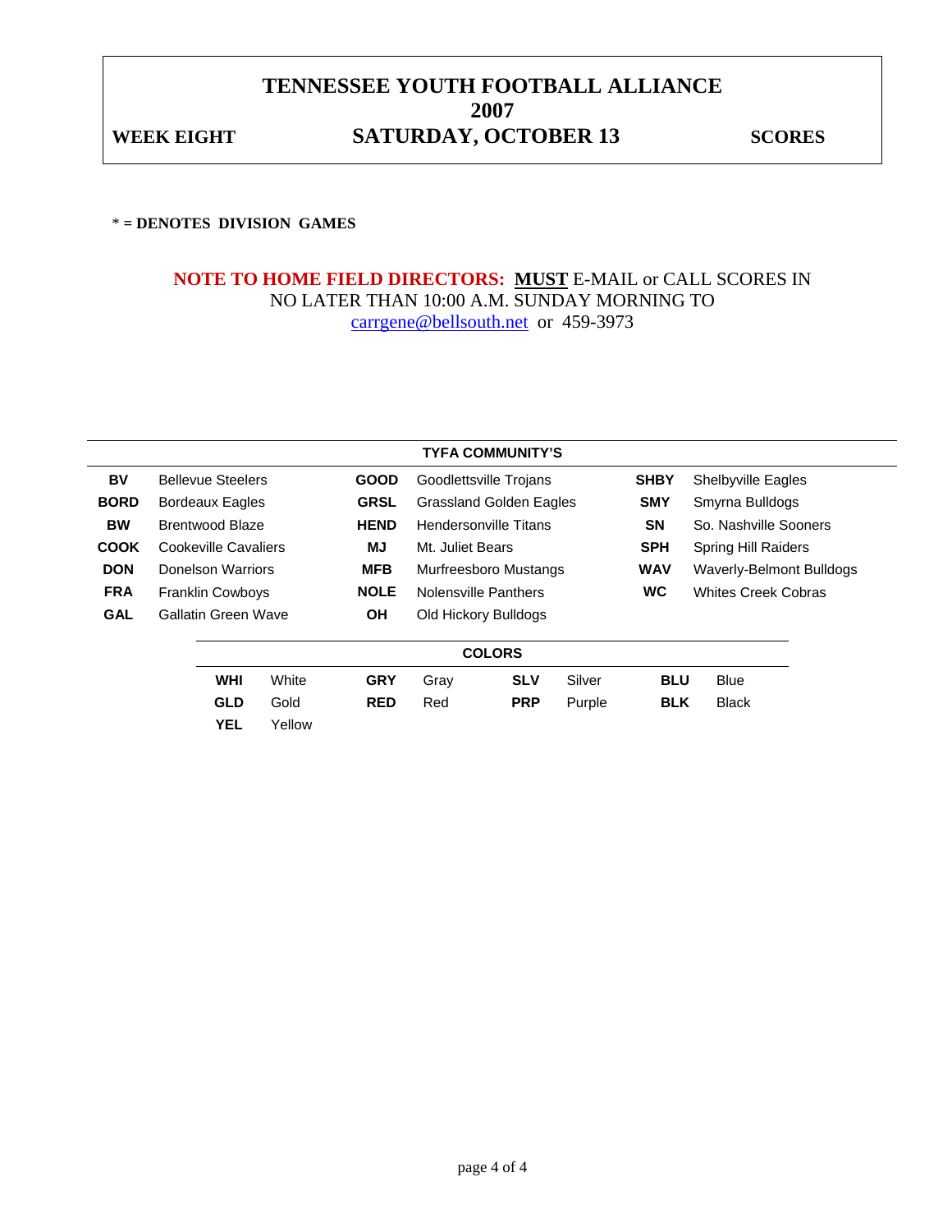# TENNESSEE YOUTH FOOTBALL ALLIANCE
## 2007

**WEEK EIGHT** — **SATURDAY, OCTOBER 13** — **SCORES**

**\* = DENOTES DIVISION GAMES**

**NOTE TO HOME FIELD DIRECTORS:** **MUST** E-MAIL or CALL SCORES IN NO LATER THAN 10:00 A.M. SUNDAY MORNING TO carrgene@bellsouth.net or 459-3973

| TYFA COMMUNITY'S | | | | | |
|---|---|---|---|---|---|
| **BV** | Bellevue Steelers | **GOOD** | Goodlettsville Trojans | **SHBY** | Shelbyville Eagles |
| **BORD** | Bordeaux Eagles | **GRSL** | Grassland Golden Eagles | **SMY** | Smyrna Bulldogs |
| **BW** | Brentwood Blaze | **HEND** | Hendersonville Titans | **SN** | So. Nashville Sooners |
| **COOK** | Cookeville Cavaliers | **MJ** | Mt. Juliet Bears | **SPH** | Spring Hill Raiders |
| **DON** | Donelson Warriors | **MFB** | Murfreesboro Mustangs | **WAV** | Waverly-Belmont Bulldogs |
| **FRA** | Franklin Cowboys | **NOLE** | Nolensville Panthers | **WC** | Whites Creek Cobras |
| **GAL** | Gallatin Green Wave | **OH** | Old Hickory Bulldogs | | |

| COLORS | | | | | | | |
|---|---|---|---|---|---|---|---|
| **WHI** | White | **GRY** | Gray | **SLV** | Silver | **BLU** | Blue |
| **GLD** | Gold | **RED** | Red | **PRP** | Purple | **BLK** | Black |
| **YEL** | Yellow | | | | | | |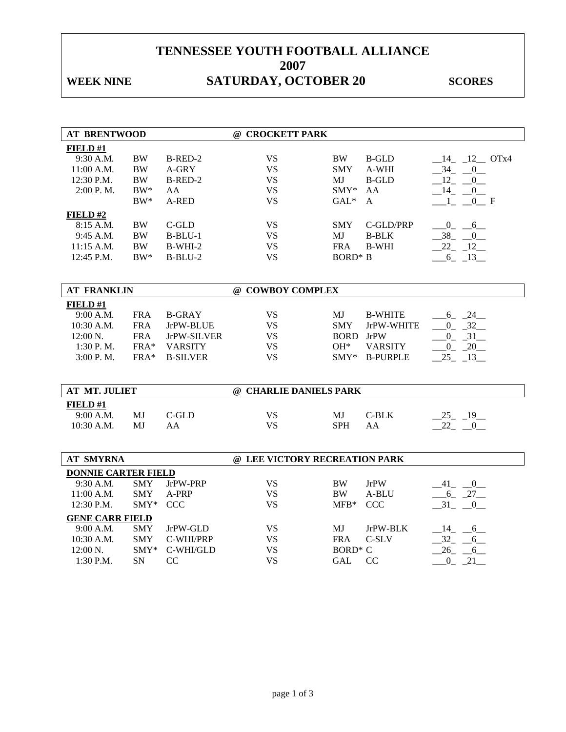# TENNESSEE YOUTH FOOTBALL ALLIANCE
# 2007

**WEEK NINE** **SATURDAY, OCTOBER 20** **SCORES**

## AT BRENTWOOD @ CROCKETT PARK

**FIELD #1**

| Time | Team | Division | | Team | Division | Score |
|---|---|---|---|---|---|---|
| 9:30 A.M. | BW | B-RED-2 | VS | BW | B-GLD | __14_ _12__ OTx4 |
| 11:00 A.M. | BW | A-GRY | VS | SMY | A-WHI | __34_ __0__ |
| 12:30 P.M. | BW | B-RED-2 | VS | MJ | B-GLD | __12_ __0__ |
| 2:00 P. M. | BW* | AA | VS | SMY* | AA | __14_ __0__ |
| | BW* | A-RED | VS | GAL* | A | ___1_ __0__ F |

**FIELD #2**

| Time | Team | Division | | Team | Division | Score |
|---|---|---|---|---|---|---|
| 8:15 A.M. | BW | C-GLD | VS | SMY | C-GLD/PRP | ___0_ __6__ |
| 9:45 A.M. | BW | B-BLU-1 | VS | MJ | B-BLK | __38_ __0__ |
| 11:15 A.M. | BW | B-WHI-2 | VS | FRA | B-WHI | __22_ _12__ |
| 12:45 P.M. | BW* | B-BLU-2 | VS | BORD* | B | ___6_ _13__ |

## AT FRANKLIN @ COWBOY COMPLEX

**FIELD #1**

| Time | Team | Division | | Team | Division | Score |
|---|---|---|---|---|---|---|
| 9:00 A.M. | FRA | B-GRAY | VS | MJ | B-WHITE | ___6_ _24__ |
| 10:30 A.M. | FRA | JrPW-BLUE | VS | SMY | JrPW-WHITE | ___0_ _32__ |
| 12:00 N. | FRA | JrPW-SILVER | VS | BORD | JrPW | ___0_ _31__ |
| 1:30 P. M. | FRA* | VARSITY | VS | OH* | VARSITY | ___0_ _20__ |
| 3:00 P. M. | FRA* | B-SILVER | VS | SMY* | B-PURPLE | __25_ _13__ |

## AT MT. JULIET @ CHARLIE DANIELS PARK

**FIELD #1**

| Time | Team | Division | | Team | Division | Score |
|---|---|---|---|---|---|---|
| 9:00 A.M. | MJ | C-GLD | VS | MJ | C-BLK | __25_ _19__ |
| 10:30 A.M. | MJ | AA | VS | SPH | AA | __22_ __0__ |

## AT SMYRNA @ LEE VICTORY RECREATION PARK

**DONNIE CARTER FIELD**

| Time | Team | Division | | Team | Division | Score |
|---|---|---|---|---|---|---|
| 9:30 A.M. | SMY | JrPW-PRP | VS | BW | JrPW | __41_ __0__ |
| 11:00 A.M. | SMY | A-PRP | VS | BW | A-BLU | ___6_ _27__ |
| 12:30 P.M. | SMY* | CCC | VS | MFB* | CCC | __31_ __0__ |

**GENE CARR FIELD**

| Time | Team | Division | | Team | Division | Score |
|---|---|---|---|---|---|---|
| 9:00 A.M. | SMY | JrPW-GLD | VS | MJ | JrPW-BLK | __14_ __6__ |
| 10:30 A.M. | SMY | C-WHI/PRP | VS | FRA | C-SLV | __32_ __6__ |
| 12:00 N. | SMY* | C-WHI/GLD | VS | BORD* | C | __26_ __6__ |
| 1:30 P.M. | SN | CC | VS | GAL | CC | ___0_ _21__ |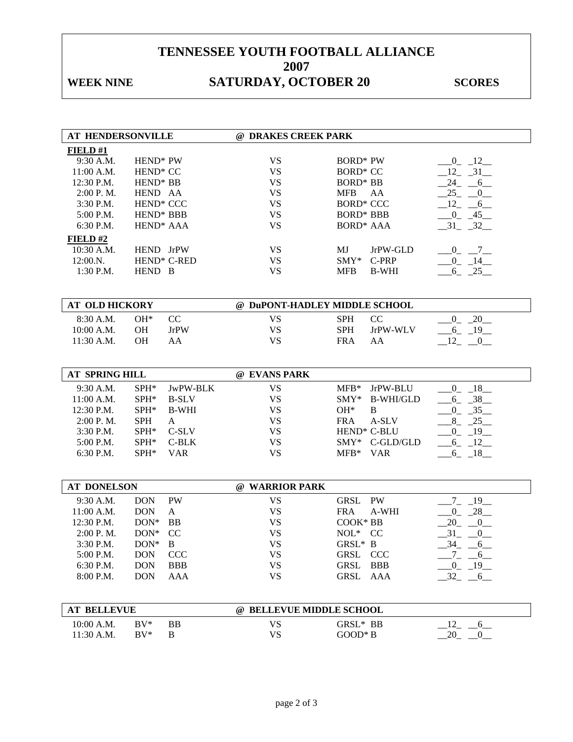# TENNESSEE YOUTH FOOTBALL ALLIANCE
## 2007
## WEEK NINE — SATURDAY, OCTOBER 20 — SCORES

**AT HENDERSONVILLE @ DRAKES CREEK PARK**

| Time | Home | | VS | Visitor | | Score |
|---|---|---|---|---|---|---|
| **FIELD #1** | | | | | | |
| 9:30 A.M. | HEND* | PW | VS | BORD* | PW | 0 - 12 |
| 11:00 A.M. | HEND* | CC | VS | BORD* | CC | 12 - 31 |
| 12:30 P.M. | HEND* | BB | VS | BORD* | BB | 24 - 6 |
| 2:00 P. M. | HEND | AA | VS | MFB | AA | 25 - 0 |
| 3:30 P.M. | HEND* | CCC | VS | BORD* | CCC | 12 - 6 |
| 5:00 P.M. | HEND* | BBB | VS | BORD* | BBB | 0 - 45 |
| 6:30 P.M. | HEND* | AAA | VS | BORD* | AAA | 31 - 32 |
| **FIELD #2** | | | | | | |
| 10:30 A.M. | HEND | JrPW | VS | MJ | JrPW-GLD | 0 - 7 |
| 12:00.N. | HEND* | C-RED | VS | SMY* | C-PRP | 0 - 14 |
| 1:30 P.M. | HEND | B | VS | MFB | B-WHI | 6 - 25 |

**AT OLD HICKORY @ DuPONT-HADLEY MIDDLE SCHOOL**

| Time | Home | | VS | Visitor | | Score |
|---|---|---|---|---|---|---|
| 8:30 A.M. | OH* | CC | VS | SPH | CC | 0 - 20 |
| 10:00 A.M. | OH | JrPW | VS | SPH | JrPW-WLV | 6 - 19 |
| 11:30 A.M. | OH | AA | VS | FRA | AA | 12 - 0 |

**AT SPRING HILL @ EVANS PARK**

| Time | Home | | VS | Visitor | | Score |
|---|---|---|---|---|---|---|
| 9:30 A.M. | SPH* | JwPW-BLK | VS | MFB* | JrPW-BLU | 0 - 18 |
| 11:00 A.M. | SPH* | B-SLV | VS | SMY* | B-WHI/GLD | 6 - 38 |
| 12:30 P.M. | SPH* | B-WHI | VS | OH* | B | 0 - 35 |
| 2:00 P. M. | SPH | A | VS | FRA | A-SLV | 8 - 25 |
| 3:30 P.M. | SPH* | C-SLV | VS | HEND* | C-BLU | 0 - 19 |
| 5:00 P.M. | SPH* | C-BLK | VS | SMY* | C-GLD/GLD | 6 - 12 |
| 6:30 P.M. | SPH* | VAR | VS | MFB* | VAR | 6 - 18 |

**AT DONELSON @ WARRIOR PARK**

| Time | Home | | VS | Visitor | | Score |
|---|---|---|---|---|---|---|
| 9:30 A.M. | DON | PW | VS | GRSL | PW | 7 - 19 |
| 11:00 A.M. | DON | A | VS | FRA | A-WHI | 0 - 28 |
| 12:30 P.M. | DON* | BB | VS | COOK* | BB | 20 - 0 |
| 2:00 P. M. | DON* | CC | VS | NOL* | CC | 31 - 0 |
| 3:30 P.M. | DON* | B | VS | GRSL* | B | 34 - 6 |
| 5:00 P.M. | DON | CCC | VS | GRSL | CCC | 7 - 6 |
| 6:30 P.M. | DON | BBB | VS | GRSL | BBB | 0 - 19 |
| 8:00 P.M. | DON | AAA | VS | GRSL | AAA | 32 - 6 |

**AT BELLEVUE @ BELLEVUE MIDDLE SCHOOL**

| Time | Home | | VS | Visitor | | Score |
|---|---|---|---|---|---|---|
| 10:00 A.M. | BV* | BB | VS | GRSL* | BB | 12 - 6 |
| 11:30 A.M. | BV* | B | VS | GOOD* | B | 20 - 0 |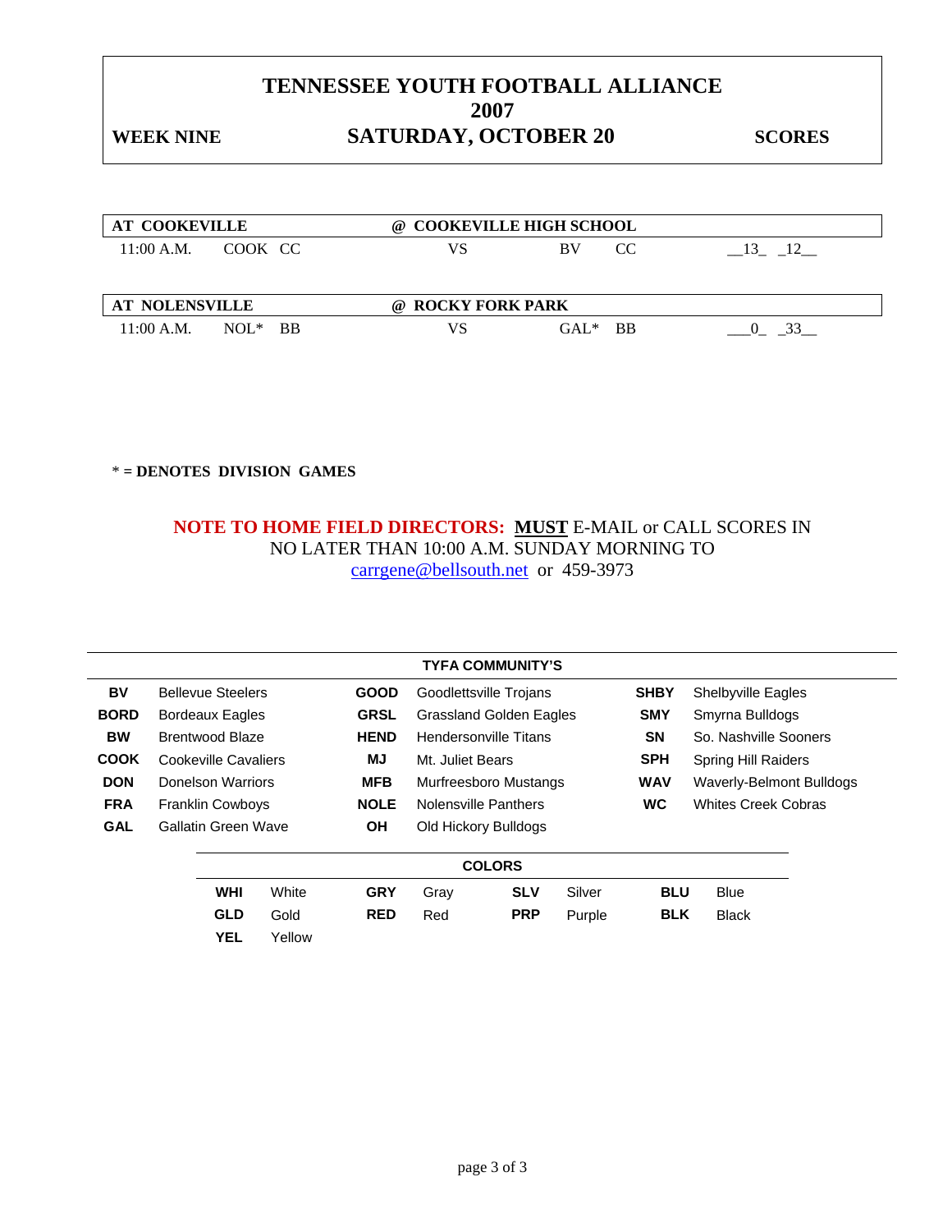# TENNESSEE YOUTH FOOTBALL ALLIANCE
## 2007

**WEEK NINE** | **SATURDAY, OCTOBER 20** | **SCORES**

| **AT COOKEVILLE** | | | **@ COOKEVILLE HIGH SCHOOL** | | | |
|---|---|---|---|---|---|---|
| 11:00 A.M. | COOK | CC | VS | BV | CC | __13_ _12__ |

| **AT NOLENSVILLE** | | | **@ ROCKY FORK PARK** | | | |
|---|---|---|---|---|---|---|
| 11:00 A.M. | NOL* | BB | VS | GAL* | BB | ___0_ _33__ |

* **= DENOTES DIVISION GAMES**

**NOTE TO HOME FIELD DIRECTORS:** **MUST** E-MAIL or CALL SCORES IN NO LATER THAN 10:00 A.M. SUNDAY MORNING TO carrgene@bellsouth.net or 459-3973

**TYFA COMMUNITY'S**

| | | | | | |
|---|---|---|---|---|---|
| **BV** | Bellevue Steelers | **GOOD** | Goodlettsville Trojans | **SHBY** | Shelbyville Eagles |
| **BORD** | Bordeaux Eagles | **GRSL** | Grassland Golden Eagles | **SMY** | Smyrna Bulldogs |
| **BW** | Brentwood Blaze | **HEND** | Hendersonville Titans | **SN** | So. Nashville Sooners |
| **COOK** | Cookeville Cavaliers | **MJ** | Mt. Juliet Bears | **SPH** | Spring Hill Raiders |
| **DON** | Donelson Warriors | **MFB** | Murfreesboro Mustangs | **WAV** | Waverly-Belmont Bulldogs |
| **FRA** | Franklin Cowboys | **NOLE** | Nolensville Panthers | **WC** | Whites Creek Cobras |
| **GAL** | Gallatin Green Wave | **OH** | Old Hickory Bulldogs | | |

**COLORS**

| | | | | | | | |
|---|---|---|---|---|---|---|---|
| **WHI** | White | **GRY** | Gray | **SLV** | Silver | **BLU** | Blue |
| **GLD** | Gold | **RED** | Red | **PRP** | Purple | **BLK** | Black |
| **YEL** | Yellow | | | | | | |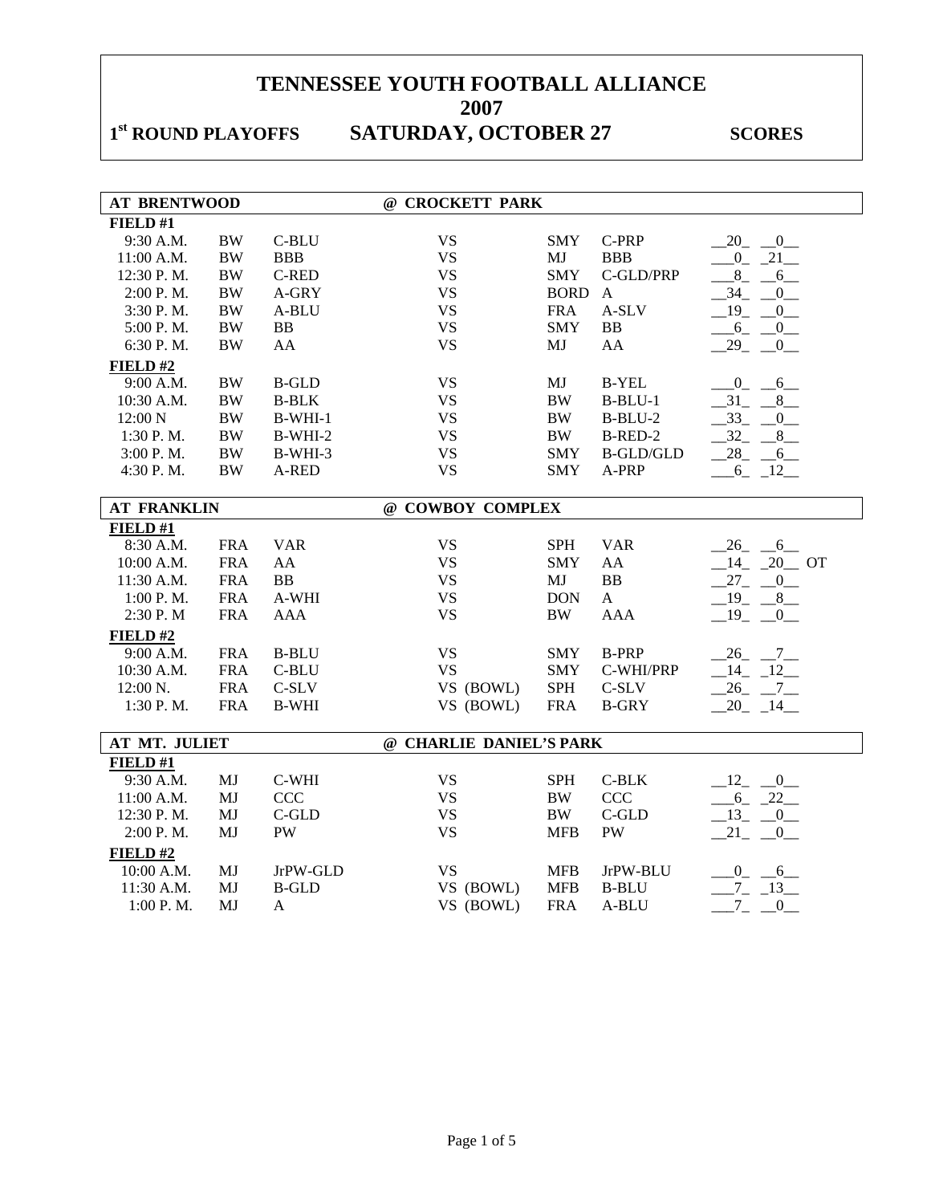# TENNESSEE YOUTH FOOTBALL ALLIANCE

## 2007

## 1st ROUND PLAYOFFS SATURDAY, OCTOBER 27 SCORES

| AT BRENTWOOD | | | @ CROCKETT PARK | | | |
|---|---|---|---|---|---|---|
| **FIELD #1** | | | | | | |
| 9:30 A.M. | BW | C-BLU | VS | SMY | C-PRP | 20 0 |
| 11:00 A.M. | BW | BBB | VS | MJ | BBB | 0 21 |
| 12:30 P. M. | BW | C-RED | VS | SMY | C-GLD/PRP | 8 6 |
| 2:00 P. M. | BW | A-GRY | VS | BORD | A | 34 0 |
| 3:30 P. M. | BW | A-BLU | VS | FRA | A-SLV | 19 0 |
| 5:00 P. M. | BW | BB | VS | SMY | BB | 6 0 |
| 6:30 P. M. | BW | AA | VS | MJ | AA | 29 0 |
| **FIELD #2** | | | | | | |
| 9:00 A.M. | BW | B-GLD | VS | MJ | B-YEL | 0 6 |
| 10:30 A.M. | BW | B-BLK | VS | BW | B-BLU-1 | 31 8 |
| 12:00 N | BW | B-WHI-1 | VS | BW | B-BLU-2 | 33 0 |
| 1:30 P. M. | BW | B-WHI-2 | VS | BW | B-RED-2 | 32 8 |
| 3:00 P. M. | BW | B-WHI-3 | VS | SMY | B-GLD/GLD | 28 6 |
| 4:30 P. M. | BW | A-RED | VS | SMY | A-PRP | 6 12 |

| AT FRANKLIN | | | @ COWBOY COMPLEX | | | |
|---|---|---|---|---|---|---|
| **FIELD #1** | | | | | | |
| 8:30 A.M. | FRA | VAR | VS | SPH | VAR | 26 6 |
| 10:00 A.M. | FRA | AA | VS | SMY | AA | 14 20 OT |
| 11:30 A.M. | FRA | BB | VS | MJ | BB | 27 0 |
| 1:00 P. M. | FRA | A-WHI | VS | DON | A | 19 8 |
| 2:30 P. M | FRA | AAA | VS | BW | AAA | 19 0 |
| **FIELD #2** | | | | | | |
| 9:00 A.M. | FRA | B-BLU | VS | SMY | B-PRP | 26 7 |
| 10:30 A.M. | FRA | C-BLU | VS | SMY | C-WHI/PRP | 14 12 |
| 12:00 N. | FRA | C-SLV | VS (BOWL) | SPH | C-SLV | 26 7 |
| 1:30 P. M. | FRA | B-WHI | VS (BOWL) | FRA | B-GRY | 20 14 |

| AT MT. JULIET | | | @ CHARLIE DANIEL'S PARK | | | |
|---|---|---|---|---|---|---|
| **FIELD #1** | | | | | | |
| 9:30 A.M. | MJ | C-WHI | VS | SPH | C-BLK | 12 0 |
| 11:00 A.M. | MJ | CCC | VS | BW | CCC | 6 22 |
| 12:30 P. M. | MJ | C-GLD | VS | BW | C-GLD | 13 0 |
| 2:00 P. M. | MJ | PW | VS | MFB | PW | 21 0 |
| **FIELD #2** | | | | | | |
| 10:00 A.M. | MJ | JrPW-GLD | VS | MFB | JrPW-BLU | 0 6 |
| 11:30 A.M. | MJ | B-GLD | VS (BOWL) | MFB | B-BLU | 7 13 |
| 1:00 P. M. | MJ | A | VS (BOWL) | FRA | A-BLU | 7 0 |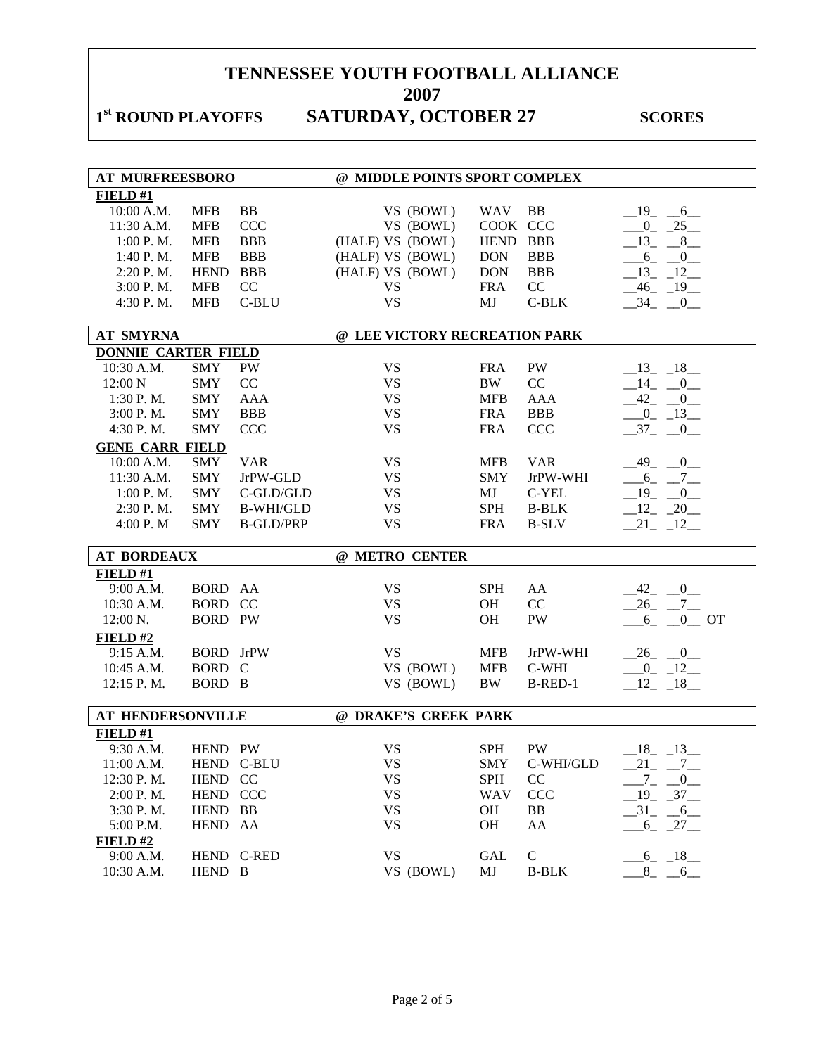# TENNESSEE YOUTH FOOTBALL ALLIANCE
# 2007

**1st ROUND PLAYOFFS SATURDAY, OCTOBER 27 SCORES**

## AT MURFREESBORO @ MIDDLE POINTS SPORT COMPLEX

**FIELD #1**

| Time | Team | Div | | Team | Div | Score |
|---|---|---|---|---|---|---|
| 10:00 A.M. | MFB | BB | VS (BOWL) | WAV | BB | 19 6 |
| 11:30 A.M. | MFB | CCC | VS (BOWL) | COOK | CCC | 0 25 |
| 1:00 P. M. | MFB | BBB | (HALF) VS (BOWL) | HEND | BBB | 13 8 |
| 1:40 P. M. | MFB | BBB | (HALF) VS (BOWL) | DON | BBB | 6 0 |
| 2:20 P. M. | HEND | BBB | (HALF) VS (BOWL) | DON | BBB | 13 12 |
| 3:00 P. M. | MFB | CC | VS | FRA | CC | 46 19 |
| 4:30 P. M. | MFB | C-BLU | VS | MJ | C-BLK | 34 0 |

## AT SMYRNA @ LEE VICTORY RECREATION PARK

**DONNIE CARTER FIELD**

| Time | Team | Div | | Team | Div | Score |
|---|---|---|---|---|---|---|
| 10:30 A.M. | SMY | PW | VS | FRA | PW | 13 18 |
| 12:00 N | SMY | CC | VS | BW | CC | 14 0 |
| 1:30 P. M. | SMY | AAA | VS | MFB | AAA | 42 0 |
| 3:00 P. M. | SMY | BBB | VS | FRA | BBB | 0 13 |
| 4:30 P. M. | SMY | CCC | VS | FRA | CCC | 37 0 |

**GENE CARR FIELD**

| Time | Team | Div | | Team | Div | Score |
|---|---|---|---|---|---|---|
| 10:00 A.M. | SMY | VAR | VS | MFB | VAR | 49 0 |
| 11:30 A.M. | SMY | JrPW-GLD | VS | SMY | JrPW-WHI | 6 7 |
| 1:00 P. M. | SMY | C-GLD/GLD | VS | MJ | C-YEL | 19 0 |
| 2:30 P. M. | SMY | B-WHI/GLD | VS | SPH | B-BLK | 12 20 |
| 4:00 P. M | SMY | B-GLD/PRP | VS | FRA | B-SLV | 21 12 |

## AT BORDEAUX @ METRO CENTER

**FIELD #1**

| Time | Team | Div | | Team | Div | Score |
|---|---|---|---|---|---|---|
| 9:00 A.M. | BORD | AA | VS | SPH | AA | 42 0 |
| 10:30 A.M. | BORD | CC | VS | OH | CC | 26 7 |
| 12:00 N. | BORD | PW | VS | OH | PW | 6 0 OT |

**FIELD #2**

| Time | Team | Div | | Team | Div | Score |
|---|---|---|---|---|---|---|
| 9:15 A.M. | BORD | JrPW | VS | MFB | JrPW-WHI | 26 0 |
| 10:45 A.M. | BORD | C | VS (BOWL) | MFB | C-WHI | 0 12 |
| 12:15 P. M. | BORD | B | VS (BOWL) | BW | B-RED-1 | 12 18 |

## AT HENDERSONVILLE @ DRAKE'S CREEK PARK

**FIELD #1**

| Time | Team | Div | | Team | Div | Score |
|---|---|---|---|---|---|---|
| 9:30 A.M. | HEND | PW | VS | SPH | PW | 18 13 |
| 11:00 A.M. | HEND | C-BLU | VS | SMY | C-WHI/GLD | 21 7 |
| 12:30 P. M. | HEND | CC | VS | SPH | CC | 7 0 |
| 2:00 P. M. | HEND | CCC | VS | WAV | CCC | 19 37 |
| 3:30 P. M. | HEND | BB | VS | OH | BB | 31 6 |
| 5:00 P.M. | HEND | AA | VS | OH | AA | 6 27 |

**FIELD #2**

| Time | Team | Div | | Team | Div | Score |
|---|---|---|---|---|---|---|
| 9:00 A.M. | HEND | C-RED | VS | GAL | C | 6 18 |
| 10:30 A.M. | HEND | B | VS (BOWL) | MJ | B-BLK | 8 6 |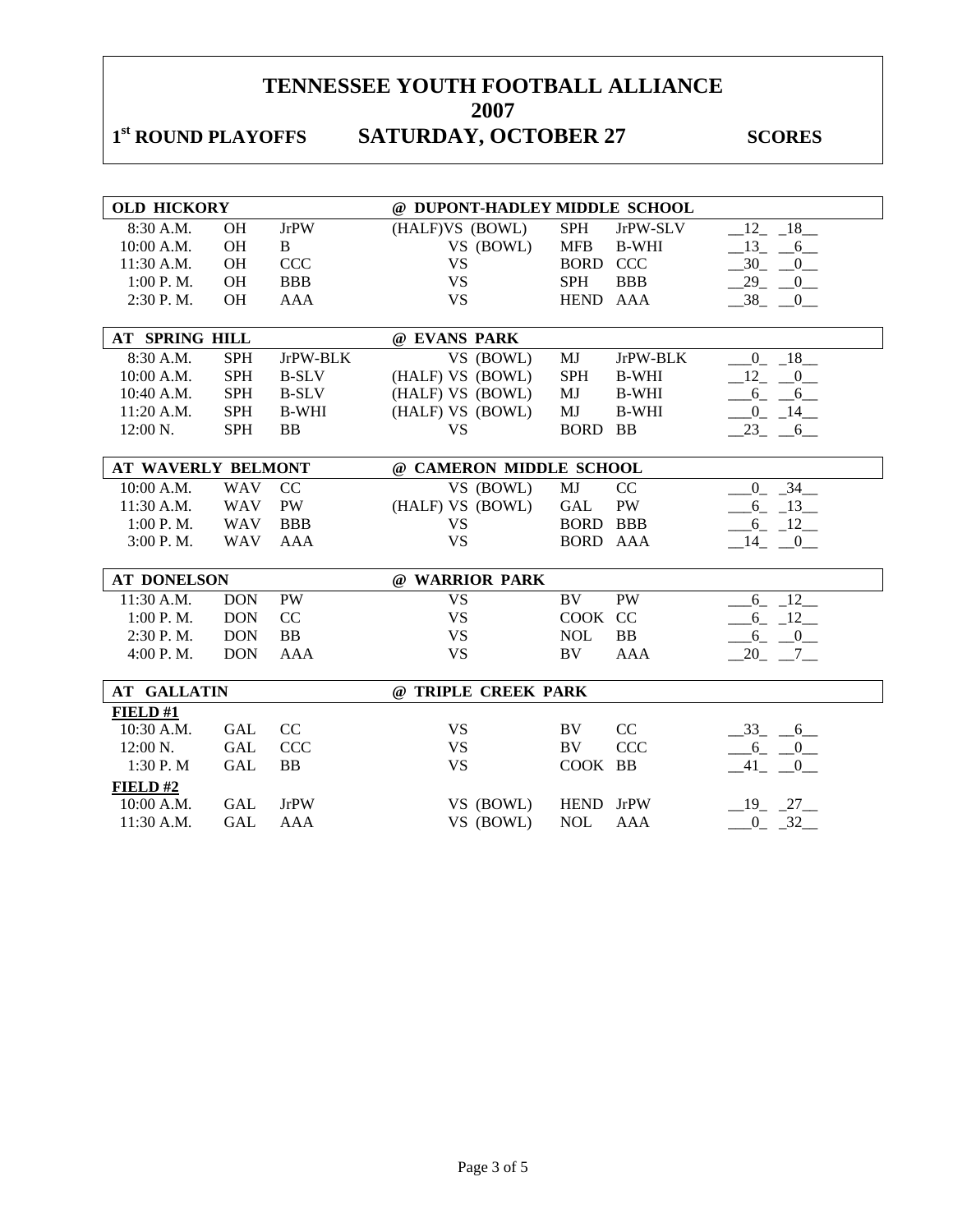# TENNESSEE YOUTH FOOTBALL ALLIANCE
## 2007

**1st ROUND PLAYOFFS　　SATURDAY, OCTOBER 27　　SCORES**

| **OLD HICKORY** | | | **@ DUPONT-HADLEY MIDDLE SCHOOL** | | | | |
|---|---|---|---|---|---|---|---|
| 8:30 A.M. | OH | JrPW | (HALF)VS (BOWL) | SPH | JrPW-SLV | 12 | 18 |
| 10:00 A.M. | OH | B | VS (BOWL) | MFB | B-WHI | 13 | 6 |
| 11:30 A.M. | OH | CCC | VS | BORD | CCC | 30 | 0 |
| 1:00 P. M. | OH | BBB | VS | SPH | BBB | 29 | 0 |
| 2:30 P. M. | OH | AAA | VS | HEND | AAA | 38 | 0 |
| **AT SPRING HILL** | | | **@ EVANS PARK** | | | | |
| 8:30 A.M. | SPH | JrPW-BLK | VS (BOWL) | MJ | JrPW-BLK | 0 | 18 |
| 10:00 A.M. | SPH | B-SLV | (HALF) VS (BOWL) | SPH | B-WHI | 12 | 0 |
| 10:40 A.M. | SPH | B-SLV | (HALF) VS (BOWL) | MJ | B-WHI | 6 | 6 |
| 11:20 A.M. | SPH | B-WHI | (HALF) VS (BOWL) | MJ | B-WHI | 0 | 14 |
| 12:00 N. | SPH | BB | VS | BORD | BB | 23 | 6 |
| **AT WAVERLY BELMONT** | | | **@ CAMERON MIDDLE SCHOOL** | | | | |
| 10:00 A.M. | WAV | CC | VS (BOWL) | MJ | CC | 0 | 34 |
| 11:30 A.M. | WAV | PW | (HALF) VS (BOWL) | GAL | PW | 6 | 13 |
| 1:00 P. M. | WAV | BBB | VS | BORD | BBB | 6 | 12 |
| 3:00 P. M. | WAV | AAA | VS | BORD | AAA | 14 | 0 |
| **AT DONELSON** | | | **@ WARRIOR PARK** | | | | |
| 11:30 A.M. | DON | PW | VS | BV | PW | 6 | 12 |
| 1:00 P. M. | DON | CC | VS | COOK | CC | 6 | 12 |
| 2:30 P. M. | DON | BB | VS | NOL | BB | 6 | 0 |
| 4:00 P. M. | DON | AAA | VS | BV | AAA | 20 | 7 |
| **AT GALLATIN** | | | **@ TRIPLE CREEK PARK** | | | | |
| **FIELD #1** | | | | | | | |
| 10:30 A.M. | GAL | CC | VS | BV | CC | 33 | 6 |
| 12:00 N. | GAL | CCC | VS | BV | CCC | 6 | 0 |
| 1:30 P. M | GAL | BB | VS | COOK | BB | 41 | 0 |
| **FIELD #2** | | | | | | | |
| 10:00 A.M. | GAL | JrPW | VS (BOWL) | HEND | JrPW | 19 | 27 |
| 11:30 A.M. | GAL | AAA | VS (BOWL) | NOL | AAA | 0 | 32 |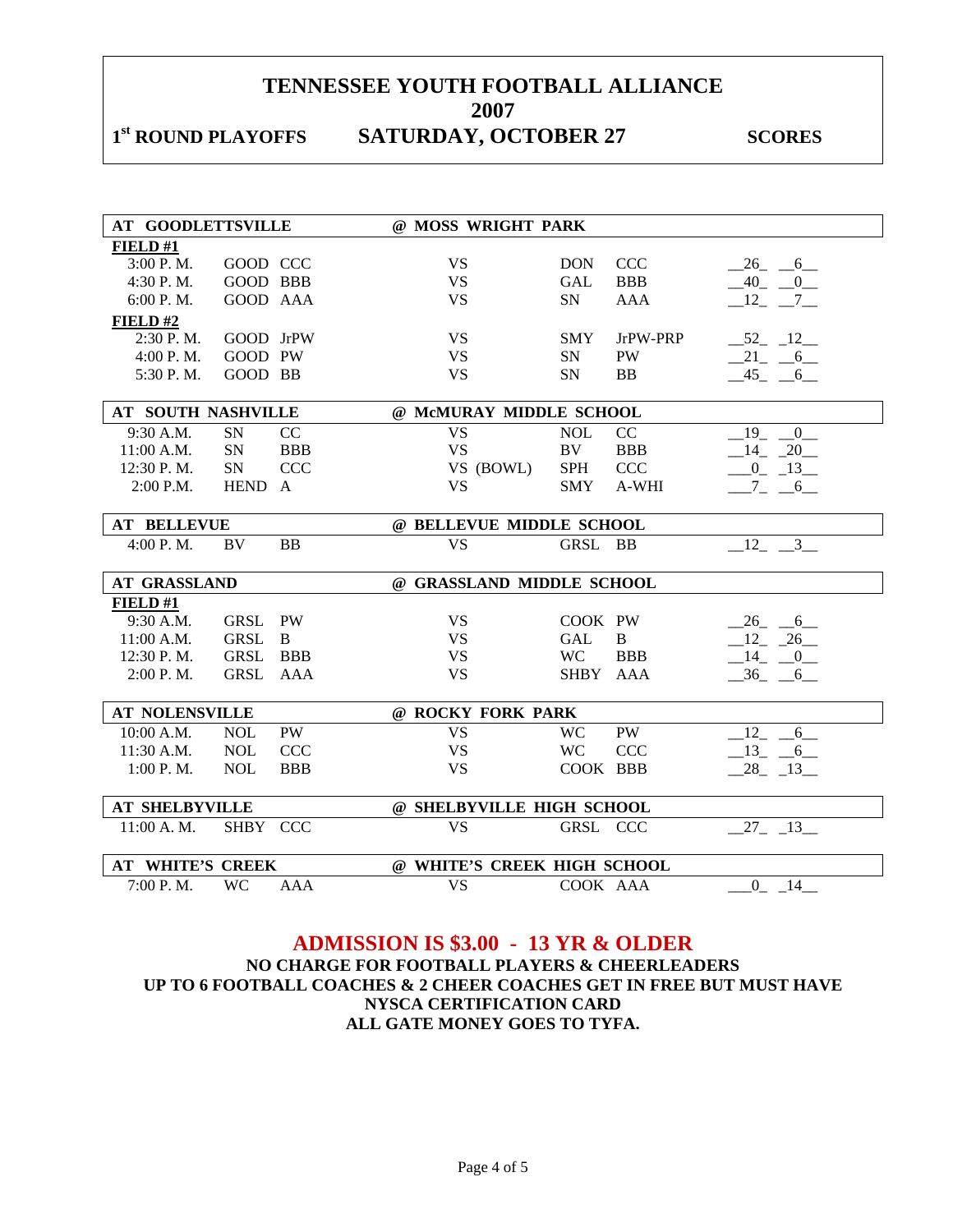# TENNESSEE YOUTH FOOTBALL ALLIANCE

## 2007

**1st ROUND PLAYOFFS** **SATURDAY, OCTOBER 27** **SCORES**

| AT GOODLETTSVILLE | | | @ MOSS WRIGHT PARK | | | |
|---|---|---|---|---|---|---|
| **FIELD #1** | | | | | | |
| 3:00 P. M. | GOOD | CCC | VS | DON | CCC | 26 6 |
| 4:30 P. M. | GOOD | BBB | VS | GAL | BBB | 40 0 |
| 6:00 P. M. | GOOD | AAA | VS | SN | AAA | 12 7 |
| **FIELD #2** | | | | | | |
| 2:30 P. M. | GOOD | JrPW | VS | SMY | JrPW-PRP | 52 12 |
| 4:00 P. M. | GOOD | PW | VS | SN | PW | 21 6 |
| 5:30 P. M. | GOOD | BB | VS | SN | BB | 45 6 |

| AT SOUTH NASHVILLE | | | @ McMURAY MIDDLE SCHOOL | | | |
|---|---|---|---|---|---|---|
| 9:30 A.M. | SN | CC | VS | NOL | CC | 19 0 |
| 11:00 A.M. | SN | BBB | VS | BV | BBB | 14 20 |
| 12:30 P. M. | SN | CCC | VS (BOWL) | SPH | CCC | 0 13 |
| 2:00 P.M. | HEND | A | VS | SMY | A-WHI | 7 6 |

| AT BELLEVUE | | | @ BELLEVUE MIDDLE SCHOOL | | | |
|---|---|---|---|---|---|---|
| 4:00 P. M. | BV | BB | VS | GRSL | BB | 12 3 |

| AT GRASSLAND | | | @ GRASSLAND MIDDLE SCHOOL | | | |
|---|---|---|---|---|---|---|
| **FIELD #1** | | | | | | |
| 9:30 A.M. | GRSL | PW | VS | COOK | PW | 26 6 |
| 11:00 A.M. | GRSL | B | VS | GAL | B | 12 26 |
| 12:30 P. M. | GRSL | BBB | VS | WC | BBB | 14 0 |
| 2:00 P. M. | GRSL | AAA | VS | SHBY | AAA | 36 6 |

| AT NOLENSVILLE | | | @ ROCKY FORK PARK | | | |
|---|---|---|---|---|---|---|
| 10:00 A.M. | NOL | PW | VS | WC | PW | 12 6 |
| 11:30 A.M. | NOL | CCC | VS | WC | CCC | 13 6 |
| 1:00 P. M. | NOL | BBB | VS | COOK | BBB | 28 13 |

| AT SHELBYVILLE | | | @ SHELBYVILLE HIGH SCHOOL | | | |
|---|---|---|---|---|---|---|
| 11:00 A. M. | SHBY | CCC | VS | GRSL | CCC | 27 13 |

| AT WHITE'S CREEK | | | @ WHITE'S CREEK HIGH SCHOOL | | | |
|---|---|---|---|---|---|---|
| 7:00 P. M. | WC | AAA | VS | COOK | AAA | 0 14 |

**ADMISSION IS $3.00 - 13 YR & OLDER**

**NO CHARGE FOR FOOTBALL PLAYERS & CHEERLEADERS**
**UP TO 6 FOOTBALL COACHES & 2 CHEER COACHES GET IN FREE BUT MUST HAVE NYSCA CERTIFICATION CARD**
**ALL GATE MONEY GOES TO TYFA.**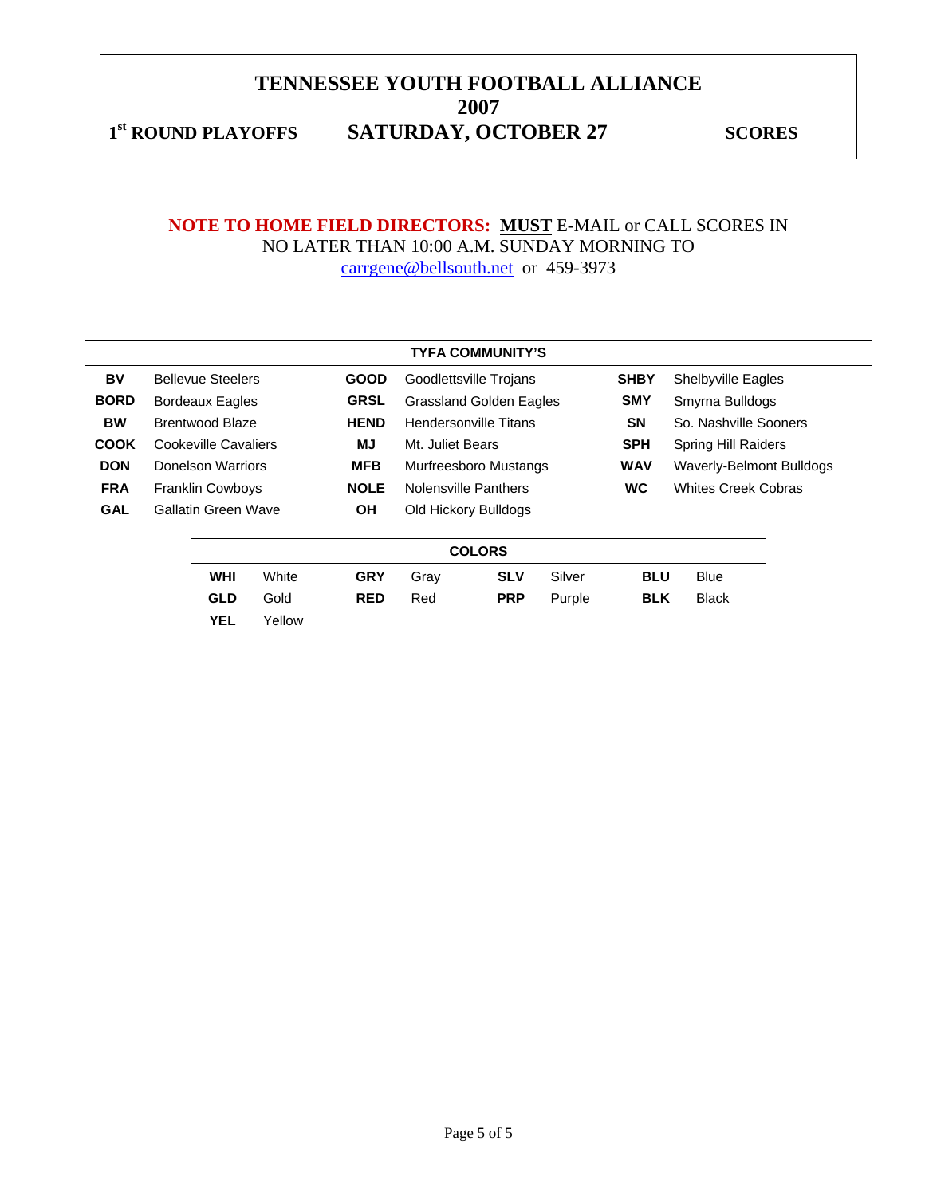# TENNESSEE YOUTH FOOTBALL ALLIANCE
## 2007

**1st ROUND PLAYOFFS** **SATURDAY, OCTOBER 27** **SCORES**

**NOTE TO HOME FIELD DIRECTORS: <u>MUST</u>** E-MAIL or CALL SCORES IN NO LATER THAN 10:00 A.M. SUNDAY MORNING TO carrgene@bellsouth.net or 459-3973

| TYFA COMMUNITY'S | | | | | |
|---|---|---|---|---|---|
| **BV** | Bellevue Steelers | **GOOD** | Goodlettsville Trojans | **SHBY** | Shelbyville Eagles |
| **BORD** | Bordeaux Eagles | **GRSL** | Grassland Golden Eagles | **SMY** | Smyrna Bulldogs |
| **BW** | Brentwood Blaze | **HEND** | Hendersonville Titans | **SN** | So. Nashville Sooners |
| **COOK** | Cookeville Cavaliers | **MJ** | Mt. Juliet Bears | **SPH** | Spring Hill Raiders |
| **DON** | Donelson Warriors | **MFB** | Murfreesboro Mustangs | **WAV** | Waverly-Belmont Bulldogs |
| **FRA** | Franklin Cowboys | **NOLE** | Nolensville Panthers | **WC** | Whites Creek Cobras |
| **GAL** | Gallatin Green Wave | **OH** | Old Hickory Bulldogs | | |

| COLORS | | | | | | | |
|---|---|---|---|---|---|---|---|
| **WHI** | White | **GRY** | Gray | **SLV** | Silver | **BLU** | Blue |
| **GLD** | Gold | **RED** | Red | **PRP** | Purple | **BLK** | Black |
| **YEL** | Yellow | | | | | | |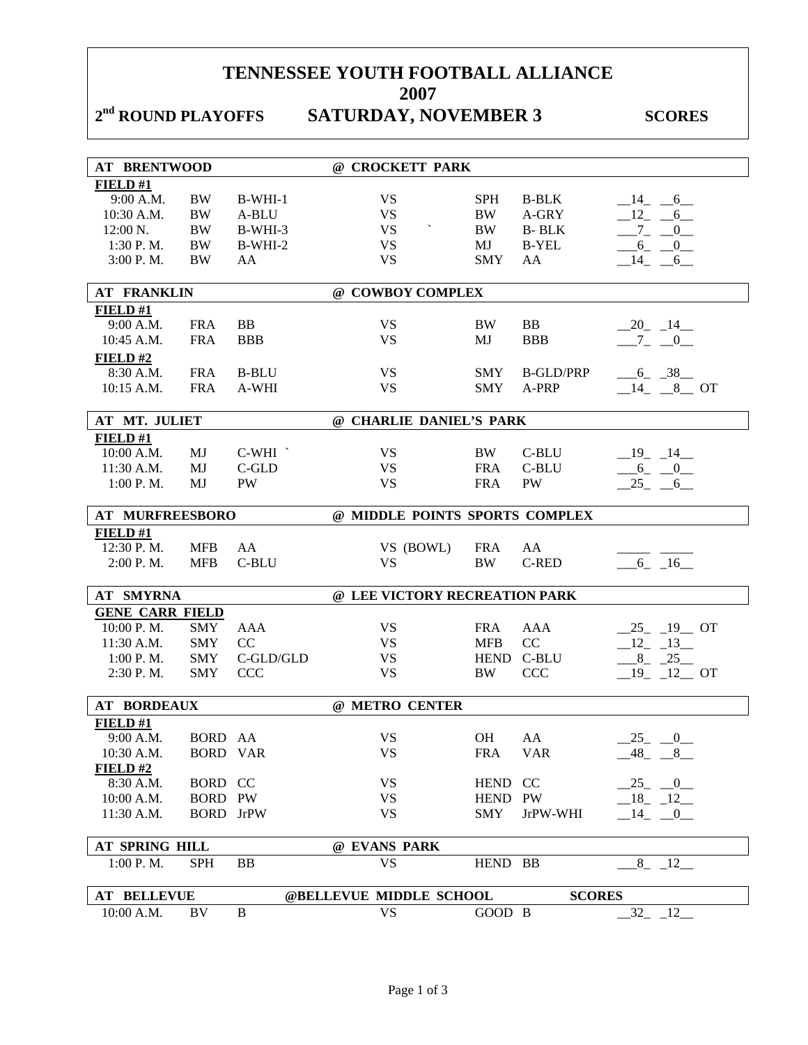# TENNESSEE YOUTH FOOTBALL ALLIANCE
# 2007

**2nd ROUND PLAYOFFS** **SATURDAY, NOVEMBER 3** **SCORES**

| **AT BRENTWOOD** | | | **@ CROCKETT PARK** | | | |
|---|---|---|---|---|---|---|
| **FIELD #1** | | | | | | |
| 9:00 A.M. | BW | B-WHI-1 | VS | SPH | B-BLK | __14_ __6__ |
| 10:30 A.M. | BW | A-BLU | VS | BW | A-GRY | __12_ __6__ |
| 12:00 N. | BW | B-WHI-3 | VS ` | BW | B- BLK | ___7_ __0__ |
| 1:30 P. M. | BW | B-WHI-2 | VS | MJ | B-YEL | ___6_ __0__ |
| 3:00 P. M. | BW | AA | VS | SMY | AA | __14_ __6__ |

| **AT FRANKLIN** | | | **@ COWBOY COMPLEX** | | | |
|---|---|---|---|---|---|---|
| **FIELD #1** | | | | | | |
| 9:00 A.M. | FRA | BB | VS | BW | BB | __20_ _14__ |
| 10:45 A.M. | FRA | BBB | VS | MJ | BBB | ___7_ __0__ |
| **FIELD #2** | | | | | | |
| 8:30 A.M. | FRA | B-BLU | VS | SMY | B-GLD/PRP | ___6_ _38__ |
| 10:15 A.M. | FRA | A-WHI | VS | SMY | A-PRP | __14_ __8__ OT |

| **AT MT. JULIET** | | | **@ CHARLIE DANIEL'S PARK** | | | |
|---|---|---|---|---|---|---|
| **FIELD #1** | | | | | | |
| 10:00 A.M. | MJ | C-WHI ` | VS | BW | C-BLU | __19_ _14__ |
| 11:30 A.M. | MJ | C-GLD | VS | FRA | C-BLU | ___6_ __0__ |
| 1:00 P. M. | MJ | PW | VS | FRA | PW | __25_ __6__ |

| **AT MURFREESBORO** | | | **@ MIDDLE POINTS SPORTS COMPLEX** | | | |
|---|---|---|---|---|---|---|
| **FIELD #1** | | | | | | |
| 12:30 P. M. | MFB | AA | VS (BOWL) | FRA | AA | _____ _____ |
| 2:00 P. M. | MFB | C-BLU | VS | BW | C-RED | ___6_ _16__ |

| **AT SMYRNA** | | | **@ LEE VICTORY RECREATION PARK** | | | |
|---|---|---|---|---|---|---|
| **GENE CARR FIELD** | | | | | | |
| 10:00 P. M. | SMY | AAA | VS | FRA | AAA | __25_ _19__ OT |
| 11:30 A.M. | SMY | CC | VS | MFB | CC | __12_ _13__ |
| 1:00 P. M. | SMY | C-GLD/GLD | VS | HEND | C-BLU | ___8_ _25__ |
| 2:30 P. M. | SMY | CCC | VS | BW | CCC | __19_ _12__ OT |

| **AT BORDEAUX** | | | **@ METRO CENTER** | | | |
|---|---|---|---|---|---|---|
| **FIELD #1** | | | | | | |
| 9:00 A.M. | BORD | AA | VS | OH | AA | __25_ __0__ |
| 10:30 A.M. | BORD | VAR | VS | FRA | VAR | __48_ __8__ |
| **FIELD #2** | | | | | | |
| 8:30 A.M. | BORD | CC | VS | HEND | CC | __25_ __0__ |
| 10:00 A.M. | BORD | PW | VS | HEND | PW | __18_ _12__ |
| 11:30 A.M. | BORD | JrPW | VS | SMY | JrPW-WHI | __14_ __0__ |

| **AT SPRING HILL** | | | **@ EVANS PARK** | | | |
|---|---|---|---|---|---|---|
| 1:00 P. M. | SPH | BB | VS | HEND | BB | ___8_ _12__ |

| **AT BELLEVUE** | | | **@BELLEVUE MIDDLE SCHOOL** | | | **SCORES** |
|---|---|---|---|---|---|---|
| 10:00 A.M. | BV | B | VS | GOOD | B | __32_ _12__ |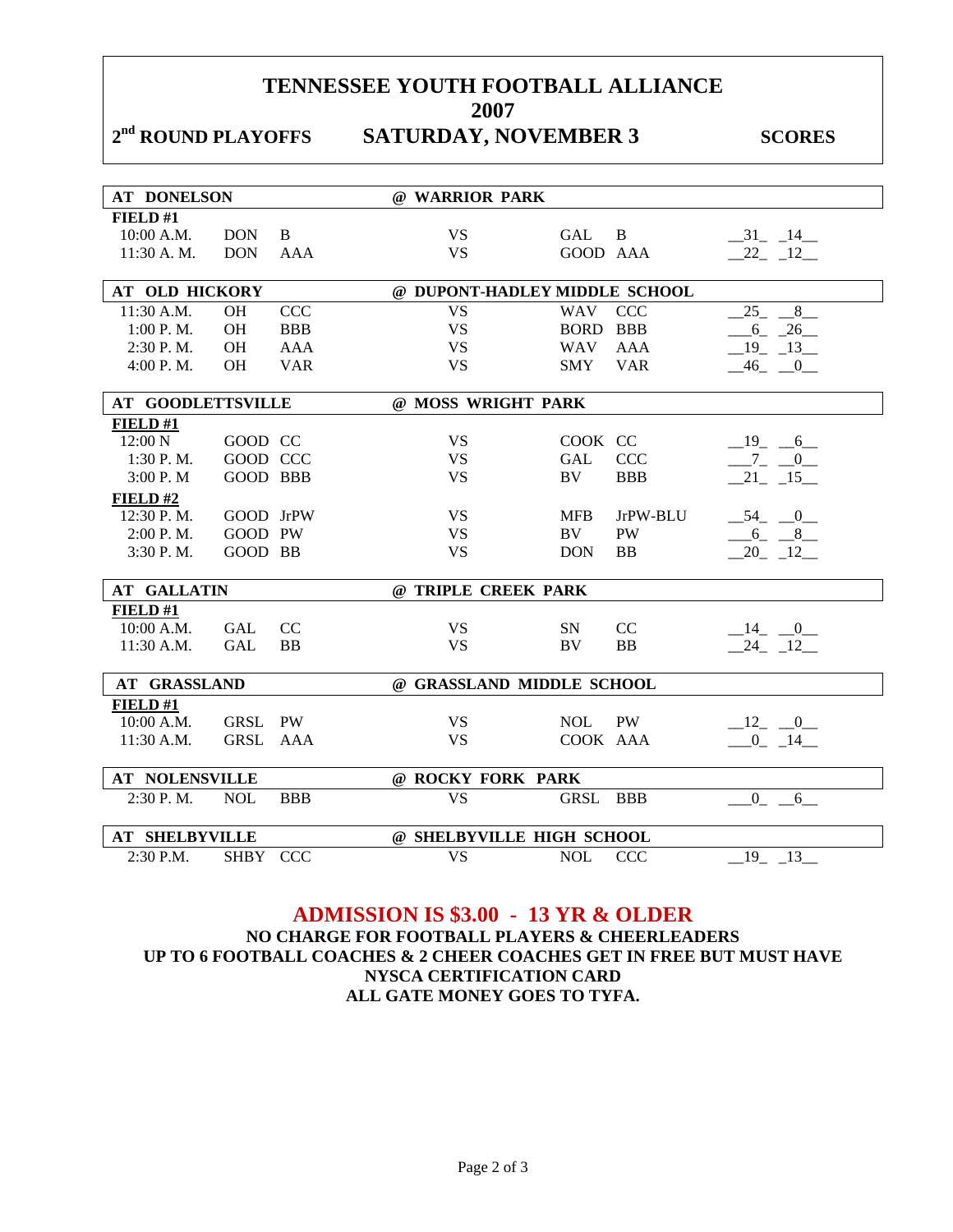# TENNESSEE YOUTH FOOTBALL ALLIANCE

## 2007

**2nd ROUND PLAYOFFS** **SATURDAY, NOVEMBER 3** **SCORES**

| AT DONELSON | | | @ WARRIOR PARK | | | |
|---|---|---|---|---|---|---|
| **FIELD #1** | | | | | | |
| 10:00 A.M. | DON | B | VS | GAL | B | 31 14 |
| 11:30 A. M. | DON | AAA | VS | GOOD | AAA | 22 12 |

| AT OLD HICKORY | | | @ DUPONT-HADLEY MIDDLE SCHOOL | | | |
|---|---|---|---|---|---|---|
| 11:30 A.M. | OH | CCC | VS | WAV | CCC | 25 8 |
| 1:00 P. M. | OH | BBB | VS | BORD | BBB | 6 26 |
| 2:30 P. M. | OH | AAA | VS | WAV | AAA | 19 13 |
| 4:00 P. M. | OH | VAR | VS | SMY | VAR | 46 0 |

| AT GOODLETTSVILLE | | | @ MOSS WRIGHT PARK | | | |
|---|---|---|---|---|---|---|
| **FIELD #1** | | | | | | |
| 12:00 N | GOOD | CC | VS | COOK | CC | 19 6 |
| 1:30 P. M. | GOOD | CCC | VS | GAL | CCC | 7 0 |
| 3:00 P. M | GOOD | BBB | VS | BV | BBB | 21 15 |
| **FIELD #2** | | | | | | |
| 12:30 P. M. | GOOD | JrPW | VS | MFB | JrPW-BLU | 54 0 |
| 2:00 P. M. | GOOD | PW | VS | BV | PW | 6 8 |
| 3:30 P. M. | GOOD | BB | VS | DON | BB | 20 12 |

| AT GALLATIN | | | @ TRIPLE CREEK PARK | | | |
|---|---|---|---|---|---|---|
| **FIELD #1** | | | | | | |
| 10:00 A.M. | GAL | CC | VS | SN | CC | 14 0 |
| 11:30 A.M. | GAL | BB | VS | BV | BB | 24 12 |

| AT GRASSLAND | | | @ GRASSLAND MIDDLE SCHOOL | | | |
|---|---|---|---|---|---|---|
| **FIELD #1** | | | | | | |
| 10:00 A.M. | GRSL | PW | VS | NOL | PW | 12 0 |
| 11:30 A.M. | GRSL | AAA | VS | COOK | AAA | 0 14 |

| AT NOLENSVILLE | | | @ ROCKY FORK PARK | | | |
|---|---|---|---|---|---|---|
| 2:30 P. M. | NOL | BBB | VS | GRSL | BBB | 0 6 |

| AT SHELBYVILLE | | | @ SHELBYVILLE HIGH SCHOOL | | | |
|---|---|---|---|---|---|---|
| 2:30 P.M. | SHBY | CCC | VS | NOL | CCC | 19 13 |

## ADMISSION IS $3.00 - 13 YR & OLDER

**NO CHARGE FOR FOOTBALL PLAYERS & CHEERLEADERS**
**UP TO 6 FOOTBALL COACHES & 2 CHEER COACHES GET IN FREE BUT MUST HAVE NYSCA CERTIFICATION CARD**
**ALL GATE MONEY GOES TO TYFA.**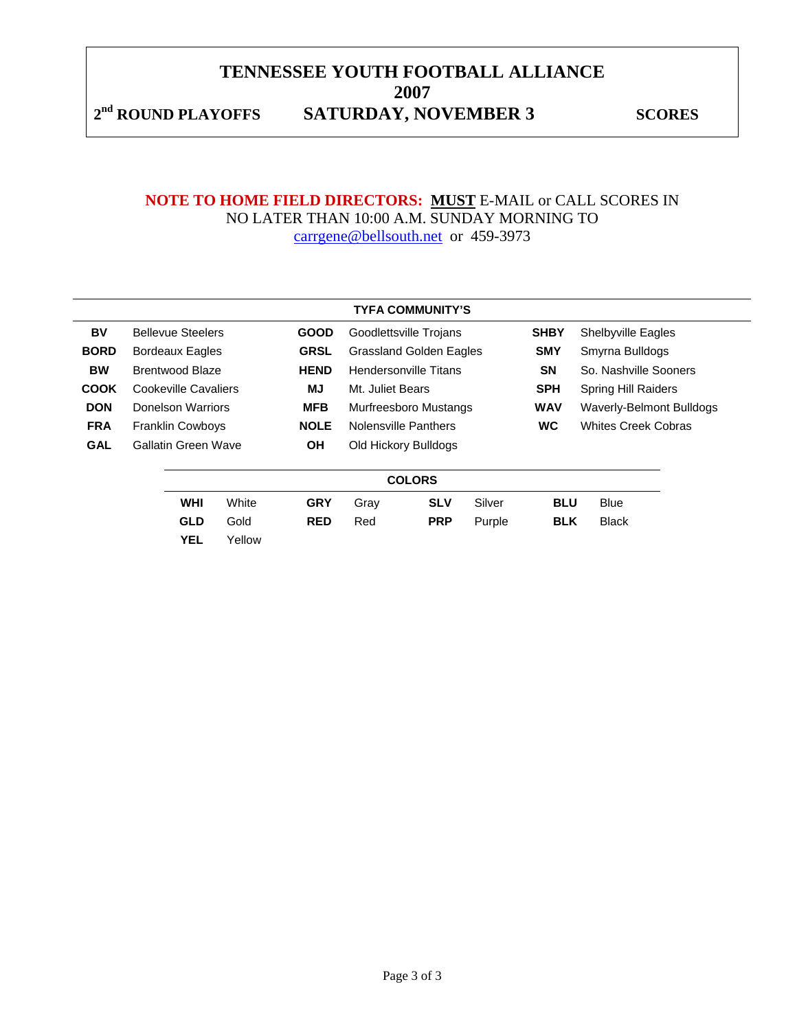# TENNESSEE YOUTH FOOTBALL ALLIANCE

## 2007

**2nd ROUND PLAYOFFS** **SATURDAY, NOVEMBER 3** **SCORES**

**NOTE TO HOME FIELD DIRECTORS:** **MUST** E-MAIL or CALL SCORES IN NO LATER THAN 10:00 A.M. SUNDAY MORNING TO carrgene@bellsouth.net or 459-3973

| TYFA COMMUNITY'S | | | | | |
|---|---|---|---|---|---|
| **BV** | Bellevue Steelers | **GOOD** | Goodlettsville Trojans | **SHBY** | Shelbyville Eagles |
| **BORD** | Bordeaux Eagles | **GRSL** | Grassland Golden Eagles | **SMY** | Smyrna Bulldogs |
| **BW** | Brentwood Blaze | **HEND** | Hendersonville Titans | **SN** | So. Nashville Sooners |
| **COOK** | Cookeville Cavaliers | **MJ** | Mt. Juliet Bears | **SPH** | Spring Hill Raiders |
| **DON** | Donelson Warriors | **MFB** | Murfreesboro Mustangs | **WAV** | Waverly-Belmont Bulldogs |
| **FRA** | Franklin Cowboys | **NOLE** | Nolensville Panthers | **WC** | Whites Creek Cobras |
| **GAL** | Gallatin Green Wave | **OH** | Old Hickory Bulldogs | | |

| COLORS | | | | | | | |
|---|---|---|---|---|---|---|---|
| **WHI** | White | **GRY** | Gray | **SLV** | Silver | **BLU** | Blue |
| **GLD** | Gold | **RED** | Red | **PRP** | Purple | **BLK** | Black |
| **YEL** | Yellow | | | | | | |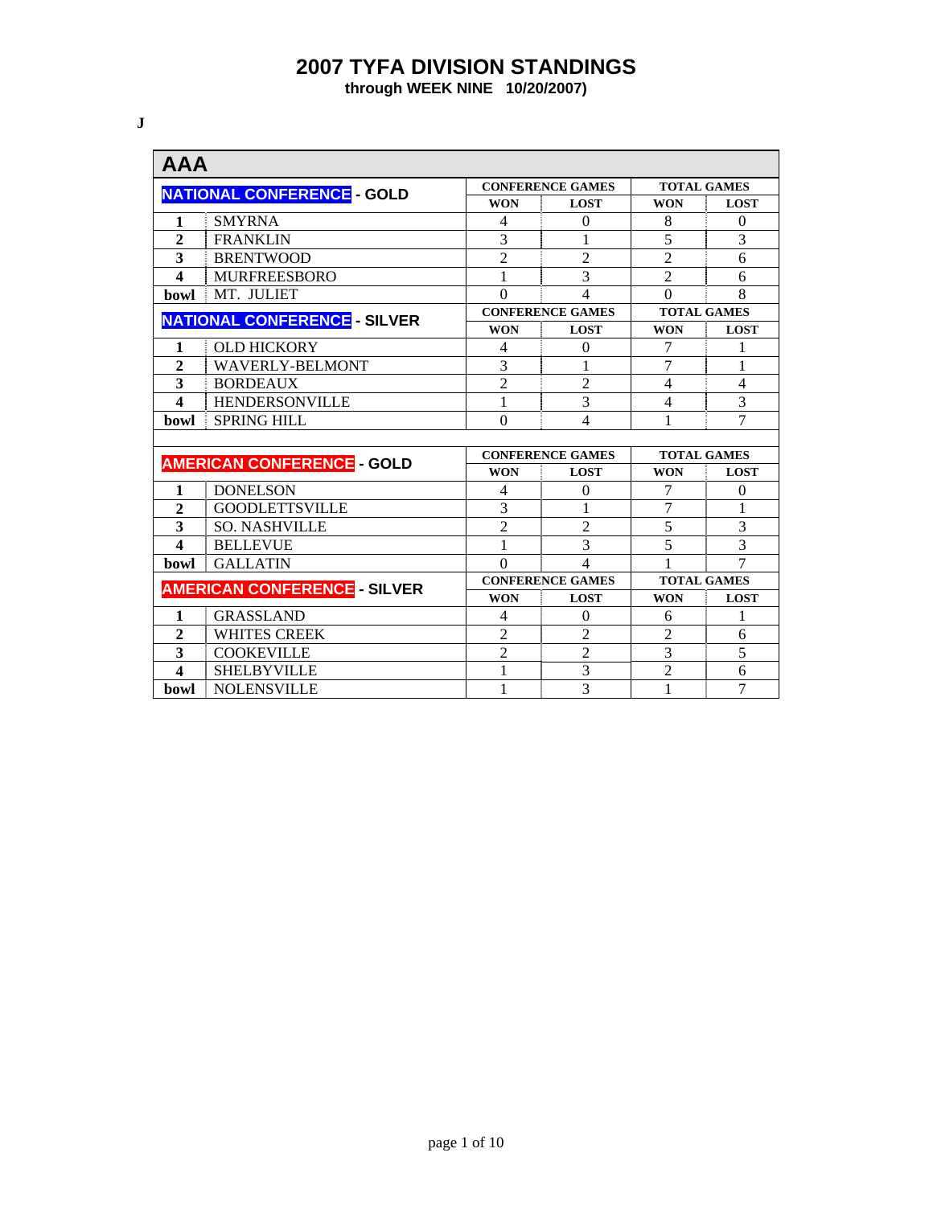# 2007 TYFA DIVISION STANDINGS

**through WEEK NINE 10/20/2007)**

**J**

## AAA

| NATIONAL CONFERENCE - GOLD | | CONFERENCE GAMES | | TOTAL GAMES | |
|---|---|---|---|---|---|
| | | WON | LOST | WON | LOST |
| **1** | SMYRNA | 4 | 0 | 8 | 0 |
| **2** | FRANKLIN | 3 | 1 | 5 | 3 |
| **3** | BRENTWOOD | 2 | 2 | 2 | 6 |
| **4** | MURFREESBORO | 1 | 3 | 2 | 6 |
| **bowl** | MT. JULIET | 0 | 4 | 0 | 8 |
| **NATIONAL CONFERENCE - SILVER** | | **CONFERENCE GAMES** | | **TOTAL GAMES** | |
| | | **WON** | **LOST** | **WON** | **LOST** |
| **1** | OLD HICKORY | 4 | 0 | 7 | 1 |
| **2** | WAVERLY-BELMONT | 3 | 1 | 7 | 1 |
| **3** | BORDEAUX | 2 | 2 | 4 | 4 |
| **4** | HENDERSONVILLE | 1 | 3 | 4 | 3 |
| **bowl** | SPRING HILL | 0 | 4 | 1 | 7 |

| AMERICAN CONFERENCE - GOLD | | CONFERENCE GAMES | | TOTAL GAMES | |
|---|---|---|---|---|---|
| | | WON | LOST | WON | LOST |
| **1** | DONELSON | 4 | 0 | 7 | 0 |
| **2** | GOODLETTSVILLE | 3 | 1 | 7 | 1 |
| **3** | SO. NASHVILLE | 2 | 2 | 5 | 3 |
| **4** | BELLEVUE | 1 | 3 | 5 | 3 |
| **bowl** | GALLATIN | 0 | 4 | 1 | 7 |
| **AMERICAN CONFERENCE - SILVER** | | **CONFERENCE GAMES** | | **TOTAL GAMES** | |
| | | **WON** | **LOST** | **WON** | **LOST** |
| **1** | GRASSLAND | 4 | 0 | 6 | 1 |
| **2** | WHITES CREEK | 2 | 2 | 2 | 6 |
| **3** | COOKEVILLE | 2 | 2 | 3 | 5 |
| **4** | SHELBYVILLE | 1 | 3 | 2 | 6 |
| **bowl** | NOLENSVILLE | 1 | 3 | 1 | 7 |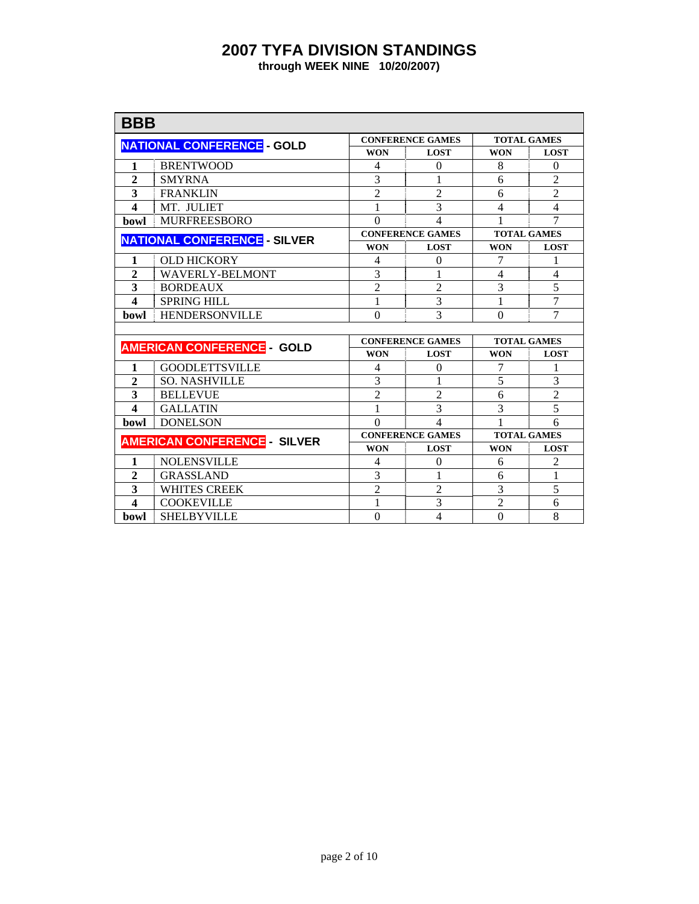# 2007 TYFA DIVISION STANDINGS

**through WEEK NINE 10/20/2007)**

## BBB

| NATIONAL CONFERENCE - GOLD | | CONFERENCE GAMES | | TOTAL GAMES | |
|---|---|---|---|---|---|
| | | WON | LOST | WON | LOST |
| **1** | BRENTWOOD | 4 | 0 | 8 | 0 |
| **2** | SMYRNA | 3 | 1 | 6 | 2 |
| **3** | FRANKLIN | 2 | 2 | 6 | 2 |
| **4** | MT. JULIET | 1 | 3 | 4 | 4 |
| **bowl** | MURFREESBORO | 0 | 4 | 1 | 7 |
| **NATIONAL CONFERENCE - SILVER** | | **CONFERENCE GAMES** | | **TOTAL GAMES** | |
| | | **WON** | **LOST** | **WON** | **LOST** |
| **1** | OLD HICKORY | 4 | 0 | 7 | 1 |
| **2** | WAVERLY-BELMONT | 3 | 1 | 4 | 4 |
| **3** | BORDEAUX | 2 | 2 | 3 | 5 |
| **4** | SPRING HILL | 1 | 3 | 1 | 7 |
| **bowl** | HENDERSONVILLE | 0 | 3 | 0 | 7 |

| AMERICAN CONFERENCE - GOLD | | CONFERENCE GAMES | | TOTAL GAMES | |
|---|---|---|---|---|---|
| | | WON | LOST | WON | LOST |
| **1** | GOODLETTSVILLE | 4 | 0 | 7 | 1 |
| **2** | SO. NASHVILLE | 3 | 1 | 5 | 3 |
| **3** | BELLEVUE | 2 | 2 | 6 | 2 |
| **4** | GALLATIN | 1 | 3 | 3 | 5 |
| **bowl** | DONELSON | 0 | 4 | 1 | 6 |
| **AMERICAN CONFERENCE - SILVER** | | **CONFERENCE GAMES** | | **TOTAL GAMES** | |
| | | **WON** | **LOST** | **WON** | **LOST** |
| **1** | NOLENSVILLE | 4 | 0 | 6 | 2 |
| **2** | GRASSLAND | 3 | 1 | 6 | 1 |
| **3** | WHITES CREEK | 2 | 2 | 3 | 5 |
| **4** | COOKEVILLE | 1 | 3 | 2 | 6 |
| **bowl** | SHELBYVILLE | 0 | 4 | 0 | 8 |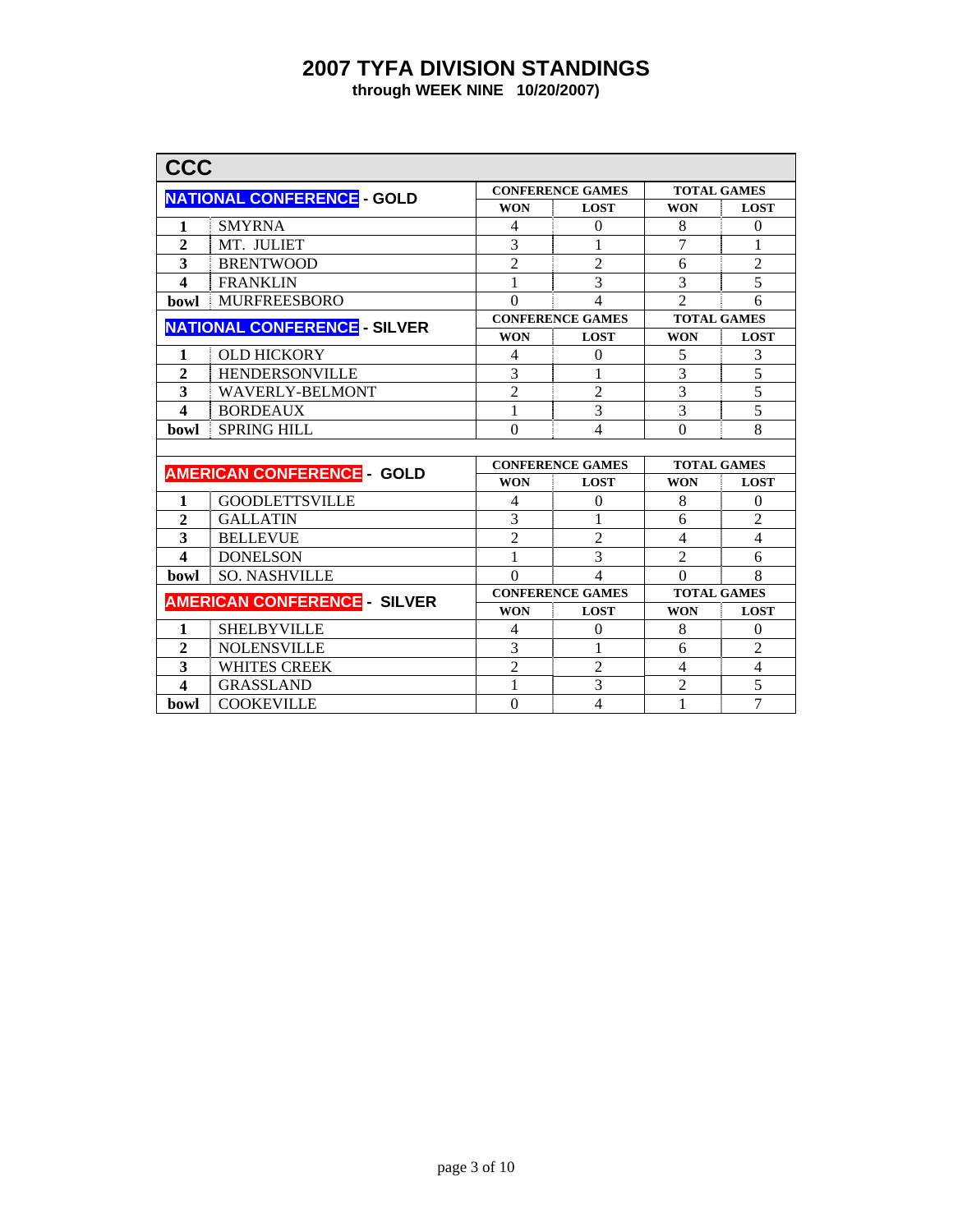# 2007 TYFA DIVISION STANDINGS

**through WEEK NINE 10/20/2007)**

## CCC

| NATIONAL CONFERENCE - GOLD | | CONFERENCE GAMES | | TOTAL GAMES | |
|---|---|---|---|---|---|
| | | WON | LOST | WON | LOST |
| **1** | SMYRNA | 4 | 0 | 8 | 0 |
| **2** | MT. JULIET | 3 | 1 | 7 | 1 |
| **3** | BRENTWOOD | 2 | 2 | 6 | 2 |
| **4** | FRANKLIN | 1 | 3 | 3 | 5 |
| **bowl** | MURFREESBORO | 0 | 4 | 2 | 6 |
| **NATIONAL CONFERENCE - SILVER** | | **CONFERENCE GAMES** | | **TOTAL GAMES** | |
| | | **WON** | **LOST** | **WON** | **LOST** |
| **1** | OLD HICKORY | 4 | 0 | 5 | 3 |
| **2** | HENDERSONVILLE | 3 | 1 | 3 | 5 |
| **3** | WAVERLY-BELMONT | 2 | 2 | 3 | 5 |
| **4** | BORDEAUX | 1 | 3 | 3 | 5 |
| **bowl** | SPRING HILL | 0 | 4 | 0 | 8 |

| AMERICAN CONFERENCE - GOLD | | CONFERENCE GAMES | | TOTAL GAMES | |
|---|---|---|---|---|---|
| | | WON | LOST | WON | LOST |
| **1** | GOODLETTSVILLE | 4 | 0 | 8 | 0 |
| **2** | GALLATIN | 3 | 1 | 6 | 2 |
| **3** | BELLEVUE | 2 | 2 | 4 | 4 |
| **4** | DONELSON | 1 | 3 | 2 | 6 |
| **bowl** | SO. NASHVILLE | 0 | 4 | 0 | 8 |
| **AMERICAN CONFERENCE - SILVER** | | **CONFERENCE GAMES** | | **TOTAL GAMES** | |
| | | **WON** | **LOST** | **WON** | **LOST** |
| **1** | SHELBYVILLE | 4 | 0 | 8 | 0 |
| **2** | NOLENSVILLE | 3 | 1 | 6 | 2 |
| **3** | WHITES CREEK | 2 | 2 | 4 | 4 |
| **4** | GRASSLAND | 1 | 3 | 2 | 5 |
| **bowl** | COOKEVILLE | 0 | 4 | 1 | 7 |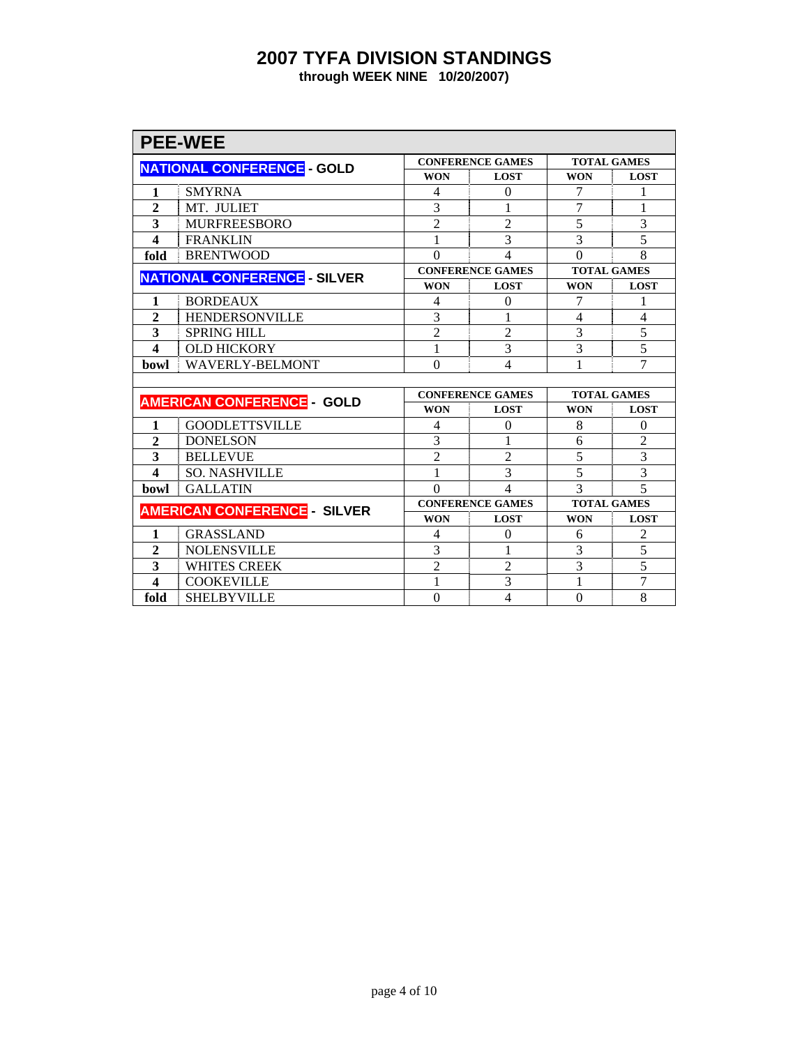# 2007 TYFA DIVISION STANDINGS

**through WEEK NINE 10/20/2007)**

## PEE-WEE

| NATIONAL CONFERENCE - GOLD | | CONFERENCE GAMES | | TOTAL GAMES | |
|---|---|---|---|---|---|
| | | WON | LOST | WON | LOST |
| **1** | SMYRNA | 4 | 0 | 7 | 1 |
| **2** | MT. JULIET | 3 | 1 | 7 | 1 |
| **3** | MURFREESBORO | 2 | 2 | 5 | 3 |
| **4** | FRANKLIN | 1 | 3 | 3 | 5 |
| **fold** | BRENTWOOD | 0 | 4 | 0 | 8 |
| **NATIONAL CONFERENCE - SILVER** | | **CONFERENCE GAMES** | | **TOTAL GAMES** | |
| | | **WON** | **LOST** | **WON** | **LOST** |
| **1** | BORDEAUX | 4 | 0 | 7 | 1 |
| **2** | HENDERSONVILLE | 3 | 1 | 4 | 4 |
| **3** | SPRING HILL | 2 | 2 | 3 | 5 |
| **4** | OLD HICKORY | 1 | 3 | 3 | 5 |
| **bowl** | WAVERLY-BELMONT | 0 | 4 | 1 | 7 |

| AMERICAN CONFERENCE - GOLD | | CONFERENCE GAMES | | TOTAL GAMES | |
|---|---|---|---|---|---|
| | | WON | LOST | WON | LOST |
| **1** | GOODLETTSVILLE | 4 | 0 | 8 | 0 |
| **2** | DONELSON | 3 | 1 | 6 | 2 |
| **3** | BELLEVUE | 2 | 2 | 5 | 3 |
| **4** | SO. NASHVILLE | 1 | 3 | 5 | 3 |
| **bowl** | GALLATIN | 0 | 4 | 3 | 5 |
| **AMERICAN CONFERENCE - SILVER** | | **CONFERENCE GAMES** | | **TOTAL GAMES** | |
| | | **WON** | **LOST** | **WON** | **LOST** |
| **1** | GRASSLAND | 4 | 0 | 6 | 2 |
| **2** | NOLENSVILLE | 3 | 1 | 3 | 5 |
| **3** | WHITES CREEK | 2 | 2 | 3 | 5 |
| **4** | COOKEVILLE | 1 | 3 | 1 | 7 |
| **fold** | SHELBYVILLE | 0 | 4 | 0 | 8 |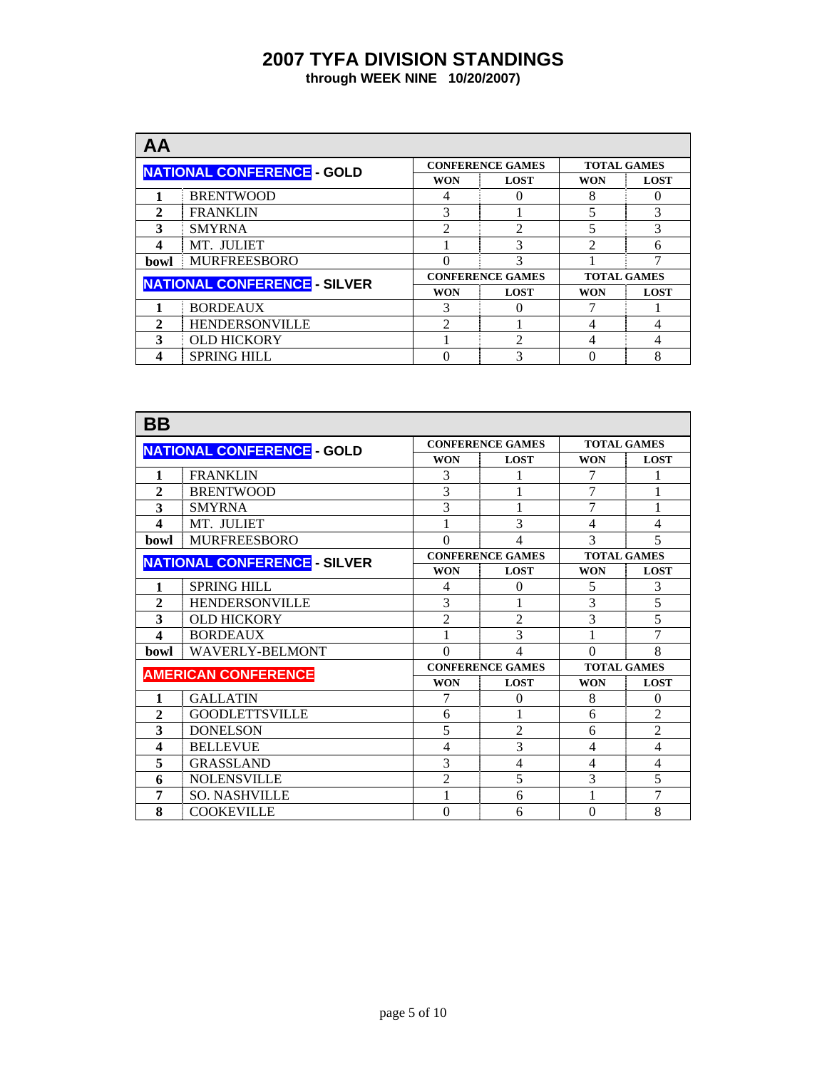# 2007 TYFA DIVISION STANDINGS

**through WEEK NINE 10/20/2007)**

## AA

| NATIONAL CONFERENCE - GOLD | | CONFERENCE GAMES | | TOTAL GAMES | |
|---|---|---|---|---|---|
| | | WON | LOST | WON | LOST |
| 1 | BRENTWOOD | 4 | 0 | 8 | 0 |
| 2 | FRANKLIN | 3 | 1 | 5 | 3 |
| 3 | SMYRNA | 2 | 2 | 5 | 3 |
| 4 | MT. JULIET | 1 | 3 | 2 | 6 |
| bowl | MURFREESBORO | 0 | 3 | 1 | 7 |
| **NATIONAL CONFERENCE - SILVER** | | **CONFERENCE GAMES** | | **TOTAL GAMES** | |
| | | WON | LOST | WON | LOST |
| 1 | BORDEAUX | 3 | 0 | 7 | 1 |
| 2 | HENDERSONVILLE | 2 | 1 | 4 | 4 |
| 3 | OLD HICKORY | 1 | 2 | 4 | 4 |
| 4 | SPRING HILL | 0 | 3 | 0 | 8 |

## BB

| NATIONAL CONFERENCE - GOLD | | CONFERENCE GAMES | | TOTAL GAMES | |
|---|---|---|---|---|---|
| | | WON | LOST | WON | LOST |
| 1 | FRANKLIN | 3 | 1 | 7 | 1 |
| 2 | BRENTWOOD | 3 | 1 | 7 | 1 |
| 3 | SMYRNA | 3 | 1 | 7 | 1 |
| 4 | MT. JULIET | 1 | 3 | 4 | 4 |
| bowl | MURFREESBORO | 0 | 4 | 3 | 5 |
| **NATIONAL CONFERENCE - SILVER** | | **CONFERENCE GAMES** | | **TOTAL GAMES** | |
| | | WON | LOST | WON | LOST |
| 1 | SPRING HILL | 4 | 0 | 5 | 3 |
| 2 | HENDERSONVILLE | 3 | 1 | 3 | 5 |
| 3 | OLD HICKORY | 2 | 2 | 3 | 5 |
| 4 | BORDEAUX | 1 | 3 | 1 | 7 |
| bowl | WAVERLY-BELMONT | 0 | 4 | 0 | 8 |
| **AMERICAN CONFERENCE** | | **CONFERENCE GAMES** | | **TOTAL GAMES** | |
| | | WON | LOST | WON | LOST |
| 1 | GALLATIN | 7 | 0 | 8 | 0 |
| 2 | GOODLETTSVILLE | 6 | 1 | 6 | 2 |
| 3 | DONELSON | 5 | 2 | 6 | 2 |
| 4 | BELLEVUE | 4 | 3 | 4 | 4 |
| 5 | GRASSLAND | 3 | 4 | 4 | 4 |
| 6 | NOLENSVILLE | 2 | 5 | 3 | 5 |
| 7 | SO. NASHVILLE | 1 | 6 | 1 | 7 |
| 8 | COOKEVILLE | 0 | 6 | 0 | 8 |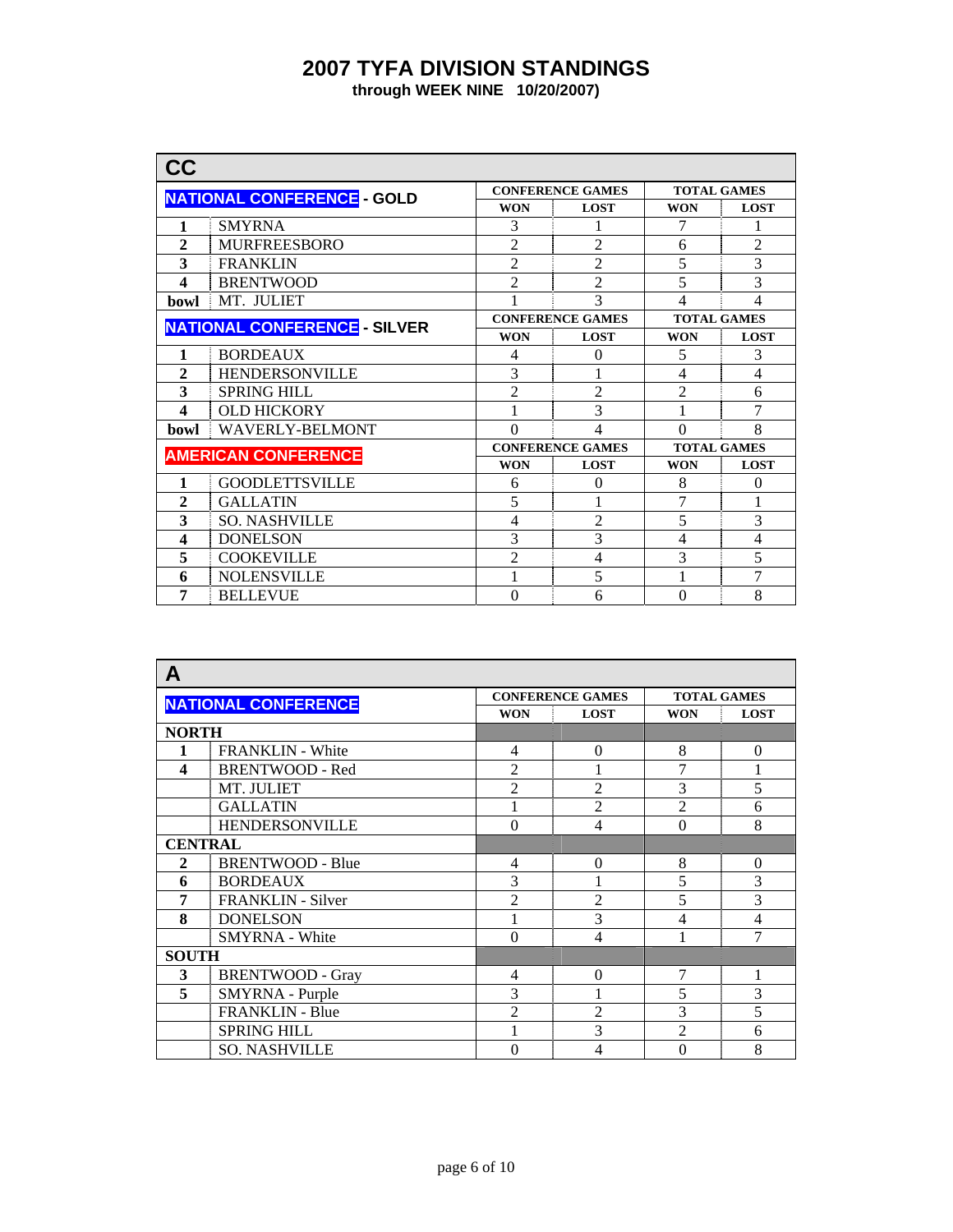# 2007 TYFA DIVISION STANDINGS

**through WEEK NINE 10/20/2007)**

## CC

| NATIONAL CONFERENCE - GOLD | | CONFERENCE GAMES | | TOTAL GAMES | |
|---|---|---|---|---|---|
| | | WON | LOST | WON | LOST |
| 1 | SMYRNA | 3 | 1 | 7 | 1 |
| 2 | MURFREESBORO | 2 | 2 | 6 | 2 |
| 3 | FRANKLIN | 2 | 2 | 5 | 3 |
| 4 | BRENTWOOD | 2 | 2 | 5 | 3 |
| bowl | MT. JULIET | 1 | 3 | 4 | 4 |
| **NATIONAL CONFERENCE - SILVER** | | **CONFERENCE GAMES** | | **TOTAL GAMES** | |
| | | WON | LOST | WON | LOST |
| 1 | BORDEAUX | 4 | 0 | 5 | 3 |
| 2 | HENDERSONVILLE | 3 | 1 | 4 | 4 |
| 3 | SPRING HILL | 2 | 2 | 2 | 6 |
| 4 | OLD HICKORY | 1 | 3 | 1 | 7 |
| bowl | WAVERLY-BELMONT | 0 | 4 | 0 | 8 |
| **AMERICAN CONFERENCE** | | **CONFERENCE GAMES** | | **TOTAL GAMES** | |
| | | WON | LOST | WON | LOST |
| 1 | GOODLETTSVILLE | 6 | 0 | 8 | 0 |
| 2 | GALLATIN | 5 | 1 | 7 | 1 |
| 3 | SO. NASHVILLE | 4 | 2 | 5 | 3 |
| 4 | DONELSON | 3 | 3 | 4 | 4 |
| 5 | COOKEVILLE | 2 | 4 | 3 | 5 |
| 6 | NOLENSVILLE | 1 | 5 | 1 | 7 |
| 7 | BELLEVUE | 0 | 6 | 0 | 8 |

## A

| NATIONAL CONFERENCE | | CONFERENCE GAMES | | TOTAL GAMES | |
|---|---|---|---|---|---|
| | | WON | LOST | WON | LOST |
| **NORTH** | | | | | |
| 1 | FRANKLIN - White | 4 | 0 | 8 | 0 |
| 4 | BRENTWOOD - Red | 2 | 1 | 7 | 1 |
| | MT. JULIET | 2 | 2 | 3 | 5 |
| | GALLATIN | 1 | 2 | 2 | 6 |
| | HENDERSONVILLE | 0 | 4 | 0 | 8 |
| **CENTRAL** | | | | | |
| 2 | BRENTWOOD - Blue | 4 | 0 | 8 | 0 |
| 6 | BORDEAUX | 3 | 1 | 5 | 3 |
| 7 | FRANKLIN - Silver | 2 | 2 | 5 | 3 |
| 8 | DONELSON | 1 | 3 | 4 | 4 |
| | SMYRNA - White | 0 | 4 | 1 | 7 |
| **SOUTH** | | | | | |
| 3 | BRENTWOOD - Gray | 4 | 0 | 7 | 1 |
| 5 | SMYRNA - Purple | 3 | 1 | 5 | 3 |
| | FRANKLIN - Blue | 2 | 2 | 3 | 5 |
| | SPRING HILL | 1 | 3 | 2 | 6 |
| | SO. NASHVILLE | 0 | 4 | 0 | 8 |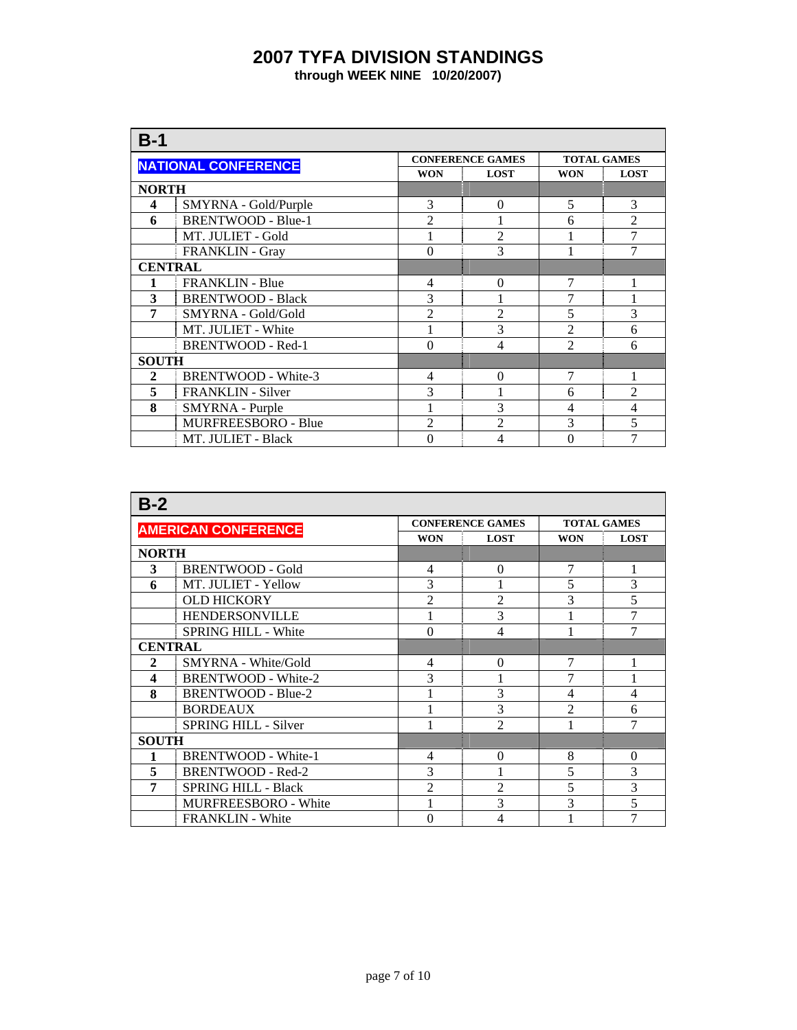# 2007 TYFA DIVISION STANDINGS

**through WEEK NINE 10/20/2007)**

## B-1

| NATIONAL CONFERENCE | | CONFERENCE GAMES | | TOTAL GAMES | |
|---|---|---|---|---|---|
| | | WON | LOST | WON | LOST |
| **NORTH** | | | | | |
| 4 | SMYRNA - Gold/Purple | 3 | 0 | 5 | 3 |
| 6 | BRENTWOOD - Blue-1 | 2 | 1 | 6 | 2 |
| | MT. JULIET - Gold | 1 | 2 | 1 | 7 |
| | FRANKLIN - Gray | 0 | 3 | 1 | 7 |
| **CENTRAL** | | | | | |
| 1 | FRANKLIN - Blue | 4 | 0 | 7 | 1 |
| 3 | BRENTWOOD - Black | 3 | 1 | 7 | 1 |
| 7 | SMYRNA - Gold/Gold | 2 | 2 | 5 | 3 |
| | MT. JULIET - White | 1 | 3 | 2 | 6 |
| | BRENTWOOD - Red-1 | 0 | 4 | 2 | 6 |
| **SOUTH** | | | | | |
| 2 | BRENTWOOD - White-3 | 4 | 0 | 7 | 1 |
| 5 | FRANKLIN - Silver | 3 | 1 | 6 | 2 |
| 8 | SMYRNA - Purple | 1 | 3 | 4 | 4 |
| | MURFREESBORO - Blue | 2 | 2 | 3 | 5 |
| | MT. JULIET - Black | 0 | 4 | 0 | 7 |

## B-2

| AMERICAN CONFERENCE | | CONFERENCE GAMES | | TOTAL GAMES | |
|---|---|---|---|---|---|
| | | WON | LOST | WON | LOST |
| **NORTH** | | | | | |
| 3 | BRENTWOOD - Gold | 4 | 0 | 7 | 1 |
| 6 | MT. JULIET - Yellow | 3 | 1 | 5 | 3 |
| | OLD HICKORY | 2 | 2 | 3 | 5 |
| | HENDERSONVILLE | 1 | 3 | 1 | 7 |
| | SPRING HILL - White | 0 | 4 | 1 | 7 |
| **CENTRAL** | | | | | |
| 2 | SMYRNA - White/Gold | 4 | 0 | 7 | 1 |
| 4 | BRENTWOOD - White-2 | 3 | 1 | 7 | 1 |
| 8 | BRENTWOOD - Blue-2 | 1 | 3 | 4 | 4 |
| | BORDEAUX | 1 | 3 | 2 | 6 |
| | SPRING HILL - Silver | 1 | 2 | 1 | 7 |
| **SOUTH** | | | | | |
| 1 | BRENTWOOD - White-1 | 4 | 0 | 8 | 0 |
| 5 | BRENTWOOD - Red-2 | 3 | 1 | 5 | 3 |
| 7 | SPRING HILL - Black | 2 | 2 | 5 | 3 |
| | MURFREESBORO - White | 1 | 3 | 3 | 5 |
| | FRANKLIN - White | 0 | 4 | 1 | 7 |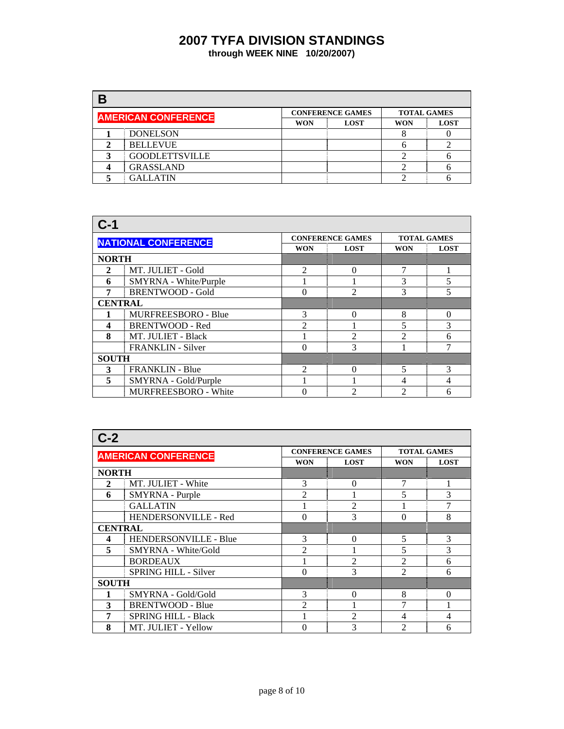# 2007 TYFA DIVISION STANDINGS

**through WEEK NINE 10/20/2007)**

## B

| AMERICAN CONFERENCE | | CONFERENCE GAMES | | TOTAL GAMES | |
|---|---|---|---|---|---|
| | | WON | LOST | WON | LOST |
| 1 | DONELSON | | | 8 | 0 |
| 2 | BELLEVUE | | | 6 | 2 |
| 3 | GOODLETTSVILLE | | | 2 | 6 |
| 4 | GRASSLAND | | | 2 | 6 |
| 5 | GALLATIN | | | 2 | 6 |

## C-1

| NATIONAL CONFERENCE | | CONFERENCE GAMES | | TOTAL GAMES | |
|---|---|---|---|---|---|
| | | WON | LOST | WON | LOST |
| **NORTH** | | | | | |
| 2 | MT. JULIET - Gold | 2 | 0 | 7 | 1 |
| 6 | SMYRNA - White/Purple | 1 | 1 | 3 | 5 |
| 7 | BRENTWOOD - Gold | 0 | 2 | 3 | 5 |
| **CENTRAL** | | | | | |
| 1 | MURFREESBORO - Blue | 3 | 0 | 8 | 0 |
| 4 | BRENTWOOD - Red | 2 | 1 | 5 | 3 |
| 8 | MT. JULIET - Black | 1 | 2 | 2 | 6 |
| | FRANKLIN - Silver | 0 | 3 | 1 | 7 |
| **SOUTH** | | | | | |
| 3 | FRANKLIN - Blue | 2 | 0 | 5 | 3 |
| 5 | SMYRNA - Gold/Purple | 1 | 1 | 4 | 4 |
| | MURFREESBORO - White | 0 | 2 | 2 | 6 |

## C-2

| AMERICAN CONFERENCE | | CONFERENCE GAMES | | TOTAL GAMES | |
|---|---|---|---|---|---|
| | | WON | LOST | WON | LOST |
| **NORTH** | | | | | |
| 2 | MT. JULIET - White | 3 | 0 | 7 | 1 |
| 6 | SMYRNA - Purple | 2 | 1 | 5 | 3 |
| | GALLATIN | 1 | 2 | 1 | 7 |
| | HENDERSONVILLE - Red | 0 | 3 | 0 | 8 |
| **CENTRAL** | | | | | |
| 4 | HENDERSONVILLE - Blue | 3 | 0 | 5 | 3 |
| 5 | SMYRNA - White/Gold | 2 | 1 | 5 | 3 |
| | BORDEAUX | 1 | 2 | 2 | 6 |
| | SPRING HILL - Silver | 0 | 3 | 2 | 6 |
| **SOUTH** | | | | | |
| 1 | SMYRNA - Gold/Gold | 3 | 0 | 8 | 0 |
| 3 | BRENTWOOD - Blue | 2 | 1 | 7 | 1 |
| 7 | SPRING HILL - Black | 1 | 2 | 4 | 4 |
| 8 | MT. JULIET - Yellow | 0 | 3 | 2 | 6 |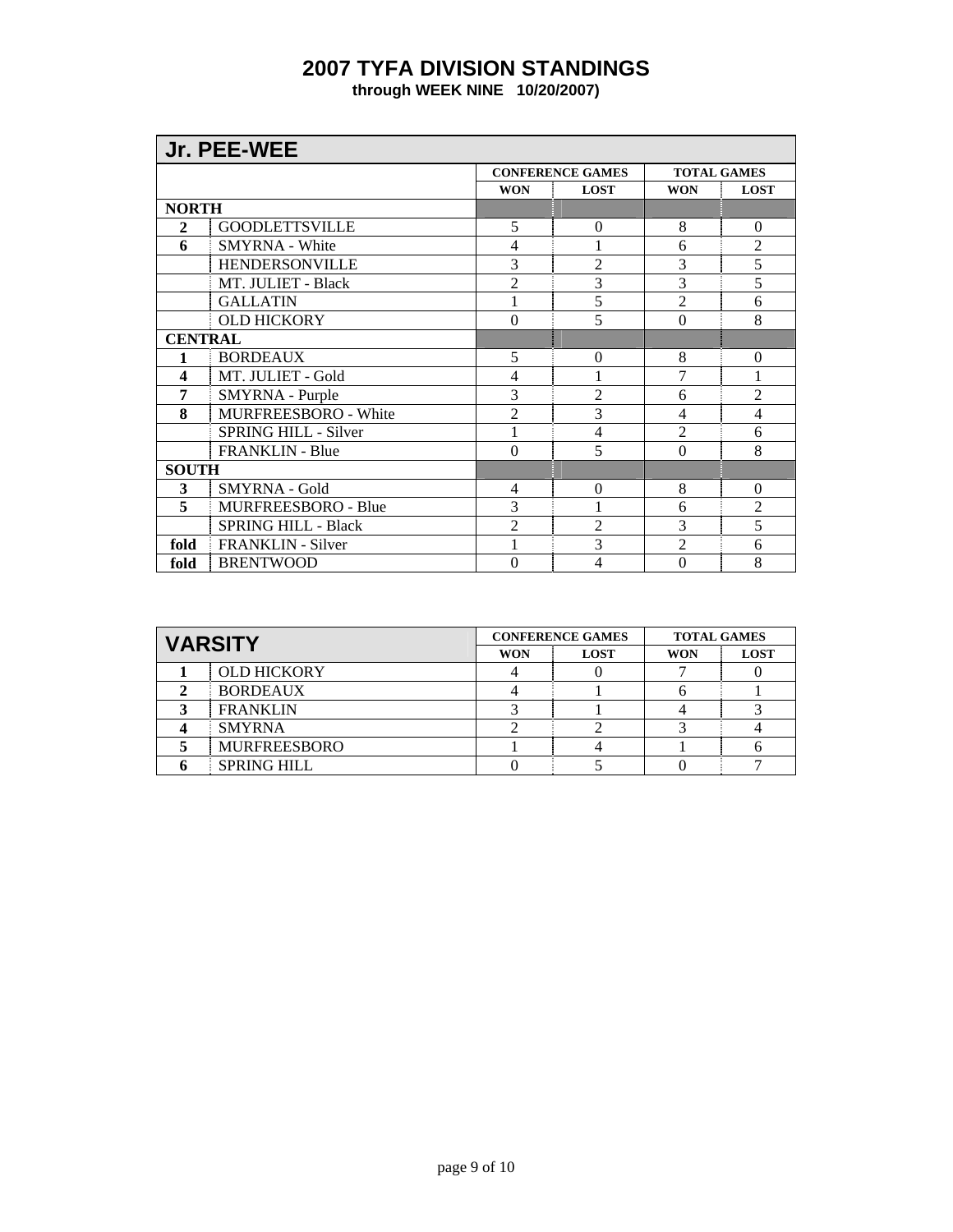# 2007 TYFA DIVISION STANDINGS

**through WEEK NINE 10/20/2007)**

## Jr. PEE-WEE

| | | CONFERENCE GAMES | | TOTAL GAMES | |
|---|---|---|---|---|---|
| | | WON | LOST | WON | LOST |
| **NORTH** | | | | | |
| **2** | GOODLETTSVILLE | 5 | 0 | 8 | 0 |
| **6** | SMYRNA - White | 4 | 1 | 6 | 2 |
| | HENDERSONVILLE | 3 | 2 | 3 | 5 |
| | MT. JULIET - Black | 2 | 3 | 3 | 5 |
| | GALLATIN | 1 | 5 | 2 | 6 |
| | OLD HICKORY | 0 | 5 | 0 | 8 |
| **CENTRAL** | | | | | |
| **1** | BORDEAUX | 5 | 0 | 8 | 0 |
| **4** | MT. JULIET - Gold | 4 | 1 | 7 | 1 |
| **7** | SMYRNA - Purple | 3 | 2 | 6 | 2 |
| **8** | MURFREESBORO - White | 2 | 3 | 4 | 4 |
| | SPRING HILL - Silver | 1 | 4 | 2 | 6 |
| | FRANKLIN - Blue | 0 | 5 | 0 | 8 |
| **SOUTH** | | | | | |
| **3** | SMYRNA - Gold | 4 | 0 | 8 | 0 |
| **5** | MURFREESBORO - Blue | 3 | 1 | 6 | 2 |
| | SPRING HILL - Black | 2 | 2 | 3 | 5 |
| **fold** | FRANKLIN - Silver | 1 | 3 | 2 | 6 |
| **fold** | BRENTWOOD | 0 | 4 | 0 | 8 |

## VARSITY

| | | CONFERENCE GAMES | | TOTAL GAMES | |
|---|---|---|---|---|---|
| | | WON | LOST | WON | LOST |
| **1** | OLD HICKORY | 4 | 0 | 7 | 0 |
| **2** | BORDEAUX | 4 | 1 | 6 | 1 |
| **3** | FRANKLIN | 3 | 1 | 4 | 3 |
| **4** | SMYRNA | 2 | 2 | 3 | 4 |
| **5** | MURFREESBORO | 1 | 4 | 1 | 6 |
| **6** | SPRING HILL | 0 | 5 | 0 | 7 |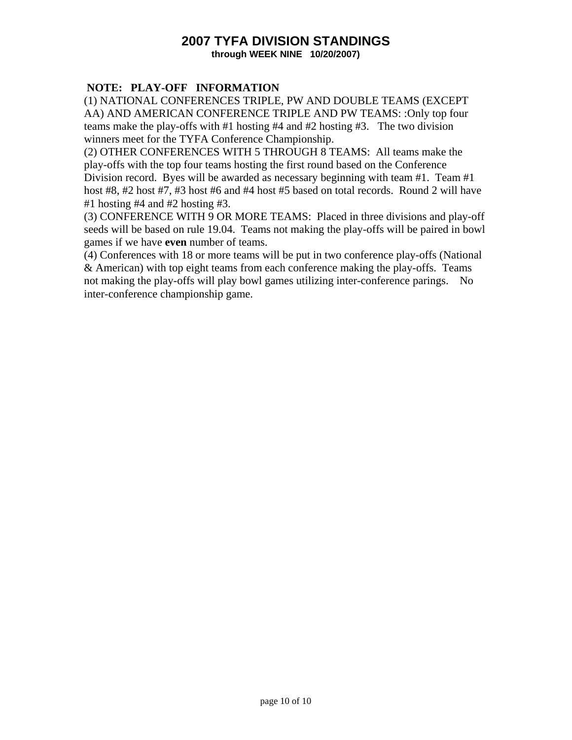# 2007 TYFA DIVISION STANDINGS

**through WEEK NINE 10/20/2007)**

**NOTE: PLAY-OFF INFORMATION**

(1) NATIONAL CONFERENCES TRIPLE, PW AND DOUBLE TEAMS (EXCEPT AA) AND AMERICAN CONFERENCE TRIPLE AND PW TEAMS: :Only top four teams make the play-offs with #1 hosting #4 and #2 hosting #3. The two division winners meet for the TYFA Conference Championship.

(2) OTHER CONFERENCES WITH 5 THROUGH 8 TEAMS: All teams make the play-offs with the top four teams hosting the first round based on the Conference Division record. Byes will be awarded as necessary beginning with team #1. Team #1 host #8, #2 host #7, #3 host #6 and #4 host #5 based on total records. Round 2 will have #1 hosting #4 and #2 hosting #3.

(3) CONFERENCE WITH 9 OR MORE TEAMS: Placed in three divisions and play-off seeds will be based on rule 19.04. Teams not making the play-offs will be paired in bowl games if we have **even** number of teams.

(4) Conferences with 18 or more teams will be put in two conference play-offs (National & American) with top eight teams from each conference making the play-offs. Teams not making the play-offs will play bowl games utilizing inter-conference parings. No inter-conference championship game.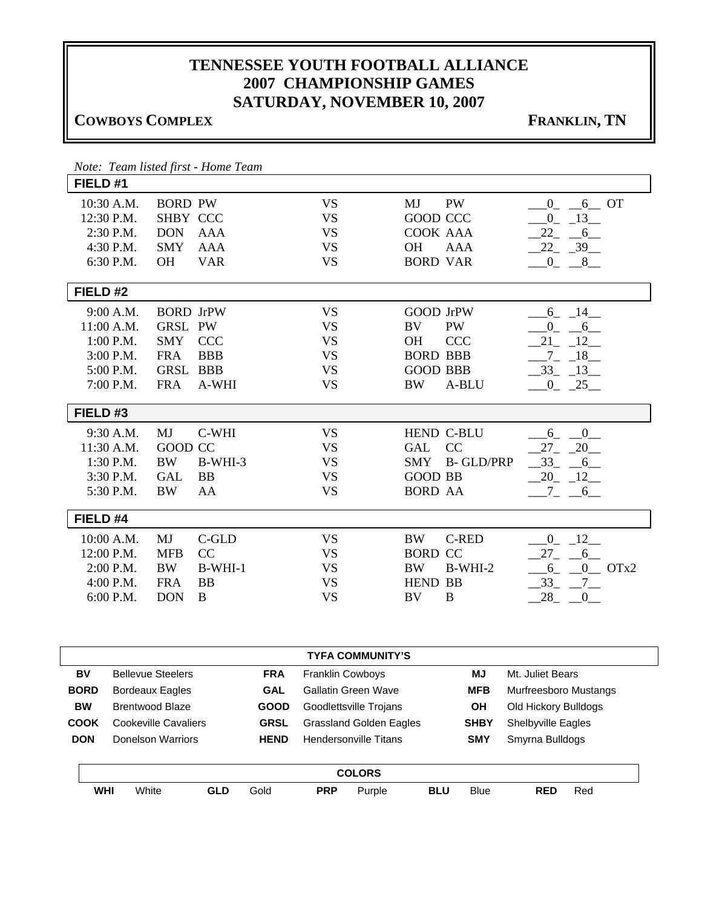# TENNESSEE YOUTH FOOTBALL ALLIANCE
# 2007 CHAMPIONSHIP GAMES
# SATURDAY, NOVEMBER 10, 2007

**COWBOYS COMPLEX** **FRANKLIN, TN**

*Note: Team listed first - Home Team*

## FIELD #1

| | | | | | | | | |
|---|---|---|---|---|---|---|---|---|
| 10:30 A.M. | BORD | PW | VS | MJ | PW | 0 | 6 | OT |
| 12:30 P.M. | SHBY | CCC | VS | GOOD | CCC | 0 | 13 | |
| 2:30 P.M. | DON | AAA | VS | COOK | AAA | 22 | 6 | |
| 4:30 P.M. | SMY | AAA | VS | OH | AAA | 22 | 39 | |
| 6:30 P.M. | OH | VAR | VS | BORD | VAR | 0 | 8 | |

## FIELD #2

| | | | | | | | |
|---|---|---|---|---|---|---|---|
| 9:00 A.M. | BORD | JrPW | VS | GOOD | JrPW | 6 | 14 |
| 11:00 A.M. | GRSL | PW | VS | BV | PW | 0 | 6 |
| 1:00 P.M. | SMY | CCC | VS | OH | CCC | 21 | 12 |
| 3:00 P.M. | FRA | BBB | VS | BORD | BBB | 7 | 18 |
| 5:00 P.M. | GRSL | BBB | VS | GOOD | BBB | 33 | 13 |
| 7:00 P.M. | FRA | A-WHI | VS | BW | A-BLU | 0 | 25 |

## FIELD #3

| | | | | | | | |
|---|---|---|---|---|---|---|---|
| 9:30 A.M. | MJ | C-WHI | VS | HEND | C-BLU | 6 | 0 |
| 11:30 A.M. | GOOD | CC | VS | GAL | CC | 27 | 20 |
| 1:30 P.M. | BW | B-WHI-3 | VS | SMY | B- GLD/PRP | 33 | 6 |
| 3:30 P.M. | GAL | BB | VS | GOOD | BB | 20 | 12 |
| 5:30 P.M. | BW | AA | VS | BORD | AA | 7 | 6 |

## FIELD #4

| | | | | | | | | |
|---|---|---|---|---|---|---|---|---|
| 10:00 A.M. | MJ | C-GLD | VS | BW | C-RED | 0 | 12 | |
| 12:00 P.M. | MFB | CC | VS | BORD | CC | 27 | 6 | |
| 2:00 P.M. | BW | B-WHI-1 | VS | BW | B-WHI-2 | 6 | 0 | OTx2 |
| 4:00 P.M. | FRA | BB | VS | HEND | BB | 33 | 7 | |
| 6:00 P.M. | DON | B | VS | BV | B | 28 | 0 | |

## TYFA COMMUNITY'S

| | | | | | |
|---|---|---|---|---|---|
| **BV** | Bellevue Steelers | **FRA** | Franklin Cowboys | **MJ** | Mt. Juliet Bears |
| **BORD** | Bordeaux Eagles | **GAL** | Gallatin Green Wave | **MFB** | Murfreesboro Mustangs |
| **BW** | Brentwood Blaze | **GOOD** | Goodlettsville Trojans | **OH** | Old Hickory Bulldogs |
| **COOK** | Cookeville Cavaliers | **GRSL** | Grassland Golden Eagles | **SHBY** | Shelbyville Eagles |
| **DON** | Donelson Warriors | **HEND** | Hendersonville Titans | **SMY** | Smyrna Bulldogs |

## COLORS

| | | | | | | | | | |
|---|---|---|---|---|---|---|---|---|---|
| **WHI** | White | **GLD** | Gold | **PRP** | Purple | **BLU** | Blue | **RED** | Red |